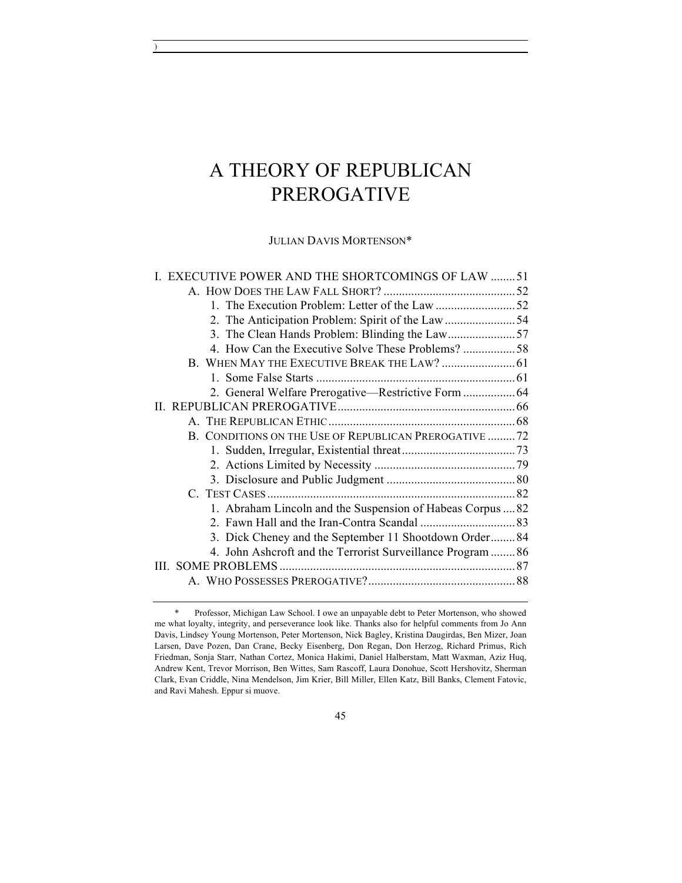# A THEORY OF REPUBLICAN PREROGATIVE

JULIAN DAVIS MORTENSON*

I. EXECUTIVE POWER AND THE SHORTCOMINGS OF LAW ........ 51
  A. HOW DOES THE LAW FALL SHORT? ........................................... 52
    1. The Execution Problem: Letter of the Law .......................... 52
    2. The Anticipation Problem: Spirit of the Law ....................... 54
    3. The Clean Hands Problem: Blinding the Law...................... 57
    4. How Can the Executive Solve These Problems? ................. 58
  B. WHEN MAY THE EXECUTIVE BREAK THE LAW? ........................ 61
    1. Some False Starts ................................................................. 61
    2. General Welfare Prerogative—Restrictive Form ................. 64
II. REPUBLICAN PREROGATIVE.......................................................... 66
  A. THE REPUBLICAN ETHIC ............................................................ 68
  B. CONDITIONS ON THE USE OF REPUBLICAN PREROGATIVE ......... 72
    1. Sudden, Irregular, Existential threat..................................... 73
    2. Actions Limited by Necessity .............................................. 79
    3. Disclosure and Public Judgment .......................................... 80
  C. TEST CASES ................................................................................ 82
    1. Abraham Lincoln and the Suspension of Habeas Corpus .... 82
    2. Fawn Hall and the Iran-Contra Scandal ............................... 83
    3. Dick Cheney and the September 11 Shootdown Order........ 84
    4. John Ashcroft and the Terrorist Surveillance Program ........ 86
III. SOME PROBLEMS ............................................................................ 87
  A. WHO POSSESSES PREROGATIVE?................................................ 88

---

\* Professor, Michigan Law School. I owe an unpayable debt to Peter Mortenson, who showed me what loyalty, integrity, and perseverance look like. Thanks also for helpful comments from Jo Ann Davis, Lindsey Young Mortenson, Peter Mortenson, Nick Bagley, Kristina Daugirdas, Ben Mizer, Joan Larsen, Dave Pozen, Dan Crane, Becky Eisenberg, Don Regan, Don Herzog, Richard Primus, Rich Friedman, Sonja Starr, Nathan Cortez, Monica Hakimi, Daniel Halberstam, Matt Waxman, Aziz Huq, Andrew Kent, Trevor Morrison, Ben Wittes, Sam Rascoff, Laura Donohue, Scott Hershovitz, Sherman Clark, Evan Criddle, Nina Mendelson, Jim Krier, Bill Miller, Ellen Katz, Bill Banks, Clement Fatovic, and Ravi Mahesh. Eppur si muove.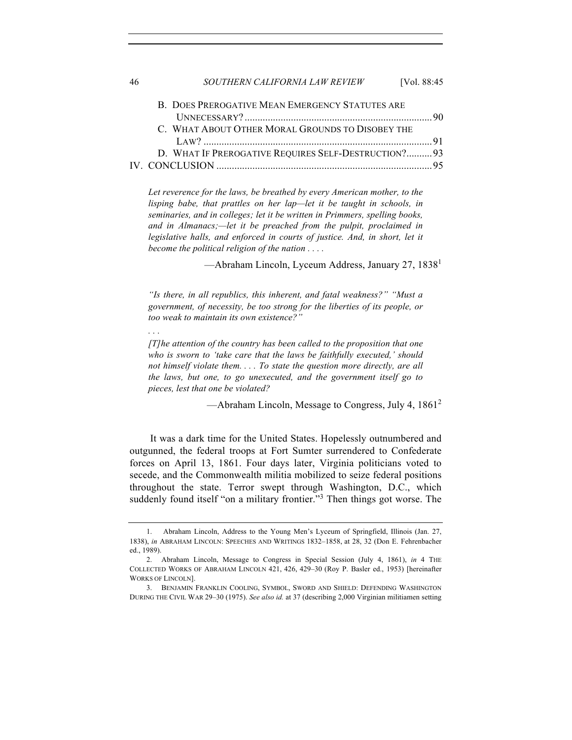B. DOES PREROGATIVE MEAN EMERGENCY STATUTES ARE UNNECESSARY? ........ 90

C. WHAT ABOUT OTHER MORAL GROUNDS TO DISOBEY THE LAW? ........ 91

D. WHAT IF PREROGATIVE REQUIRES SELF-DESTRUCTION? ........ 93

IV. CONCLUSION ........ 95

> *Let reverence for the laws, be breathed by every American mother, to the lisping babe, that prattles on her lap—let it be taught in schools, in seminaries, and in colleges; let it be written in Primmers, spelling books, and in Almanacs;—let it be preached from the pulpit, proclaimed in legislative halls, and enforced in courts of justice. And, in short, let it become the political religion of the nation . . . .*
>
> —Abraham Lincoln, Lyceum Address, January 27, 1838[1]

> *"Is there, in all republics, this inherent, and fatal weakness?" "Must a government, of necessity, be too strong for the liberties of its people, or too weak to maintain its own existence?"*
>
> . . .
>
> *[T]he attention of the country has been called to the proposition that one who is sworn to 'take care that the laws be faithfully executed,' should not himself violate them. . . . To state the question more directly, are all the laws, but one, to go unexecuted, and the government itself go to pieces, lest that one be violated?*
>
> —Abraham Lincoln, Message to Congress, July 4, 1861[2]

It was a dark time for the United States. Hopelessly outnumbered and outgunned, the federal troops at Fort Sumter surrendered to Confederate forces on April 13, 1861. Four days later, Virginia politicians voted to secede, and the Commonwealth militia mobilized to seize federal positions throughout the state. Terror swept through Washington, D.C., which suddenly found itself "on a military frontier."[3] Then things got worse. The

---

1. Abraham Lincoln, Address to the Young Men's Lyceum of Springfield, Illinois (Jan. 27, 1838), *in* ABRAHAM LINCOLN: SPEECHES AND WRITINGS 1832–1858, at 28, 32 (Don E. Fehrenbacher ed., 1989).

2. Abraham Lincoln, Message to Congress in Special Session (July 4, 1861), *in* 4 THE COLLECTED WORKS OF ABRAHAM LINCOLN 421, 426, 429–30 (Roy P. Basler ed., 1953) [hereinafter WORKS OF LINCOLN].

3. BENJAMIN FRANKLIN COOLING, SYMBOL, SWORD AND SHIELD: DEFENDING WASHINGTON DURING THE CIVIL WAR 29–30 (1975). *See also id.* at 37 (describing 2,000 Virginian militiamen setting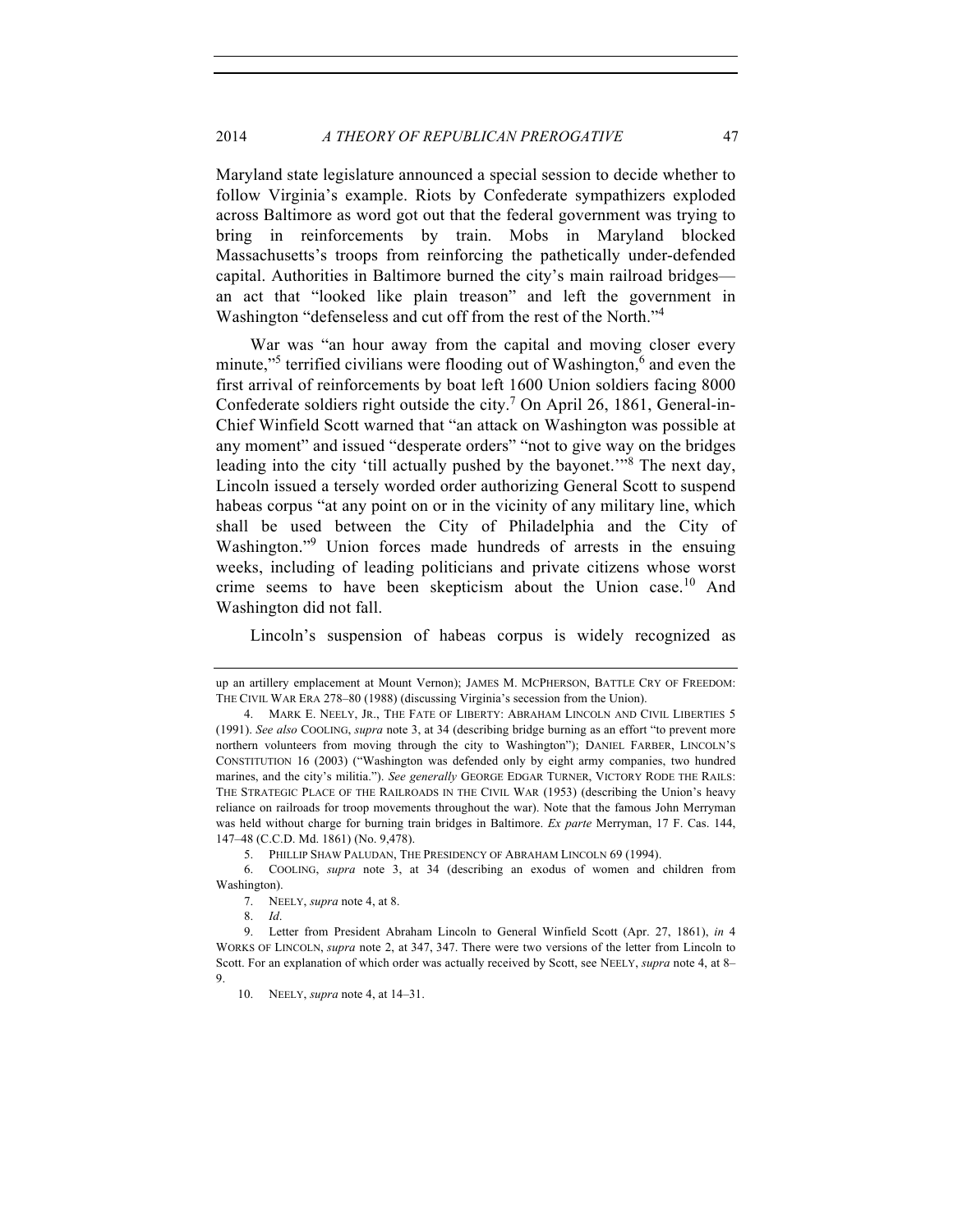Maryland state legislature announced a special session to decide whether to follow Virginia's example. Riots by Confederate sympathizers exploded across Baltimore as word got out that the federal government was trying to bring in reinforcements by train. Mobs in Maryland blocked Massachusetts's troops from reinforcing the pathetically under-defended capital. Authorities in Baltimore burned the city's main railroad bridges—an act that "looked like plain treason" and left the government in Washington "defenseless and cut off from the rest of the North."[4]

War was "an hour away from the capital and moving closer every minute,"[5] terrified civilians were flooding out of Washington,[6] and even the first arrival of reinforcements by boat left 1600 Union soldiers facing 8000 Confederate soldiers right outside the city.[7] On April 26, 1861, General-in-Chief Winfield Scott warned that "an attack on Washington was possible at any moment" and issued "desperate orders" "not to give way on the bridges leading into the city 'till actually pushed by the bayonet.'"[8] The next day, Lincoln issued a tersely worded order authorizing General Scott to suspend habeas corpus "at any point on or in the vicinity of any military line, which shall be used between the City of Philadelphia and the City of Washington."[9] Union forces made hundreds of arrests in the ensuing weeks, including of leading politicians and private citizens whose worst crime seems to have been skepticism about the Union case.[10] And Washington did not fall.

Lincoln's suspension of habeas corpus is widely recognized as

---

up an artillery emplacement at Mount Vernon); JAMES M. MCPHERSON, BATTLE CRY OF FREEDOM: THE CIVIL WAR ERA 278–80 (1988) (discussing Virginia's secession from the Union).

4. MARK E. NEELY, JR., THE FATE OF LIBERTY: ABRAHAM LINCOLN AND CIVIL LIBERTIES 5 (1991). *See also* COOLING, *supra* note 3, at 34 (describing bridge burning as an effort "to prevent more northern volunteers from moving through the city to Washington"); DANIEL FARBER, LINCOLN'S CONSTITUTION 16 (2003) ("Washington was defended only by eight army companies, two hundred marines, and the city's militia."). *See generally* GEORGE EDGAR TURNER, VICTORY RODE THE RAILS: THE STRATEGIC PLACE OF THE RAILROADS IN THE CIVIL WAR (1953) (describing the Union's heavy reliance on railroads for troop movements throughout the war). Note that the famous John Merryman was held without charge for burning train bridges in Baltimore. *Ex parte* Merryman, 17 F. Cas. 144, 147–48 (C.C.D. Md. 1861) (No. 9,478).

5. PHILLIP SHAW PALUDAN, THE PRESIDENCY OF ABRAHAM LINCOLN 69 (1994).

6. COOLING, *supra* note 3, at 34 (describing an exodus of women and children from Washington).

7. NEELY, *supra* note 4, at 8.

8. *Id*.

9. Letter from President Abraham Lincoln to General Winfield Scott (Apr. 27, 1861), *in* 4 WORKS OF LINCOLN, *supra* note 2, at 347, 347. There were two versions of the letter from Lincoln to Scott. For an explanation of which order was actually received by Scott, see NEELY, *supra* note 4, at 8–9.

10. NEELY, *supra* note 4, at 14–31.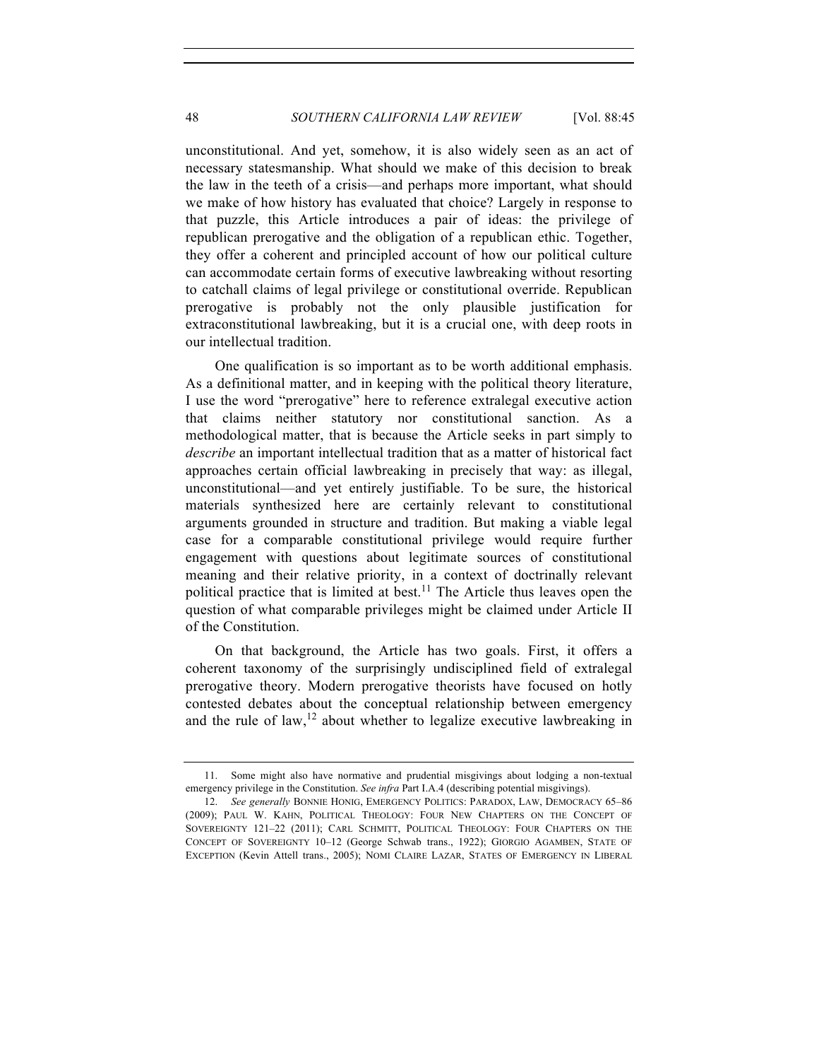unconstitutional. And yet, somehow, it is also widely seen as an act of necessary statesmanship. What should we make of this decision to break the law in the teeth of a crisis—and perhaps more important, what should we make of how history has evaluated that choice? Largely in response to that puzzle, this Article introduces a pair of ideas: the privilege of republican prerogative and the obligation of a republican ethic. Together, they offer a coherent and principled account of how our political culture can accommodate certain forms of executive lawbreaking without resorting to catchall claims of legal privilege or constitutional override. Republican prerogative is probably not the only plausible justification for extraconstitutional lawbreaking, but it is a crucial one, with deep roots in our intellectual tradition.

One qualification is so important as to be worth additional emphasis. As a definitional matter, and in keeping with the political theory literature, I use the word "prerogative" here to reference extralegal executive action that claims neither statutory nor constitutional sanction. As a methodological matter, that is because the Article seeks in part simply to *describe* an important intellectual tradition that as a matter of historical fact approaches certain official lawbreaking in precisely that way: as illegal, unconstitutional—and yet entirely justifiable. To be sure, the historical materials synthesized here are certainly relevant to constitutional arguments grounded in structure and tradition. But making a viable legal case for a comparable constitutional privilege would require further engagement with questions about legitimate sources of constitutional meaning and their relative priority, in a context of doctrinally relevant political practice that is limited at best.[11] The Article thus leaves open the question of what comparable privileges might be claimed under Article II of the Constitution.

On that background, the Article has two goals. First, it offers a coherent taxonomy of the surprisingly undisciplined field of extralegal prerogative theory. Modern prerogative theorists have focused on hotly contested debates about the conceptual relationship between emergency and the rule of law,[12] about whether to legalize executive lawbreaking in

---

11. Some might also have normative and prudential misgivings about lodging a non-textual emergency privilege in the Constitution. *See infra* Part I.A.4 (describing potential misgivings).

12. *See generally* BONNIE HONIG, EMERGENCY POLITICS: PARADOX, LAW, DEMOCRACY 65–86 (2009); PAUL W. KAHN, POLITICAL THEOLOGY: FOUR NEW CHAPTERS ON THE CONCEPT OF SOVEREIGNTY 121–22 (2011); CARL SCHMITT, POLITICAL THEOLOGY: FOUR CHAPTERS ON THE CONCEPT OF SOVEREIGNTY 10–12 (George Schwab trans., 1922); GIORGIO AGAMBEN, STATE OF EXCEPTION (Kevin Attell trans., 2005); NOMI CLAIRE LAZAR, STATES OF EMERGENCY IN LIBERAL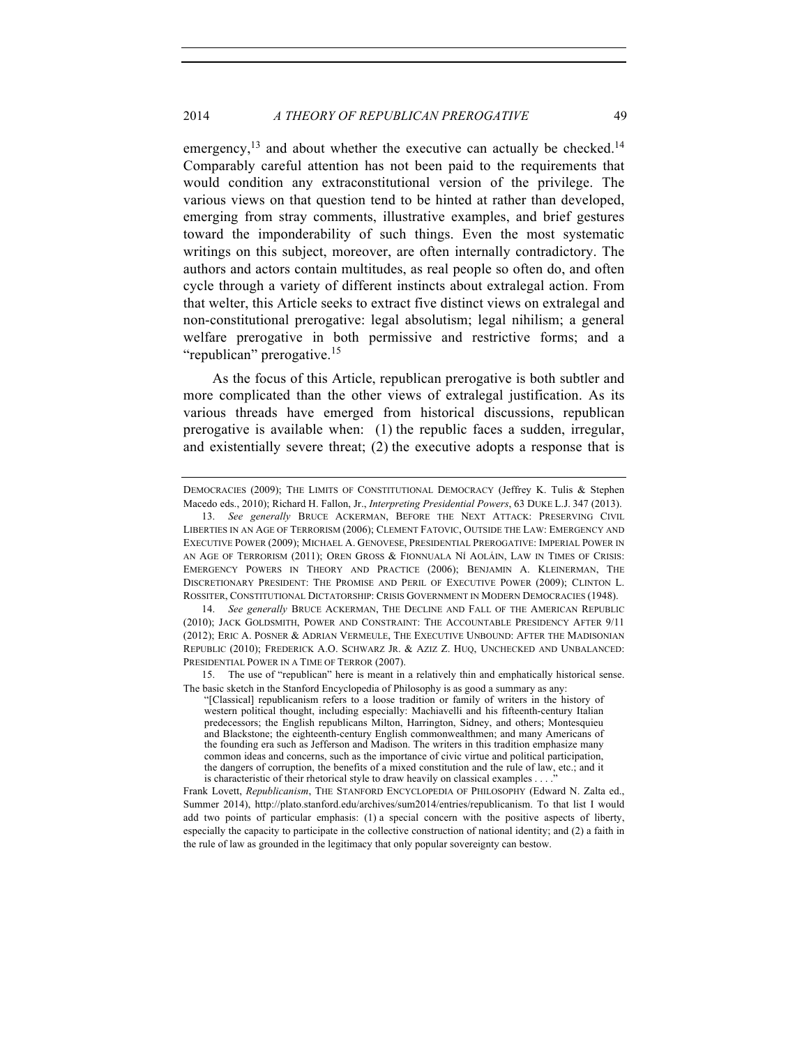emergency,[13] and about whether the executive can actually be checked.[14] Comparably careful attention has not been paid to the requirements that would condition any extraconstitutional version of the privilege. The various views on that question tend to be hinted at rather than developed, emerging from stray comments, illustrative examples, and brief gestures toward the imponderability of such things. Even the most systematic writings on this subject, moreover, are often internally contradictory. The authors and actors contain multitudes, as real people so often do, and often cycle through a variety of different instincts about extralegal action. From that welter, this Article seeks to extract five distinct views on extralegal and non-constitutional prerogative: legal absolutism; legal nihilism; a general welfare prerogative in both permissive and restrictive forms; and a "republican" prerogative.[15]

As the focus of this Article, republican prerogative is both subtler and more complicated than the other views of extralegal justification. As its various threads have emerged from historical discussions, republican prerogative is available when: (1) the republic faces a sudden, irregular, and existentially severe threat; (2) the executive adopts a response that is

---

DEMOCRACIES (2009); THE LIMITS OF CONSTITUTIONAL DEMOCRACY (Jeffrey K. Tulis & Stephen Macedo eds., 2010); Richard H. Fallon, Jr., *Interpreting Presidential Powers*, 63 DUKE L.J. 347 (2013).

13. *See generally* BRUCE ACKERMAN, BEFORE THE NEXT ATTACK: PRESERVING CIVIL LIBERTIES IN AN AGE OF TERRORISM (2006); CLEMENT FATOVIC, OUTSIDE THE LAW: EMERGENCY AND EXECUTIVE POWER (2009); MICHAEL A. GENOVESE, PRESIDENTIAL PREROGATIVE: IMPERIAL POWER IN AN AGE OF TERRORISM (2011); OREN GROSS & FIONNUALA NÍ AOLÁIN, LAW IN TIMES OF CRISIS: EMERGENCY POWERS IN THEORY AND PRACTICE (2006); BENJAMIN A. KLEINERMAN, THE DISCRETIONARY PRESIDENT: THE PROMISE AND PERIL OF EXECUTIVE POWER (2009); CLINTON L. ROSSITER, CONSTITUTIONAL DICTATORSHIP: CRISIS GOVERNMENT IN MODERN DEMOCRACIES (1948).

14. *See generally* BRUCE ACKERMAN, THE DECLINE AND FALL OF THE AMERICAN REPUBLIC (2010); JACK GOLDSMITH, POWER AND CONSTRAINT: THE ACCOUNTABLE PRESIDENCY AFTER 9/11 (2012); ERIC A. POSNER & ADRIAN VERMEULE, THE EXECUTIVE UNBOUND: AFTER THE MADISONIAN REPUBLIC (2010); FREDERICK A.O. SCHWARZ JR. & AZIZ Z. HUQ, UNCHECKED AND UNBALANCED: PRESIDENTIAL POWER IN A TIME OF TERROR (2007).

15. The use of "republican" here is meant in a relatively thin and emphatically historical sense. The basic sketch in the Stanford Encyclopedia of Philosophy is as good a summary as any:

> "[Classical] republicanism refers to a loose tradition or family of writers in the history of western political thought, including especially: Machiavelli and his fifteenth-century Italian predecessors; the English republicans Milton, Harrington, Sidney, and others; Montesquieu and Blackstone; the eighteenth-century English commonwealthmen; and many Americans of the founding era such as Jefferson and Madison. The writers in this tradition emphasize many common ideas and concerns, such as the importance of civic virtue and political participation, the dangers of corruption, the benefits of a mixed constitution and the rule of law, etc.; and it is characteristic of their rhetorical style to draw heavily on classical examples . . . ."

Frank Lovett, *Republicanism*, THE STANFORD ENCYCLOPEDIA OF PHILOSOPHY (Edward N. Zalta ed., Summer 2014), http://plato.stanford.edu/archives/sum2014/entries/republicanism. To that list I would add two points of particular emphasis: (1) a special concern with the positive aspects of liberty, especially the capacity to participate in the collective construction of national identity; and (2) a faith in the rule of law as grounded in the legitimacy that only popular sovereignty can bestow.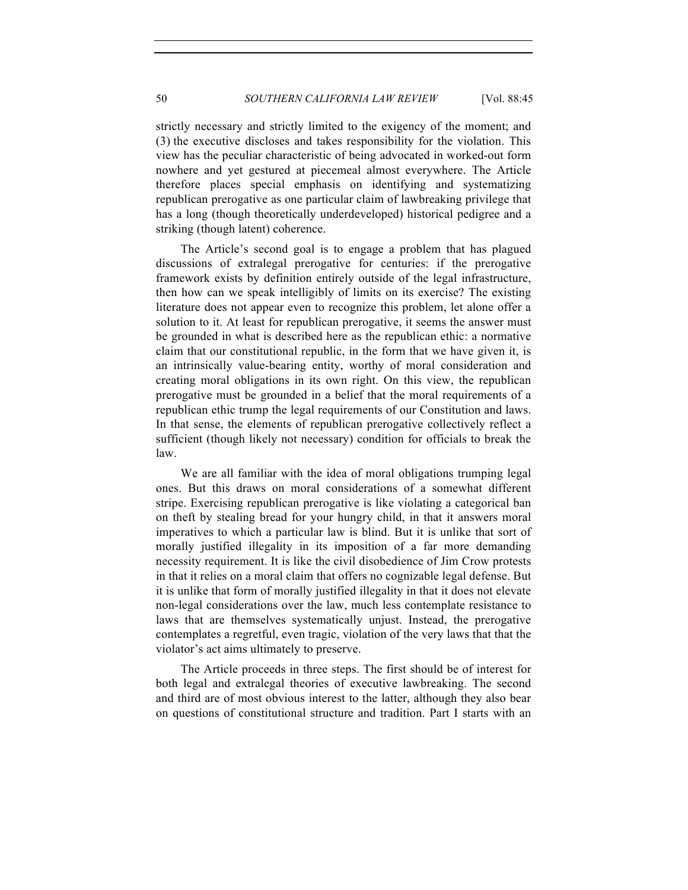strictly necessary and strictly limited to the exigency of the moment; and (3) the executive discloses and takes responsibility for the violation. This view has the peculiar characteristic of being advocated in worked-out form nowhere and yet gestured at piecemeal almost everywhere. The Article therefore places special emphasis on identifying and systematizing republican prerogative as one particular claim of lawbreaking privilege that has a long (though theoretically underdeveloped) historical pedigree and a striking (though latent) coherence.

The Article's second goal is to engage a problem that has plagued discussions of extralegal prerogative for centuries: if the prerogative framework exists by definition entirely outside of the legal infrastructure, then how can we speak intelligibly of limits on its exercise? The existing literature does not appear even to recognize this problem, let alone offer a solution to it. At least for republican prerogative, it seems the answer must be grounded in what is described here as the republican ethic: a normative claim that our constitutional republic, in the form that we have given it, is an intrinsically value-bearing entity, worthy of moral consideration and creating moral obligations in its own right. On this view, the republican prerogative must be grounded in a belief that the moral requirements of a republican ethic trump the legal requirements of our Constitution and laws. In that sense, the elements of republican prerogative collectively reflect a sufficient (though likely not necessary) condition for officials to break the law.

We are all familiar with the idea of moral obligations trumping legal ones. But this draws on moral considerations of a somewhat different stripe. Exercising republican prerogative is like violating a categorical ban on theft by stealing bread for your hungry child, in that it answers moral imperatives to which a particular law is blind. But it is unlike that sort of morally justified illegality in its imposition of a far more demanding necessity requirement. It is like the civil disobedience of Jim Crow protests in that it relies on a moral claim that offers no cognizable legal defense. But it is unlike that form of morally justified illegality in that it does not elevate non-legal considerations over the law, much less contemplate resistance to laws that are themselves systematically unjust. Instead, the prerogative contemplates a regretful, even tragic, violation of the very laws that that the violator's act aims ultimately to preserve.

The Article proceeds in three steps. The first should be of interest for both legal and extralegal theories of executive lawbreaking. The second and third are of most obvious interest to the latter, although they also bear on questions of constitutional structure and tradition. Part I starts with an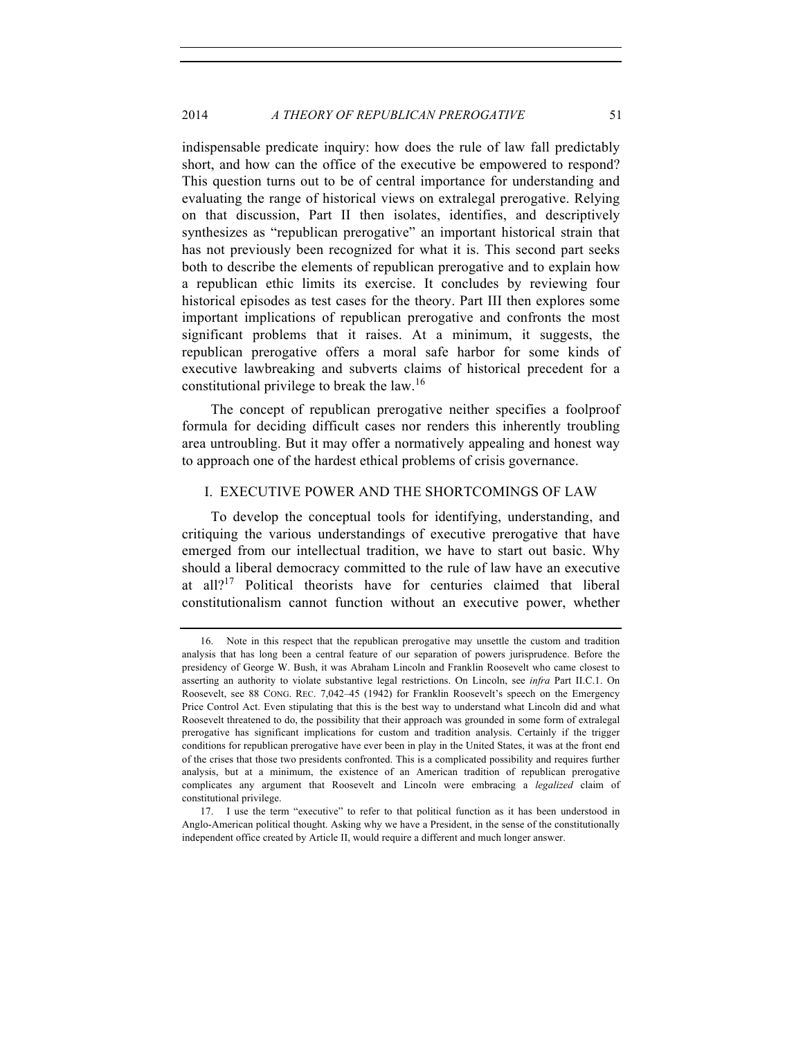indispensable predicate inquiry: how does the rule of law fall predictably short, and how can the office of the executive be empowered to respond? This question turns out to be of central importance for understanding and evaluating the range of historical views on extralegal prerogative. Relying on that discussion, Part II then isolates, identifies, and descriptively synthesizes as "republican prerogative" an important historical strain that has not previously been recognized for what it is. This second part seeks both to describe the elements of republican prerogative and to explain how a republican ethic limits its exercise. It concludes by reviewing four historical episodes as test cases for the theory. Part III then explores some important implications of republican prerogative and confronts the most significant problems that it raises. At a minimum, it suggests, the republican prerogative offers a moral safe harbor for some kinds of executive lawbreaking and subverts claims of historical precedent for a constitutional privilege to break the law.[16]

The concept of republican prerogative neither specifies a foolproof formula for deciding difficult cases nor renders this inherently troubling area untroubling. But it may offer a normatively appealing and honest way to approach one of the hardest ethical problems of crisis governance.

## I. EXECUTIVE POWER AND THE SHORTCOMINGS OF LAW

To develop the conceptual tools for identifying, understanding, and critiquing the various understandings of executive prerogative that have emerged from our intellectual tradition, we have to start out basic. Why should a liberal democracy committed to the rule of law have an executive at all?[17] Political theorists have for centuries claimed that liberal constitutionalism cannot function without an executive power, whether

---

16. Note in this respect that the republican prerogative may unsettle the custom and tradition analysis that has long been a central feature of our separation of powers jurisprudence. Before the presidency of George W. Bush, it was Abraham Lincoln and Franklin Roosevelt who came closest to asserting an authority to violate substantive legal restrictions. On Lincoln, see *infra* Part II.C.1. On Roosevelt, see 88 CONG. REC. 7,042–45 (1942) for Franklin Roosevelt's speech on the Emergency Price Control Act. Even stipulating that this is the best way to understand what Lincoln did and what Roosevelt threatened to do, the possibility that their approach was grounded in some form of extralegal prerogative has significant implications for custom and tradition analysis. Certainly if the trigger conditions for republican prerogative have ever been in play in the United States, it was at the front end of the crises that those two presidents confronted. This is a complicated possibility and requires further analysis, but at a minimum, the existence of an American tradition of republican prerogative complicates any argument that Roosevelt and Lincoln were embracing a *legalized* claim of constitutional privilege.

17. I use the term "executive" to refer to that political function as it has been understood in Anglo-American political thought. Asking why we have a President, in the sense of the constitutionally independent office created by Article II, would require a different and much longer answer.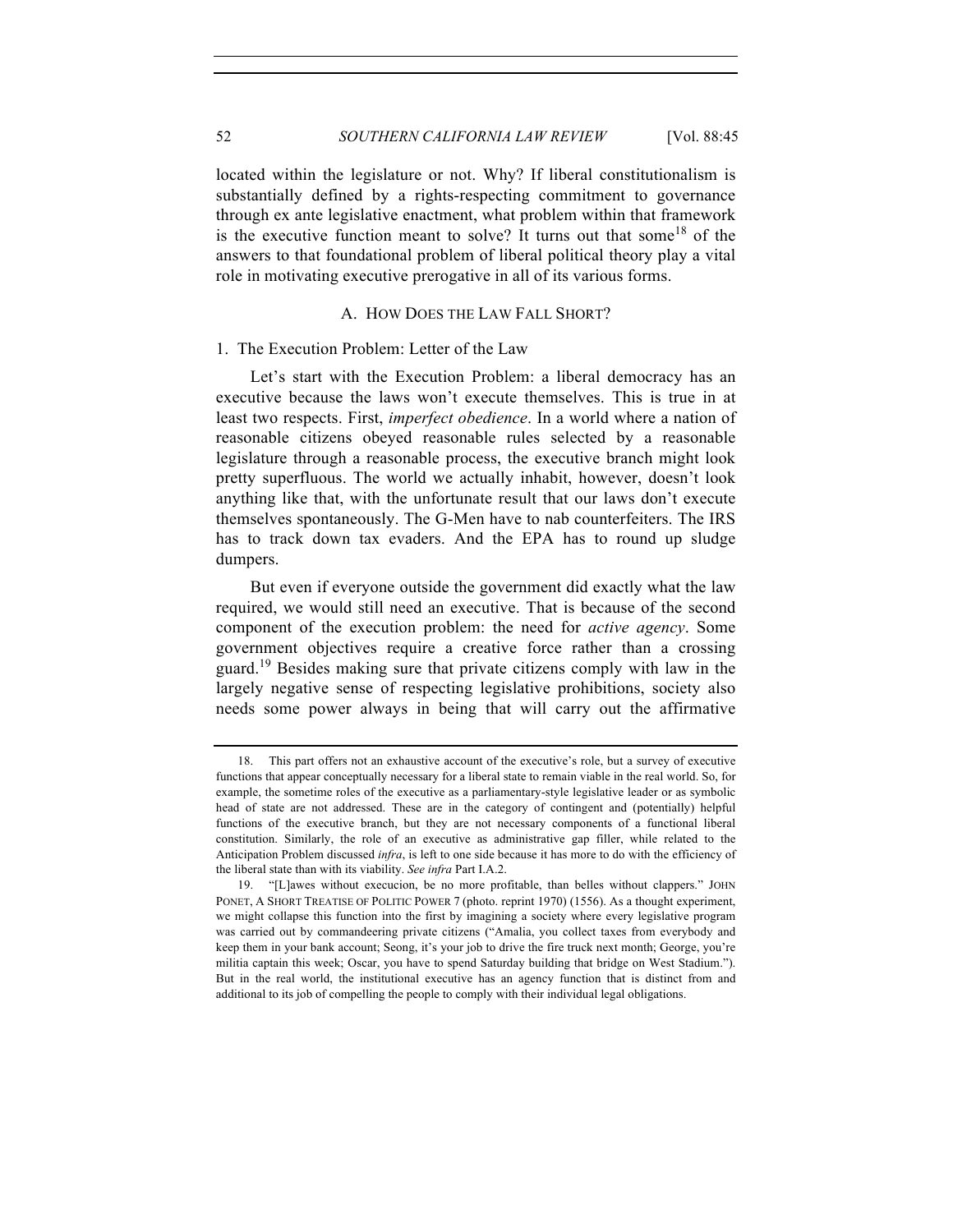located within the legislature or not. Why? If liberal constitutionalism is substantially defined by a rights-respecting commitment to governance through ex ante legislative enactment, what problem within that framework is the executive function meant to solve? It turns out that some[18] of the answers to that foundational problem of liberal political theory play a vital role in motivating executive prerogative in all of its various forms.

### A. How Does the Law Fall Short?

#### 1. The Execution Problem: Letter of the Law

Let's start with the Execution Problem: a liberal democracy has an executive because the laws won't execute themselves. This is true in at least two respects. First, *imperfect obedience*. In a world where a nation of reasonable citizens obeyed reasonable rules selected by a reasonable legislature through a reasonable process, the executive branch might look pretty superfluous. The world we actually inhabit, however, doesn't look anything like that, with the unfortunate result that our laws don't execute themselves spontaneously. The G-Men have to nab counterfeiters. The IRS has to track down tax evaders. And the EPA has to round up sludge dumpers.

But even if everyone outside the government did exactly what the law required, we would still need an executive. That is because of the second component of the execution problem: the need for *active agency*. Some government objectives require a creative force rather than a crossing guard.[19] Besides making sure that private citizens comply with law in the largely negative sense of respecting legislative prohibitions, society also needs some power always in being that will carry out the affirmative

---

18. This part offers not an exhaustive account of the executive's role, but a survey of executive functions that appear conceptually necessary for a liberal state to remain viable in the real world. So, for example, the sometime roles of the executive as a parliamentary-style legislative leader or as symbolic head of state are not addressed. These are in the category of contingent and (potentially) helpful functions of the executive branch, but they are not necessary components of a functional liberal constitution. Similarly, the role of an executive as administrative gap filler, while related to the Anticipation Problem discussed *infra*, is left to one side because it has more to do with the efficiency of the liberal state than with its viability. *See infra* Part I.A.2.

19. "[L]awes without execucion, be no more profitable, than belles without clappers." JOHN PONET, A SHORT TREATISE OF POLITIC POWER 7 (photo. reprint 1970) (1556). As a thought experiment, we might collapse this function into the first by imagining a society where every legislative program was carried out by commandeering private citizens ("Amalia, you collect taxes from everybody and keep them in your bank account; Seong, it's your job to drive the fire truck next month; George, you're militia captain this week; Oscar, you have to spend Saturday building that bridge on West Stadium."). But in the real world, the institutional executive has an agency function that is distinct from and additional to its job of compelling the people to comply with their individual legal obligations.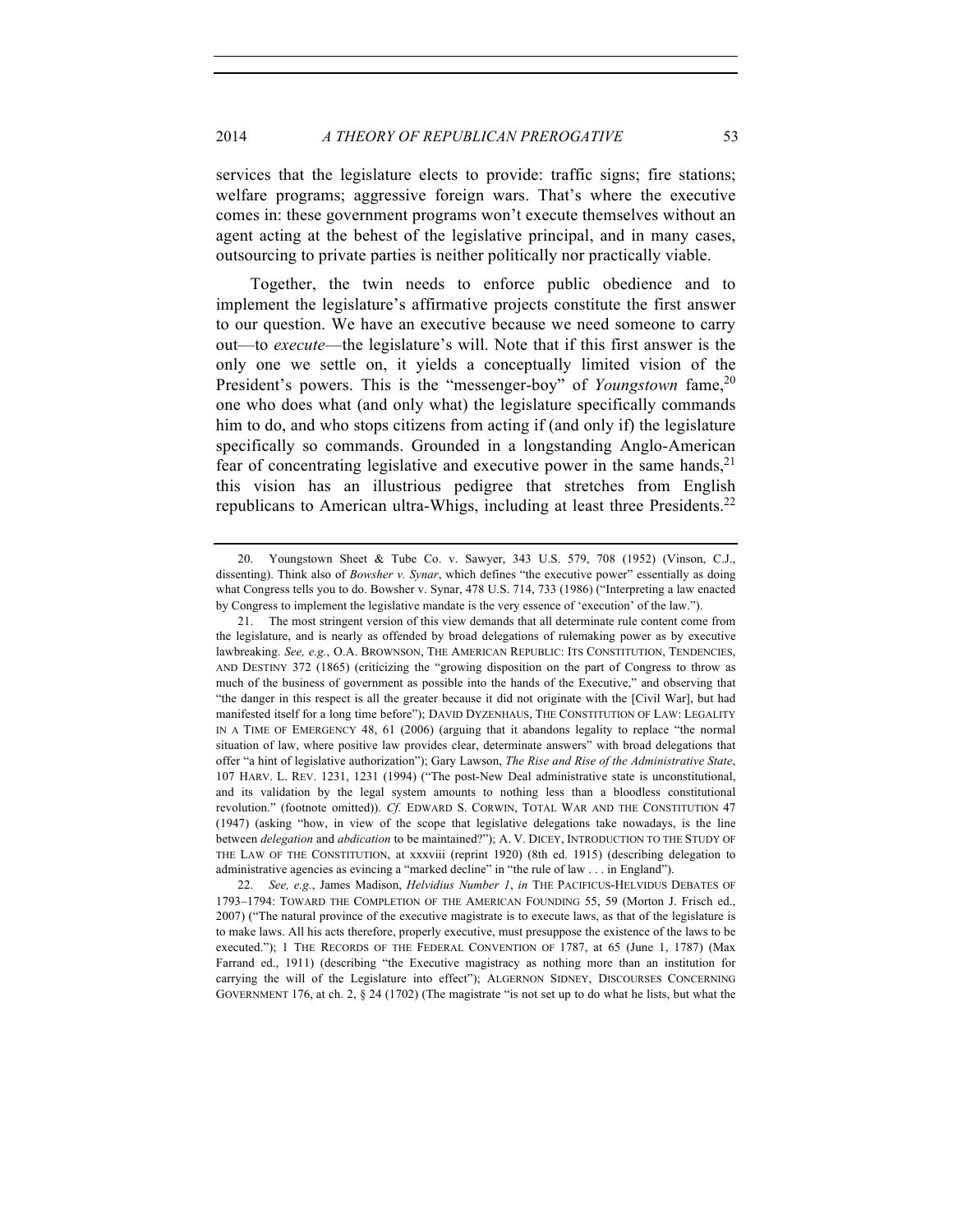services that the legislature elects to provide: traffic signs; fire stations; welfare programs; aggressive foreign wars. That's where the executive comes in: these government programs won't execute themselves without an agent acting at the behest of the legislative principal, and in many cases, outsourcing to private parties is neither politically nor practically viable.

Together, the twin needs to enforce public obedience and to implement the legislature's affirmative projects constitute the first answer to our question. We have an executive because we need someone to carry out—to *execute*—the legislature's will. Note that if this first answer is the only one we settle on, it yields a conceptually limited vision of the President's powers. This is the "messenger-boy" of *Youngstown* fame,[20] one who does what (and only what) the legislature specifically commands him to do, and who stops citizens from acting if (and only if) the legislature specifically so commands. Grounded in a longstanding Anglo-American fear of concentrating legislative and executive power in the same hands,[21] this vision has an illustrious pedigree that stretches from English republicans to American ultra-Whigs, including at least three Presidents.[22]

---

20. Youngstown Sheet & Tube Co. v. Sawyer, 343 U.S. 579, 708 (1952) (Vinson, C.J., dissenting). Think also of *Bowsher v. Synar*, which defines "the executive power" essentially as doing what Congress tells you to do. Bowsher v. Synar, 478 U.S. 714, 733 (1986) ("Interpreting a law enacted by Congress to implement the legislative mandate is the very essence of 'execution' of the law.").

21. The most stringent version of this view demands that all determinate rule content come from the legislature, and is nearly as offended by broad delegations of rulemaking power as by executive lawbreaking. *See, e.g.*, O.A. BROWNSON, THE AMERICAN REPUBLIC: ITS CONSTITUTION, TENDENCIES, AND DESTINY 372 (1865) (criticizing the "growing disposition on the part of Congress to throw as much of the business of government as possible into the hands of the Executive," and observing that "the danger in this respect is all the greater because it did not originate with the [Civil War], but had manifested itself for a long time before"); DAVID DYZENHAUS, THE CONSTITUTION OF LAW: LEGALITY IN A TIME OF EMERGENCY 48, 61 (2006) (arguing that it abandons legality to replace "the normal situation of law, where positive law provides clear, determinate answers" with broad delegations that offer "a hint of legislative authorization"); Gary Lawson, *The Rise and Rise of the Administrative State*, 107 HARV. L. REV. 1231, 1231 (1994) ("The post-New Deal administrative state is unconstitutional, and its validation by the legal system amounts to nothing less than a bloodless constitutional revolution." (footnote omitted)). *Cf.* EDWARD S. CORWIN, TOTAL WAR AND THE CONSTITUTION 47 (1947) (asking "how, in view of the scope that legislative delegations take nowadays, is the line between *delegation* and *abdication* to be maintained?"); A. V. DICEY, INTRODUCTION TO THE STUDY OF THE LAW OF THE CONSTITUTION, at xxxviii (reprint 1920) (8th ed. 1915) (describing delegation to administrative agencies as evincing a "marked decline" in "the rule of law . . . in England").

22. *See, e.g.*, James Madison, *Helvidius Number 1*, *in* THE PACIFICUS-HELVIDUS DEBATES OF 1793–1794: TOWARD THE COMPLETION OF THE AMERICAN FOUNDING 55, 59 (Morton J. Frisch ed., 2007) ("The natural province of the executive magistrate is to execute laws, as that of the legislature is to make laws. All his acts therefore, properly executive, must presuppose the existence of the laws to be executed."); 1 THE RECORDS OF THE FEDERAL CONVENTION OF 1787, at 65 (June 1, 1787) (Max Farrand ed., 1911) (describing "the Executive magistracy as nothing more than an institution for carrying the will of the Legislature into effect"); ALGERNON SIDNEY, DISCOURSES CONCERNING GOVERNMENT 176, at ch. 2, § 24 (1702) (The magistrate "is not set up to do what he lists, but what the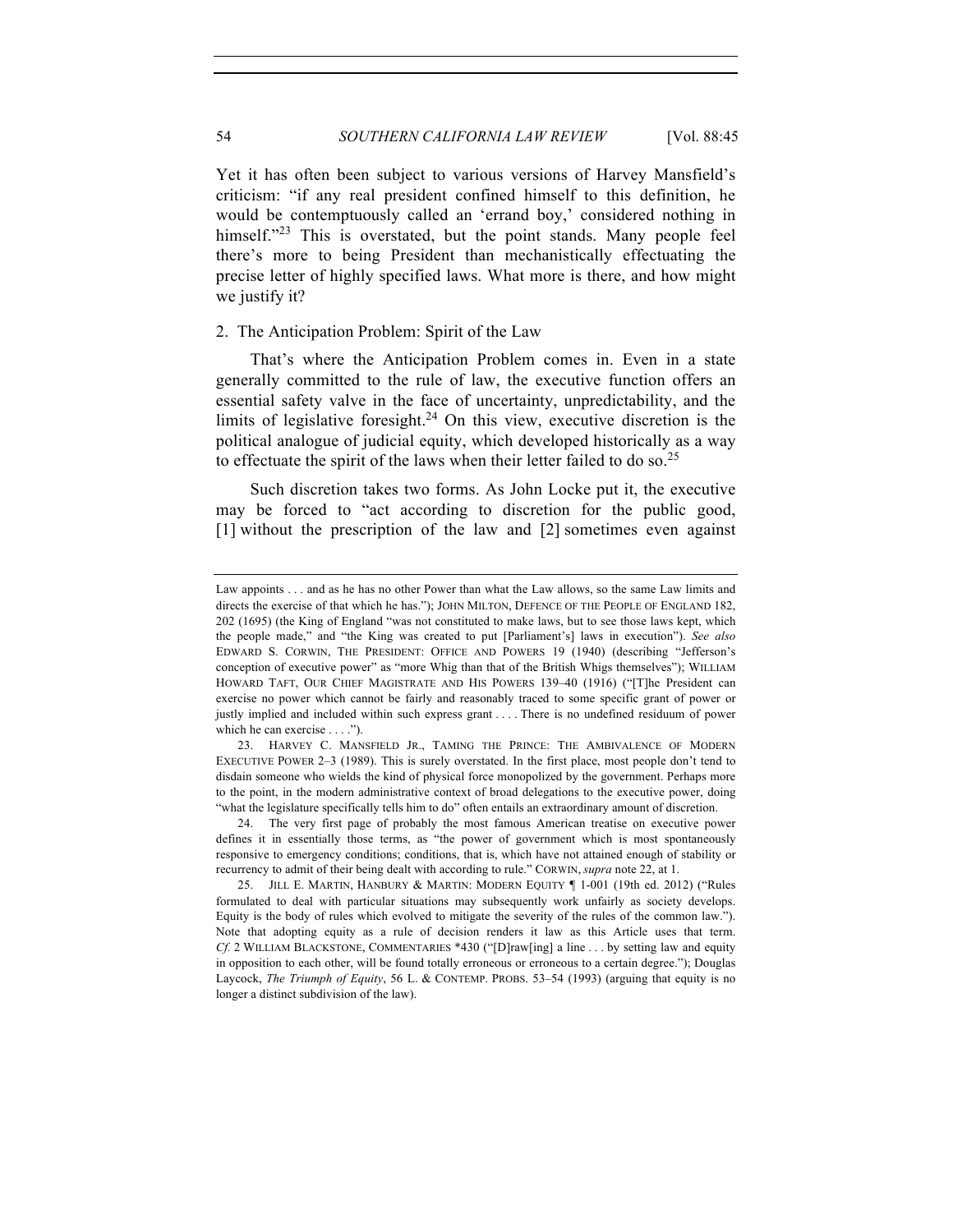Yet it has often been subject to various versions of Harvey Mansfield's criticism: "if any real president confined himself to this definition, he would be contemptuously called an 'errand boy,' considered nothing in himself."[23] This is overstated, but the point stands. Many people feel there's more to being President than mechanistically effectuating the precise letter of highly specified laws. What more is there, and how might we justify it?

### 2. The Anticipation Problem: Spirit of the Law

That's where the Anticipation Problem comes in. Even in a state generally committed to the rule of law, the executive function offers an essential safety valve in the face of uncertainty, unpredictability, and the limits of legislative foresight.[24] On this view, executive discretion is the political analogue of judicial equity, which developed historically as a way to effectuate the spirit of the laws when their letter failed to do so.[25]

Such discretion takes two forms. As John Locke put it, the executive may be forced to "act according to discretion for the public good, [1] without the prescription of the law and [2] sometimes even against

---

Law appoints . . . and as he has no other Power than what the Law allows, so the same Law limits and directs the exercise of that which he has."); JOHN MILTON, DEFENCE OF THE PEOPLE OF ENGLAND 182, 202 (1695) (the King of England "was not constituted to make laws, but to see those laws kept, which the people made," and "the King was created to put [Parliament's] laws in execution"). *See also* EDWARD S. CORWIN, THE PRESIDENT: OFFICE AND POWERS 19 (1940) (describing "Jefferson's conception of executive power" as "more Whig than that of the British Whigs themselves"); WILLIAM HOWARD TAFT, OUR CHIEF MAGISTRATE AND HIS POWERS 139–40 (1916) ("[T]he President can exercise no power which cannot be fairly and reasonably traced to some specific grant of power or justly implied and included within such express grant . . . . There is no undefined residuum of power which he can exercise . . . .").

23. HARVEY C. MANSFIELD JR., TAMING THE PRINCE: THE AMBIVALENCE OF MODERN EXECUTIVE POWER 2–3 (1989). This is surely overstated. In the first place, most people don't tend to disdain someone who wields the kind of physical force monopolized by the government. Perhaps more to the point, in the modern administrative context of broad delegations to the executive power, doing "what the legislature specifically tells him to do" often entails an extraordinary amount of discretion.

24. The very first page of probably the most famous American treatise on executive power defines it in essentially those terms, as "the power of government which is most spontaneously responsive to emergency conditions; conditions, that is, which have not attained enough of stability or recurrency to admit of their being dealt with according to rule." CORWIN, *supra* note 22, at 1.

25. JILL E. MARTIN, HANBURY & MARTIN: MODERN EQUITY ¶ 1-001 (19th ed. 2012) ("Rules formulated to deal with particular situations may subsequently work unfairly as society develops. Equity is the body of rules which evolved to mitigate the severity of the rules of the common law."). Note that adopting equity as a rule of decision renders it law as this Article uses that term. *Cf.* 2 WILLIAM BLACKSTONE, COMMENTARIES \*430 ("[D]raw[ing] a line . . . by setting law and equity in opposition to each other, will be found totally erroneous or erroneous to a certain degree."); Douglas Laycock, *The Triumph of Equity*, 56 L. & CONTEMP. PROBS. 53–54 (1993) (arguing that equity is no longer a distinct subdivision of the law).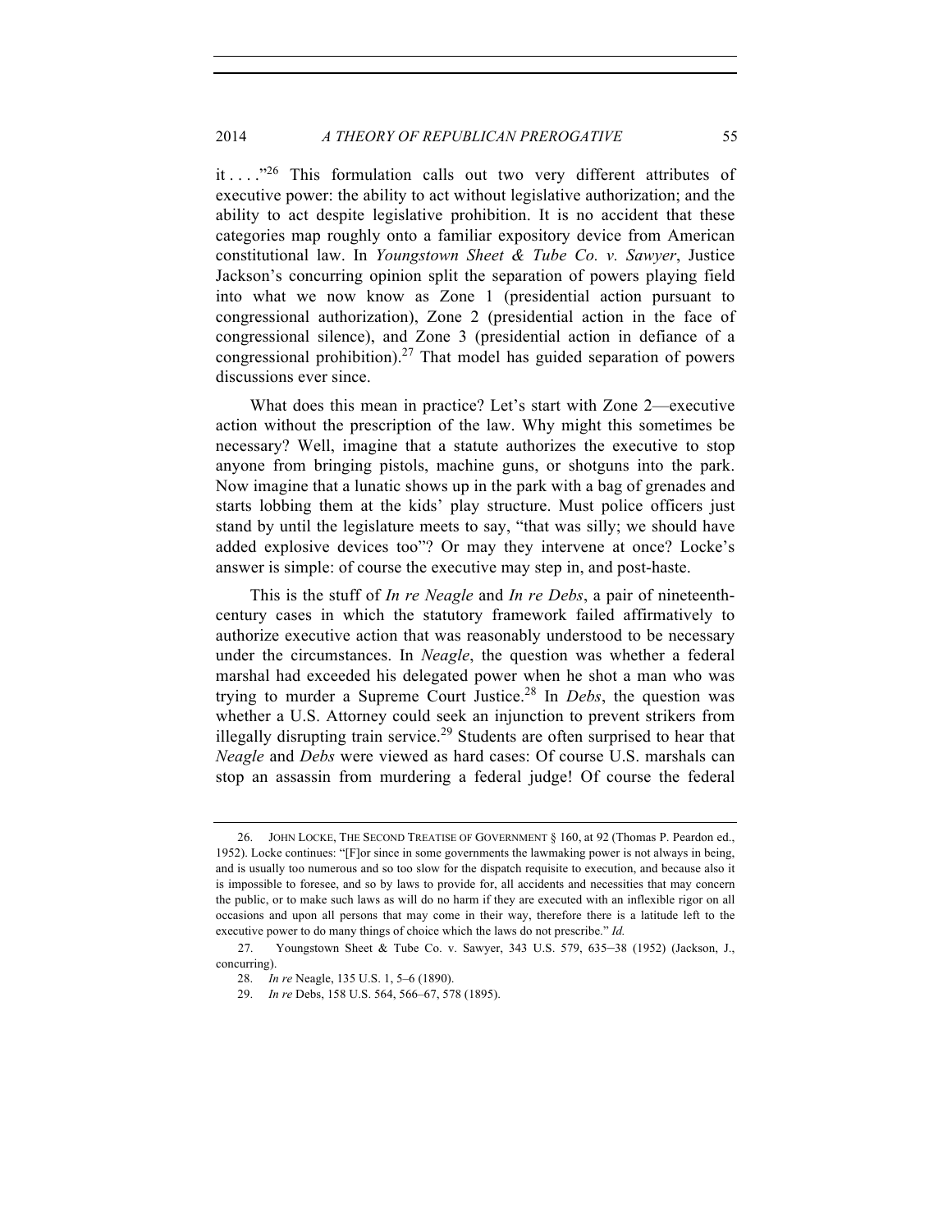it . . . ."[26] This formulation calls out two very different attributes of executive power: the ability to act without legislative authorization; and the ability to act despite legislative prohibition. It is no accident that these categories map roughly onto a familiar expository device from American constitutional law. In *Youngstown Sheet & Tube Co. v. Sawyer*, Justice Jackson's concurring opinion split the separation of powers playing field into what we now know as Zone 1 (presidential action pursuant to congressional authorization), Zone 2 (presidential action in the face of congressional silence), and Zone 3 (presidential action in defiance of a congressional prohibition).[27] That model has guided separation of powers discussions ever since.

What does this mean in practice? Let's start with Zone 2—executive action without the prescription of the law. Why might this sometimes be necessary? Well, imagine that a statute authorizes the executive to stop anyone from bringing pistols, machine guns, or shotguns into the park. Now imagine that a lunatic shows up in the park with a bag of grenades and starts lobbing them at the kids' play structure. Must police officers just stand by until the legislature meets to say, "that was silly; we should have added explosive devices too"? Or may they intervene at once? Locke's answer is simple: of course the executive may step in, and post-haste.

This is the stuff of *In re Neagle* and *In re Debs*, a pair of nineteenth-century cases in which the statutory framework failed affirmatively to authorize executive action that was reasonably understood to be necessary under the circumstances. In *Neagle*, the question was whether a federal marshal had exceeded his delegated power when he shot a man who was trying to murder a Supreme Court Justice.[28] In *Debs*, the question was whether a U.S. Attorney could seek an injunction to prevent strikers from illegally disrupting train service.[29] Students are often surprised to hear that *Neagle* and *Debs* were viewed as hard cases: Of course U.S. marshals can stop an assassin from murdering a federal judge! Of course the federal

---

26. JOHN LOCKE, THE SECOND TREATISE OF GOVERNMENT § 160, at 92 (Thomas P. Peardon ed., 1952). Locke continues: "[F]or since in some governments the lawmaking power is not always in being, and is usually too numerous and so too slow for the dispatch requisite to execution, and because also it is impossible to foresee, and so by laws to provide for, all accidents and necessities that may concern the public, or to make such laws as will do no harm if they are executed with an inflexible rigor on all occasions and upon all persons that may come in their way, therefore there is a latitude left to the executive power to do many things of choice which the laws do not prescribe." *Id.*

27. Youngstown Sheet & Tube Co. v. Sawyer, 343 U.S. 579, 635–38 (1952) (Jackson, J., concurring).

28. *In re* Neagle, 135 U.S. 1, 5–6 (1890).

29. *In re* Debs, 158 U.S. 564, 566–67, 578 (1895).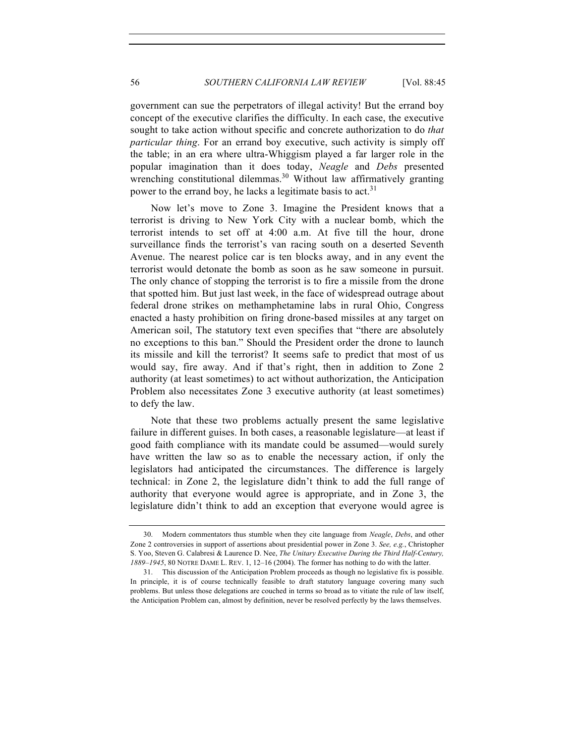government can sue the perpetrators of illegal activity! But the errand boy concept of the executive clarifies the difficulty. In each case, the executive sought to take action without specific and concrete authorization to do *that particular thing*. For an errand boy executive, such activity is simply off the table; in an era where ultra-Whiggism played a far larger role in the popular imagination than it does today, *Neagle* and *Debs* presented wrenching constitutional dilemmas.[30] Without law affirmatively granting power to the errand boy, he lacks a legitimate basis to act.[31]

Now let's move to Zone 3. Imagine the President knows that a terrorist is driving to New York City with a nuclear bomb, which the terrorist intends to set off at 4:00 a.m. At five till the hour, drone surveillance finds the terrorist's van racing south on a deserted Seventh Avenue. The nearest police car is ten blocks away, and in any event the terrorist would detonate the bomb as soon as he saw someone in pursuit. The only chance of stopping the terrorist is to fire a missile from the drone that spotted him. But just last week, in the face of widespread outrage about federal drone strikes on methamphetamine labs in rural Ohio, Congress enacted a hasty prohibition on firing drone-based missiles at any target on American soil, The statutory text even specifies that "there are absolutely no exceptions to this ban." Should the President order the drone to launch its missile and kill the terrorist? It seems safe to predict that most of us would say, fire away. And if that's right, then in addition to Zone 2 authority (at least sometimes) to act without authorization, the Anticipation Problem also necessitates Zone 3 executive authority (at least sometimes) to defy the law.

Note that these two problems actually present the same legislative failure in different guises. In both cases, a reasonable legislature—at least if good faith compliance with its mandate could be assumed—would surely have written the law so as to enable the necessary action, if only the legislators had anticipated the circumstances. The difference is largely technical: in Zone 2, the legislature didn't think to add the full range of authority that everyone would agree is appropriate, and in Zone 3, the legislature didn't think to add an exception that everyone would agree is

30. Modern commentators thus stumble when they cite language from *Neagle*, *Debs*, and other Zone 2 controversies in support of assertions about presidential power in Zone 3. *See, e.g.*, Christopher S. Yoo, Steven G. Calabresi & Laurence D. Nee, *The Unitary Executive During the Third Half-Century, 1889–1945*, 80 NOTRE DAME L. REV. 1, 12–16 (2004). The former has nothing to do with the latter.

31. This discussion of the Anticipation Problem proceeds as though no legislative fix is possible. In principle, it is of course technically feasible to draft statutory language covering many such problems. But unless those delegations are couched in terms so broad as to vitiate the rule of law itself, the Anticipation Problem can, almost by definition, never be resolved perfectly by the laws themselves.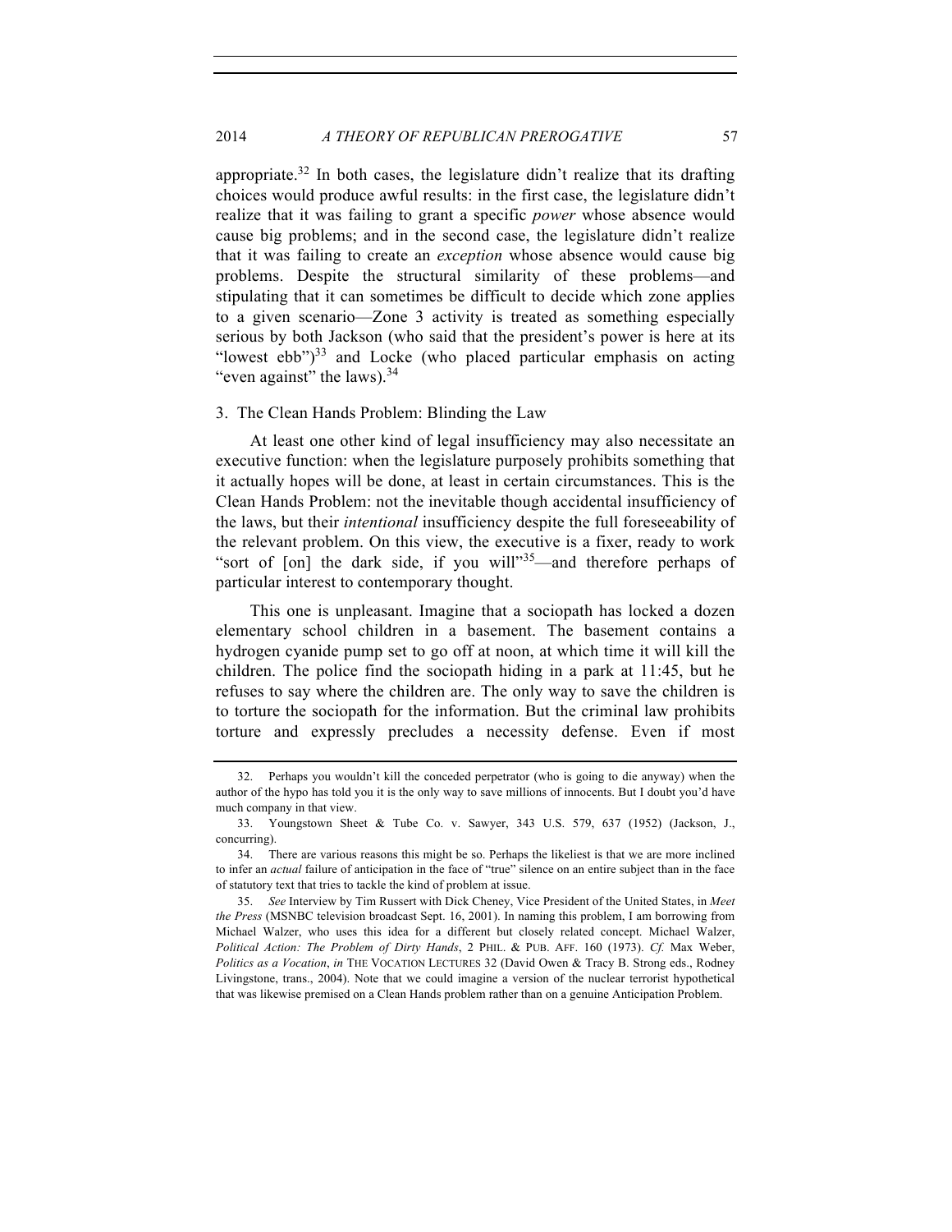appropriate.[32] In both cases, the legislature didn't realize that its drafting choices would produce awful results: in the first case, the legislature didn't realize that it was failing to grant a specific *power* whose absence would cause big problems; and in the second case, the legislature didn't realize that it was failing to create an *exception* whose absence would cause big problems. Despite the structural similarity of these problems—and stipulating that it can sometimes be difficult to decide which zone applies to a given scenario—Zone 3 activity is treated as something especially serious by both Jackson (who said that the president's power is here at its "lowest ebb")[33] and Locke (who placed particular emphasis on acting "even against" the laws).[34]

### 3. The Clean Hands Problem: Blinding the Law

At least one other kind of legal insufficiency may also necessitate an executive function: when the legislature purposely prohibits something that it actually hopes will be done, at least in certain circumstances. This is the Clean Hands Problem: not the inevitable though accidental insufficiency of the laws, but their *intentional* insufficiency despite the full foreseeability of the relevant problem. On this view, the executive is a fixer, ready to work "sort of [on] the dark side, if you will"[35]—and therefore perhaps of particular interest to contemporary thought.

This one is unpleasant. Imagine that a sociopath has locked a dozen elementary school children in a basement. The basement contains a hydrogen cyanide pump set to go off at noon, at which time it will kill the children. The police find the sociopath hiding in a park at 11:45, but he refuses to say where the children are. The only way to save the children is to torture the sociopath for the information. But the criminal law prohibits torture and expressly precludes a necessity defense. Even if most

---

32. Perhaps you wouldn't kill the conceded perpetrator (who is going to die anyway) when the author of the hypo has told you it is the only way to save millions of innocents. But I doubt you'd have much company in that view.

33. Youngstown Sheet & Tube Co. v. Sawyer, 343 U.S. 579, 637 (1952) (Jackson, J., concurring).

34. There are various reasons this might be so. Perhaps the likeliest is that we are more inclined to infer an *actual* failure of anticipation in the face of "true" silence on an entire subject than in the face of statutory text that tries to tackle the kind of problem at issue.

35. *See* Interview by Tim Russert with Dick Cheney, Vice President of the United States, in *Meet the Press* (MSNBC television broadcast Sept. 16, 2001). In naming this problem, I am borrowing from Michael Walzer, who uses this idea for a different but closely related concept. Michael Walzer, *Political Action: The Problem of Dirty Hands*, 2 PHIL. & PUB. AFF. 160 (1973). *Cf.* Max Weber, *Politics as a Vocation*, *in* THE VOCATION LECTURES 32 (David Owen & Tracy B. Strong eds., Rodney Livingstone, trans., 2004). Note that we could imagine a version of the nuclear terrorist hypothetical that was likewise premised on a Clean Hands problem rather than on a genuine Anticipation Problem.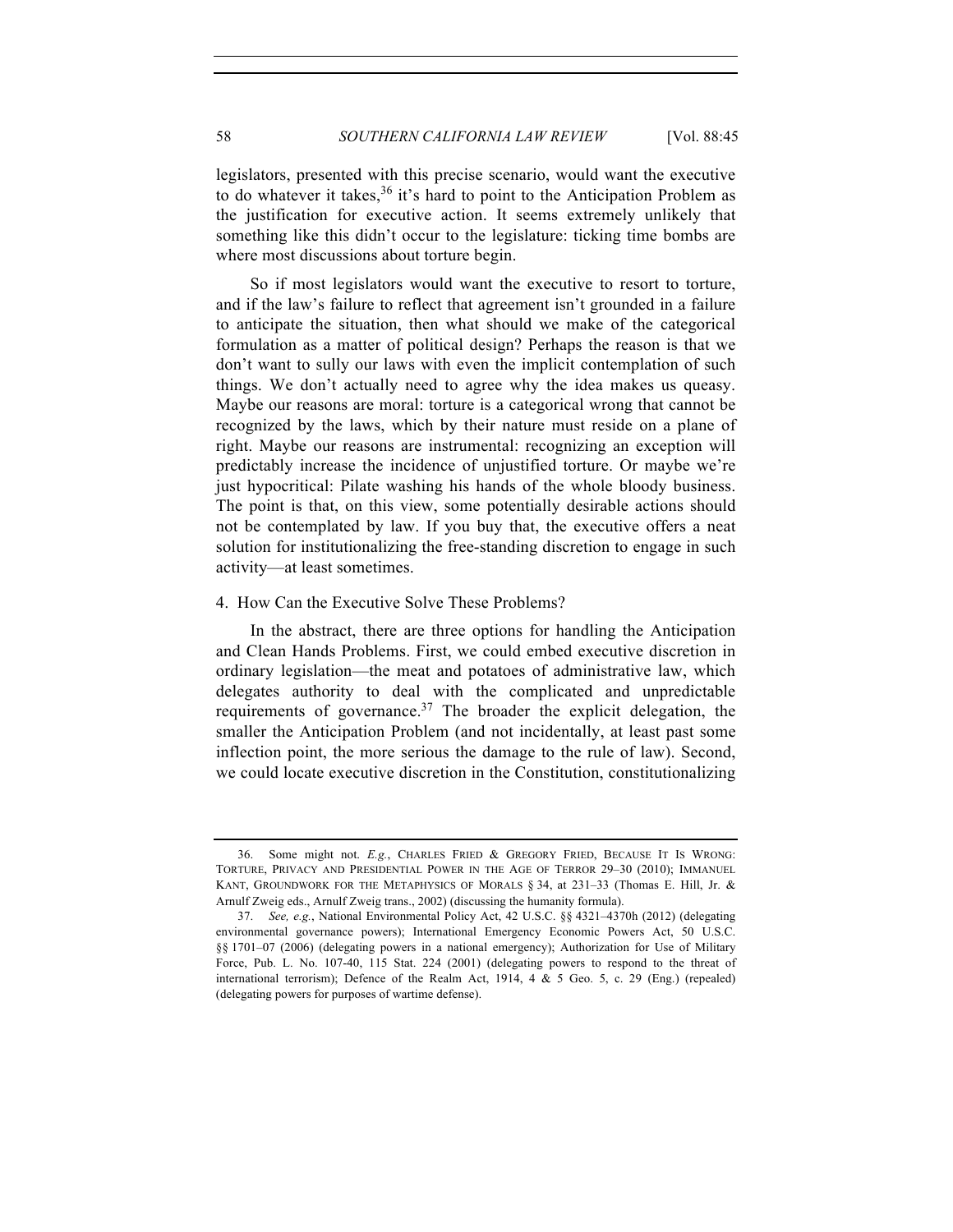legislators, presented with this precise scenario, would want the executive to do whatever it takes,[36] it's hard to point to the Anticipation Problem as the justification for executive action. It seems extremely unlikely that something like this didn't occur to the legislature: ticking time bombs are where most discussions about torture begin.

So if most legislators would want the executive to resort to torture, and if the law's failure to reflect that agreement isn't grounded in a failure to anticipate the situation, then what should we make of the categorical formulation as a matter of political design? Perhaps the reason is that we don't want to sully our laws with even the implicit contemplation of such things. We don't actually need to agree why the idea makes us queasy. Maybe our reasons are moral: torture is a categorical wrong that cannot be recognized by the laws, which by their nature must reside on a plane of right. Maybe our reasons are instrumental: recognizing an exception will predictably increase the incidence of unjustified torture. Or maybe we're just hypocritical: Pilate washing his hands of the whole bloody business. The point is that, on this view, some potentially desirable actions should not be contemplated by law. If you buy that, the executive offers a neat solution for institutionalizing the free-standing discretion to engage in such activity—at least sometimes.

#### 4. How Can the Executive Solve These Problems?

In the abstract, there are three options for handling the Anticipation and Clean Hands Problems. First, we could embed executive discretion in ordinary legislation—the meat and potatoes of administrative law, which delegates authority to deal with the complicated and unpredictable requirements of governance.[37] The broader the explicit delegation, the smaller the Anticipation Problem (and not incidentally, at least past some inflection point, the more serious the damage to the rule of law). Second, we could locate executive discretion in the Constitution, constitutionalizing

---

36. Some might not. *E.g.*, CHARLES FRIED & GREGORY FRIED, BECAUSE IT IS WRONG: TORTURE, PRIVACY AND PRESIDENTIAL POWER IN THE AGE OF TERROR 29–30 (2010); IMMANUEL KANT, GROUNDWORK FOR THE METAPHYSICS OF MORALS § 34, at 231–33 (Thomas E. Hill, Jr. & Arnulf Zweig eds., Arnulf Zweig trans., 2002) (discussing the humanity formula).

37. *See, e.g.*, National Environmental Policy Act, 42 U.S.C. §§ 4321–4370h (2012) (delegating environmental governance powers); International Emergency Economic Powers Act, 50 U.S.C. §§ 1701–07 (2006) (delegating powers in a national emergency); Authorization for Use of Military Force, Pub. L. No. 107-40, 115 Stat. 224 (2001) (delegating powers to respond to the threat of international terrorism); Defence of the Realm Act, 1914, 4 & 5 Geo. 5, c. 29 (Eng.) (repealed) (delegating powers for purposes of wartime defense).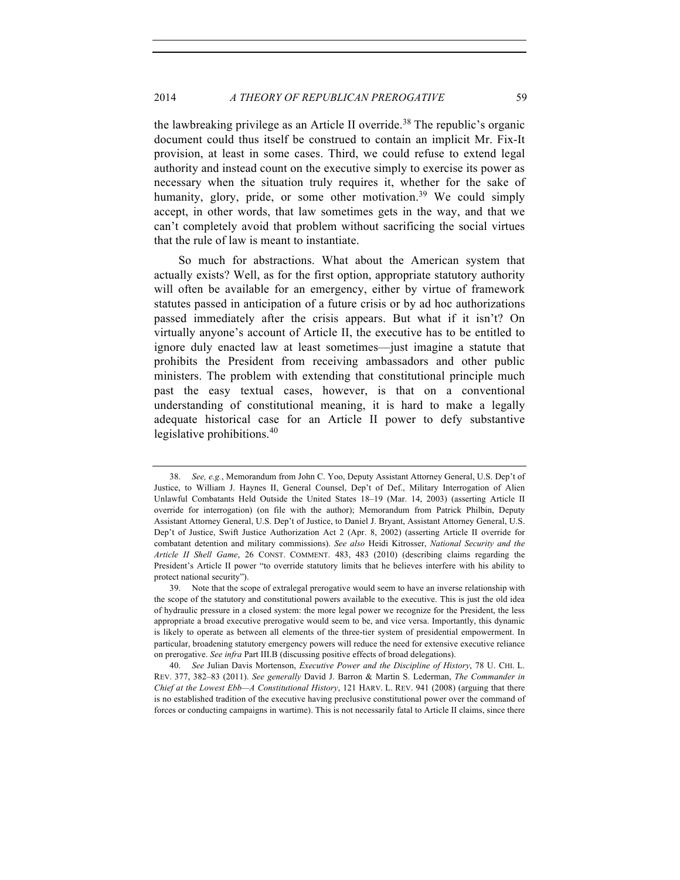the lawbreaking privilege as an Article II override.[38] The republic's organic document could thus itself be construed to contain an implicit Mr. Fix-It provision, at least in some cases. Third, we could refuse to extend legal authority and instead count on the executive simply to exercise its power as necessary when the situation truly requires it, whether for the sake of humanity, glory, pride, or some other motivation.[39] We could simply accept, in other words, that law sometimes gets in the way, and that we can't completely avoid that problem without sacrificing the social virtues that the rule of law is meant to instantiate.

So much for abstractions. What about the American system that actually exists? Well, as for the first option, appropriate statutory authority will often be available for an emergency, either by virtue of framework statutes passed in anticipation of a future crisis or by ad hoc authorizations passed immediately after the crisis appears. But what if it isn't? On virtually anyone's account of Article II, the executive has to be entitled to ignore duly enacted law at least sometimes—just imagine a statute that prohibits the President from receiving ambassadors and other public ministers. The problem with extending that constitutional principle much past the easy textual cases, however, is that on a conventional understanding of constitutional meaning, it is hard to make a legally adequate historical case for an Article II power to defy substantive legislative prohibitions.[40]

---

38. *See, e.g.*, Memorandum from John C. Yoo, Deputy Assistant Attorney General, U.S. Dep't of Justice, to William J. Haynes II, General Counsel, Dep't of Def., Military Interrogation of Alien Unlawful Combatants Held Outside the United States 18–19 (Mar. 14, 2003) (asserting Article II override for interrogation) (on file with the author); Memorandum from Patrick Philbin, Deputy Assistant Attorney General, U.S. Dep't of Justice, to Daniel J. Bryant, Assistant Attorney General, U.S. Dep't of Justice, Swift Justice Authorization Act 2 (Apr. 8, 2002) (asserting Article II override for combatant detention and military commissions). *See also* Heidi Kitrosser, *National Security and the Article II Shell Game*, 26 CONST. COMMENT. 483, 483 (2010) (describing claims regarding the President's Article II power "to override statutory limits that he believes interfere with his ability to protect national security").

39. Note that the scope of extralegal prerogative would seem to have an inverse relationship with the scope of the statutory and constitutional powers available to the executive. This is just the old idea of hydraulic pressure in a closed system: the more legal power we recognize for the President, the less appropriate a broad executive prerogative would seem to be, and vice versa. Importantly, this dynamic is likely to operate as between all elements of the three-tier system of presidential empowerment. In particular, broadening statutory emergency powers will reduce the need for extensive executive reliance on prerogative. *See infra* Part III.B (discussing positive effects of broad delegations).

40. *See* Julian Davis Mortenson, *Executive Power and the Discipline of History*, 78 U. CHI. L. REV. 377, 382–83 (2011). *See generally* David J. Barron & Martin S. Lederman, *The Commander in Chief at the Lowest Ebb—A Constitutional History*, 121 HARV. L. REV. 941 (2008) (arguing that there is no established tradition of the executive having preclusive constitutional power over the command of forces or conducting campaigns in wartime). This is not necessarily fatal to Article II claims, since there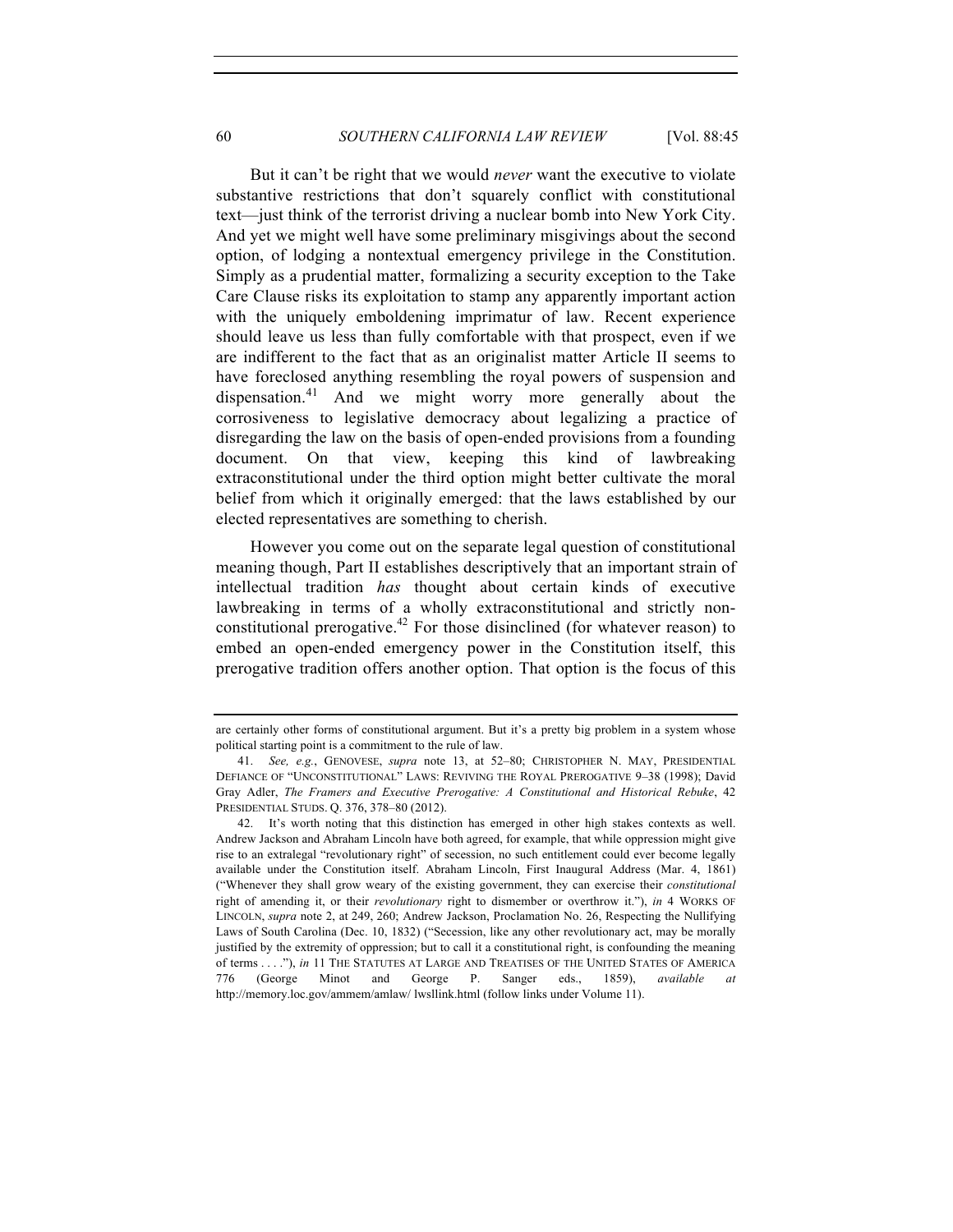But it can't be right that we would *never* want the executive to violate substantive restrictions that don't squarely conflict with constitutional text—just think of the terrorist driving a nuclear bomb into New York City. And yet we might well have some preliminary misgivings about the second option, of lodging a nontextual emergency privilege in the Constitution. Simply as a prudential matter, formalizing a security exception to the Take Care Clause risks its exploitation to stamp any apparently important action with the uniquely emboldening imprimatur of law. Recent experience should leave us less than fully comfortable with that prospect, even if we are indifferent to the fact that as an originalist matter Article II seems to have foreclosed anything resembling the royal powers of suspension and dispensation.[41] And we might worry more generally about the corrosiveness to legislative democracy about legalizing a practice of disregarding the law on the basis of open-ended provisions from a founding document. On that view, keeping this kind of lawbreaking extraconstitutional under the third option might better cultivate the moral belief from which it originally emerged: that the laws established by our elected representatives are something to cherish.

However you come out on the separate legal question of constitutional meaning though, Part II establishes descriptively that an important strain of intellectual tradition *has* thought about certain kinds of executive lawbreaking in terms of a wholly extraconstitutional and strictly non-constitutional prerogative.[42] For those disinclined (for whatever reason) to embed an open-ended emergency power in the Constitution itself, this prerogative tradition offers another option. That option is the focus of this

---

are certainly other forms of constitutional argument. But it's a pretty big problem in a system whose political starting point is a commitment to the rule of law.

41. *See, e.g.*, GENOVESE, *supra* note 13, at 52–80; CHRISTOPHER N. MAY, PRESIDENTIAL DEFIANCE OF "UNCONSTITUTIONAL" LAWS: REVIVING THE ROYAL PREROGATIVE 9–38 (1998); David Gray Adler, *The Framers and Executive Prerogative: A Constitutional and Historical Rebuke*, 42 PRESIDENTIAL STUDS. Q. 376, 378–80 (2012).

42. It's worth noting that this distinction has emerged in other high stakes contexts as well. Andrew Jackson and Abraham Lincoln have both agreed, for example, that while oppression might give rise to an extralegal "revolutionary right" of secession, no such entitlement could ever become legally available under the Constitution itself. Abraham Lincoln, First Inaugural Address (Mar. 4, 1861) ("Whenever they shall grow weary of the existing government, they can exercise their *constitutional* right of amending it, or their *revolutionary* right to dismember or overthrow it."), *in* 4 WORKS OF LINCOLN, *supra* note 2, at 249, 260; Andrew Jackson, Proclamation No. 26, Respecting the Nullifying Laws of South Carolina (Dec. 10, 1832) ("Secession, like any other revolutionary act, may be morally justified by the extremity of oppression; but to call it a constitutional right, is confounding the meaning of terms . . . ."), *in* 11 THE STATUTES AT LARGE AND TREATISES OF THE UNITED STATES OF AMERICA 776 (George Minot and George P. Sanger eds., 1859), *available at* http://memory.loc.gov/ammem/amlaw/ lwsllink.html (follow links under Volume 11).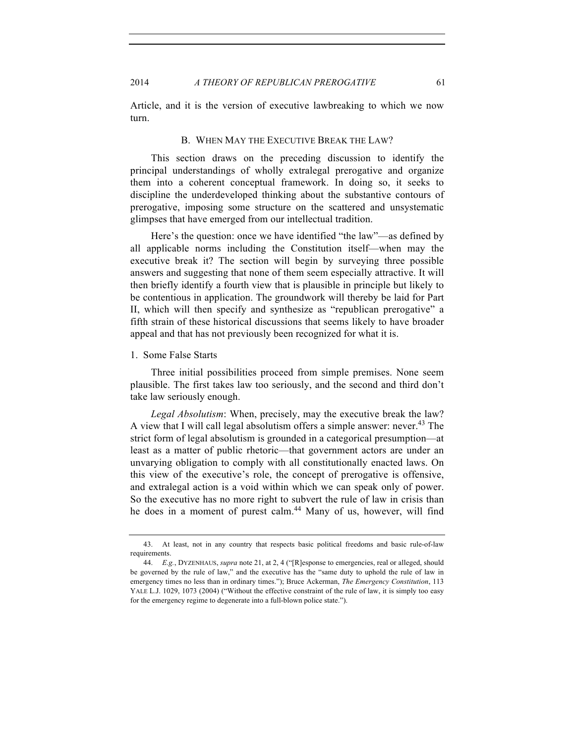Article, and it is the version of executive lawbreaking to which we now turn.

### B. When May the Executive Break the Law?

This section draws on the preceding discussion to identify the principal understandings of wholly extralegal prerogative and organize them into a coherent conceptual framework. In doing so, it seeks to discipline the underdeveloped thinking about the substantive contours of prerogative, imposing some structure on the scattered and unsystematic glimpses that have emerged from our intellectual tradition.

Here's the question: once we have identified "the law"—as defined by all applicable norms including the Constitution itself—when may the executive break it? The section will begin by surveying three possible answers and suggesting that none of them seem especially attractive. It will then briefly identify a fourth view that is plausible in principle but likely to be contentious in application. The groundwork will thereby be laid for Part II, which will then specify and synthesize as "republican prerogative" a fifth strain of these historical discussions that seems likely to have broader appeal and that has not previously been recognized for what it is.

#### 1. Some False Starts

Three initial possibilities proceed from simple premises. None seem plausible. The first takes law too seriously, and the second and third don't take law seriously enough.

*Legal Absolutism*: When, precisely, may the executive break the law? A view that I will call legal absolutism offers a simple answer: never.[43] The strict form of legal absolutism is grounded in a categorical presumption—at least as a matter of public rhetoric—that government actors are under an unvarying obligation to comply with all constitutionally enacted laws. On this view of the executive's role, the concept of prerogative is offensive, and extralegal action is a void within which we can speak only of power. So the executive has no more right to subvert the rule of law in crisis than he does in a moment of purest calm.[44] Many of us, however, will find

---

43. At least, not in any country that respects basic political freedoms and basic rule-of-law requirements.

44. *E.g.*, DYZENHAUS, *supra* note 21, at 2, 4 ("[R]esponse to emergencies, real or alleged, should be governed by the rule of law," and the executive has the "same duty to uphold the rule of law in emergency times no less than in ordinary times."); Bruce Ackerman, *The Emergency Constitution*, 113 YALE L.J. 1029, 1073 (2004) ("Without the effective constraint of the rule of law, it is simply too easy for the emergency regime to degenerate into a full-blown police state.").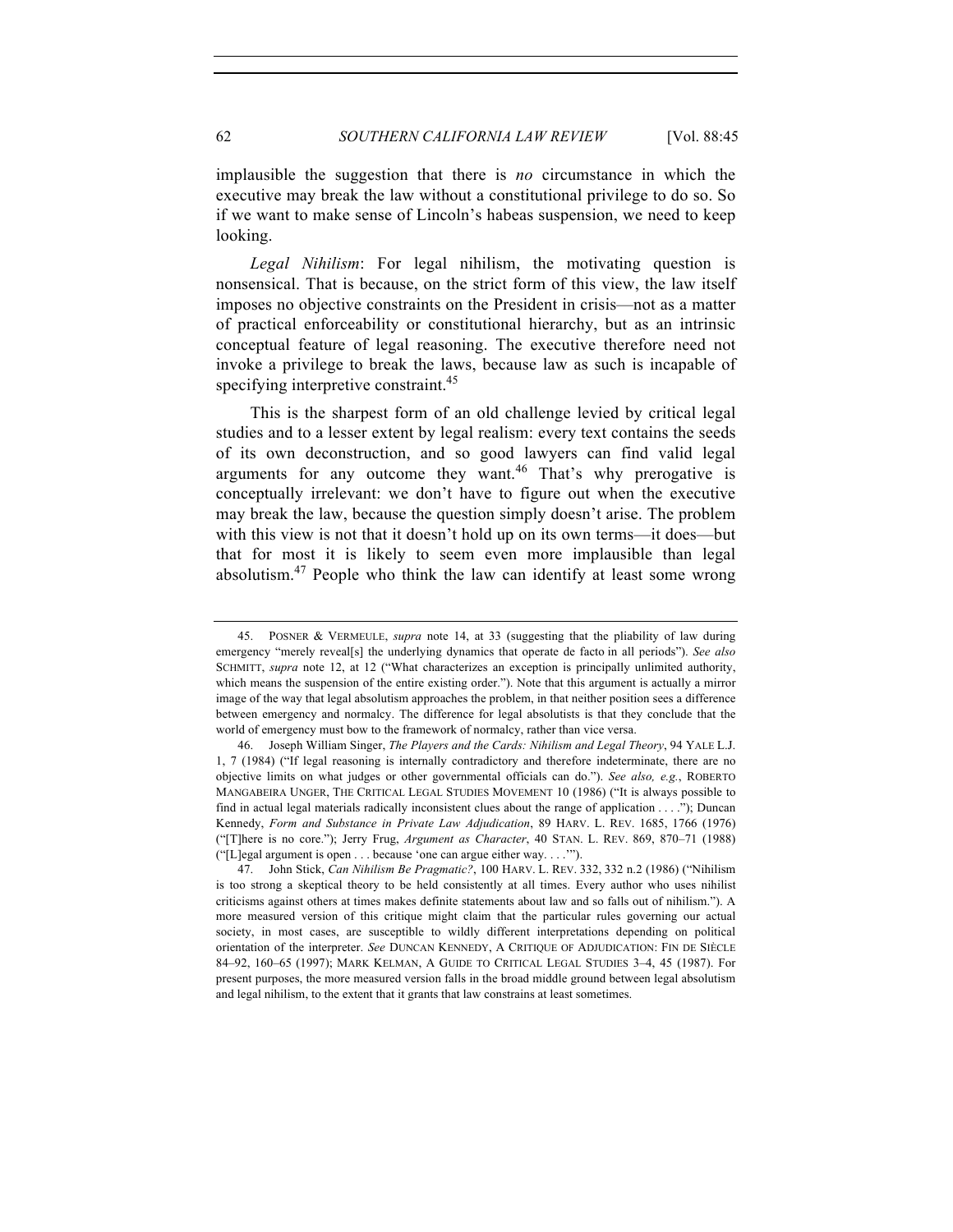implausible the suggestion that there is *no* circumstance in which the executive may break the law without a constitutional privilege to do so. So if we want to make sense of Lincoln's habeas suspension, we need to keep looking.

*Legal Nihilism*: For legal nihilism, the motivating question is nonsensical. That is because, on the strict form of this view, the law itself imposes no objective constraints on the President in crisis—not as a matter of practical enforceability or constitutional hierarchy, but as an intrinsic conceptual feature of legal reasoning. The executive therefore need not invoke a privilege to break the laws, because law as such is incapable of specifying interpretive constraint.[45]

This is the sharpest form of an old challenge levied by critical legal studies and to a lesser extent by legal realism: every text contains the seeds of its own deconstruction, and so good lawyers can find valid legal arguments for any outcome they want.[46] That's why prerogative is conceptually irrelevant: we don't have to figure out when the executive may break the law, because the question simply doesn't arise. The problem with this view is not that it doesn't hold up on its own terms—it does—but that for most it is likely to seem even more implausible than legal absolutism.[47] People who think the law can identify at least some wrong

---

45. POSNER & VERMEULE, *supra* note 14, at 33 (suggesting that the pliability of law during emergency "merely reveal[s] the underlying dynamics that operate de facto in all periods"). *See also* SCHMITT, *supra* note 12, at 12 ("What characterizes an exception is principally unlimited authority, which means the suspension of the entire existing order."). Note that this argument is actually a mirror image of the way that legal absolutism approaches the problem, in that neither position sees a difference between emergency and normalcy. The difference for legal absolutists is that they conclude that the world of emergency must bow to the framework of normalcy, rather than vice versa.

46. Joseph William Singer, *The Players and the Cards: Nihilism and Legal Theory*, 94 YALE L.J. 1, 7 (1984) ("If legal reasoning is internally contradictory and therefore indeterminate, there are no objective limits on what judges or other governmental officials can do."). *See also, e.g.*, ROBERTO MANGABEIRA UNGER, THE CRITICAL LEGAL STUDIES MOVEMENT 10 (1986) ("It is always possible to find in actual legal materials radically inconsistent clues about the range of application . . . ."); Duncan Kennedy, *Form and Substance in Private Law Adjudication*, 89 HARV. L. REV. 1685, 1766 (1976) ("[T]here is no core."); Jerry Frug, *Argument as Character*, 40 STAN. L. REV. 869, 870–71 (1988) ("[L]egal argument is open . . . because 'one can argue either way. . . .'").

47. John Stick, *Can Nihilism Be Pragmatic?*, 100 HARV. L. REV. 332, 332 n.2 (1986) ("Nihilism is too strong a skeptical theory to be held consistently at all times. Every author who uses nihilist criticisms against others at times makes definite statements about law and so falls out of nihilism."). A more measured version of this critique might claim that the particular rules governing our actual society, in most cases, are susceptible to wildly different interpretations depending on political orientation of the interpreter. *See* DUNCAN KENNEDY, A CRITIQUE OF ADJUDICATION: FIN DE SIÈCLE 84–92, 160–65 (1997); MARK KELMAN, A GUIDE TO CRITICAL LEGAL STUDIES 3–4, 45 (1987). For present purposes, the more measured version falls in the broad middle ground between legal absolutism and legal nihilism, to the extent that it grants that law constrains at least sometimes.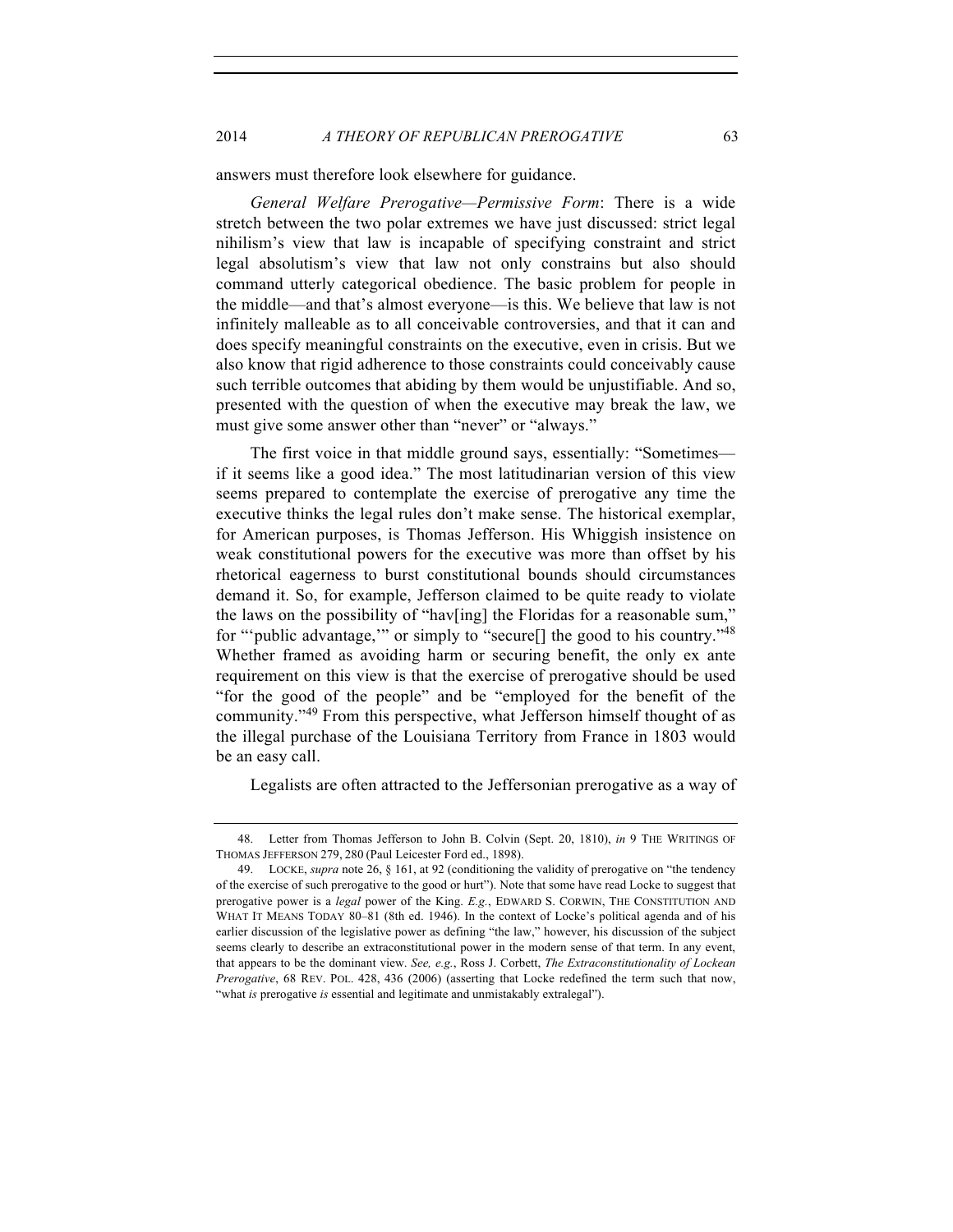answers must therefore look elsewhere for guidance.

*General Welfare Prerogative—Permissive Form*: There is a wide stretch between the two polar extremes we have just discussed: strict legal nihilism's view that law is incapable of specifying constraint and strict legal absolutism's view that law not only constrains but also should command utterly categorical obedience. The basic problem for people in the middle—and that's almost everyone—is this. We believe that law is not infinitely malleable as to all conceivable controversies, and that it can and does specify meaningful constraints on the executive, even in crisis. But we also know that rigid adherence to those constraints could conceivably cause such terrible outcomes that abiding by them would be unjustifiable. And so, presented with the question of when the executive may break the law, we must give some answer other than "never" or "always."

The first voice in that middle ground says, essentially: "Sometimes—if it seems like a good idea." The most latitudinarian version of this view seems prepared to contemplate the exercise of prerogative any time the executive thinks the legal rules don't make sense. The historical exemplar, for American purposes, is Thomas Jefferson. His Whiggish insistence on weak constitutional powers for the executive was more than offset by his rhetorical eagerness to burst constitutional bounds should circumstances demand it. So, for example, Jefferson claimed to be quite ready to violate the laws on the possibility of "hav[ing] the Floridas for a reasonable sum," for "'public advantage,'" or simply to "secure[] the good to his country."[48] Whether framed as avoiding harm or securing benefit, the only ex ante requirement on this view is that the exercise of prerogative should be used "for the good of the people" and be "employed for the benefit of the community."[49] From this perspective, what Jefferson himself thought of as the illegal purchase of the Louisiana Territory from France in 1803 would be an easy call.

Legalists are often attracted to the Jeffersonian prerogative as a way of

48. Letter from Thomas Jefferson to John B. Colvin (Sept. 20, 1810), *in* 9 THE WRITINGS OF THOMAS JEFFERSON 279, 280 (Paul Leicester Ford ed., 1898).

49. LOCKE, *supra* note 26, § 161, at 92 (conditioning the validity of prerogative on "the tendency of the exercise of such prerogative to the good or hurt"). Note that some have read Locke to suggest that prerogative power is a *legal* power of the King. *E.g.*, EDWARD S. CORWIN, THE CONSTITUTION AND WHAT IT MEANS TODAY 80–81 (8th ed. 1946). In the context of Locke's political agenda and of his earlier discussion of the legislative power as defining "the law," however, his discussion of the subject seems clearly to describe an extraconstitutional power in the modern sense of that term. In any event, that appears to be the dominant view. *See, e.g.*, Ross J. Corbett, *The Extraconstitutionality of Lockean Prerogative*, 68 REV. POL. 428, 436 (2006) (asserting that Locke redefined the term such that now, "what *is* prerogative *is* essential and legitimate and unmistakably extralegal").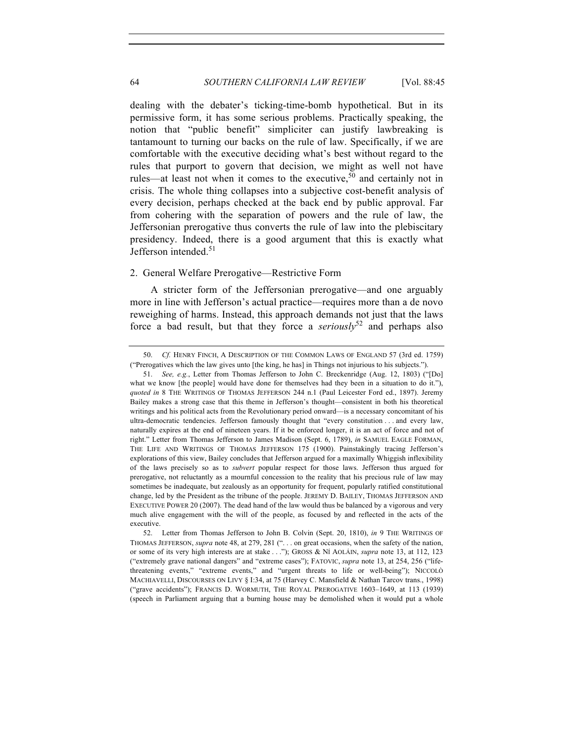dealing with the debater's ticking-time-bomb hypothetical. But in its permissive form, it has some serious problems. Practically speaking, the notion that "public benefit" simpliciter can justify lawbreaking is tantamount to turning our backs on the rule of law. Specifically, if we are comfortable with the executive deciding what's best without regard to the rules that purport to govern that decision, we might as well not have rules—at least not when it comes to the executive,[50] and certainly not in crisis. The whole thing collapses into a subjective cost-benefit analysis of every decision, perhaps checked at the back end by public approval. Far from cohering with the separation of powers and the rule of law, the Jeffersonian prerogative thus converts the rule of law into the plebiscitary presidency. Indeed, there is a good argument that this is exactly what Jefferson intended.[51]

### 2. General Welfare Prerogative—Restrictive Form

A stricter form of the Jeffersonian prerogative—and one arguably more in line with Jefferson's actual practice—requires more than a de novo reweighing of harms. Instead, this approach demands not just that the laws force a bad result, but that they force a *seriously*[52] and perhaps also

---

50. *Cf.* HENRY FINCH, A DESCRIPTION OF THE COMMON LAWS OF ENGLAND 57 (3rd ed. 1759) ("Prerogatives which the law gives unto [the king, he has] in Things not injurious to his subjects.").

51. *See, e.g.*, Letter from Thomas Jefferson to John C. Breckenridge (Aug. 12, 1803) ("[Do] what we know [the people] would have done for themselves had they been in a situation to do it."), *quoted in* 8 THE WRITINGS OF THOMAS JEFFERSON 244 n.1 (Paul Leicester Ford ed., 1897). Jeremy Bailey makes a strong case that this theme in Jefferson's thought—consistent in both his theoretical writings and his political acts from the Revolutionary period onward—is a necessary concomitant of his ultra-democratic tendencies. Jefferson famously thought that "every constitution . . . and every law, naturally expires at the end of nineteen years. If it be enforced longer, it is an act of force and not of right." Letter from Thomas Jefferson to James Madison (Sept. 6, 1789), *in* SAMUEL EAGLE FORMAN, THE LIFE AND WRITINGS OF THOMAS JEFFERSON 175 (1900). Painstakingly tracing Jefferson's explorations of this view, Bailey concludes that Jefferson argued for a maximally Whiggish inflexibility of the laws precisely so as to *subvert* popular respect for those laws. Jefferson thus argued for prerogative, not reluctantly as a mournful concession to the reality that his precious rule of law may sometimes be inadequate, but zealously as an opportunity for frequent, popularly ratified constitutional change, led by the President as the tribune of the people. JEREMY D. BAILEY, THOMAS JEFFERSON AND EXECUTIVE POWER 20 (2007). The dead hand of the law would thus be balanced by a vigorous and very much alive engagement with the will of the people, as focused by and reflected in the acts of the executive.

52. Letter from Thomas Jefferson to John B. Colvin (Sept. 20, 1810), *in* 9 THE WRITINGS OF THOMAS JEFFERSON, *supra* note 48, at 279, 281 (". . . on great occasions, when the safety of the nation, or some of its very high interests are at stake . . ."); GROSS & NÍ AOLÁIN, *supra* note 13, at 112, 123 ("extremely grave national dangers" and "extreme cases"); FATOVIC, *supra* note 13, at 254, 256 ("life-threatening events," "extreme events," and "urgent threats to life or well-being"); NICCOLÒ MACHIAVELLI, DISCOURSES ON LIVY § I:34, at 75 (Harvey C. Mansfield & Nathan Tarcov trans., 1998) ("grave accidents"); FRANCIS D. WORMUTH, THE ROYAL PREROGATIVE 1603–1649, at 113 (1939) (speech in Parliament arguing that a burning house may be demolished when it would put a whole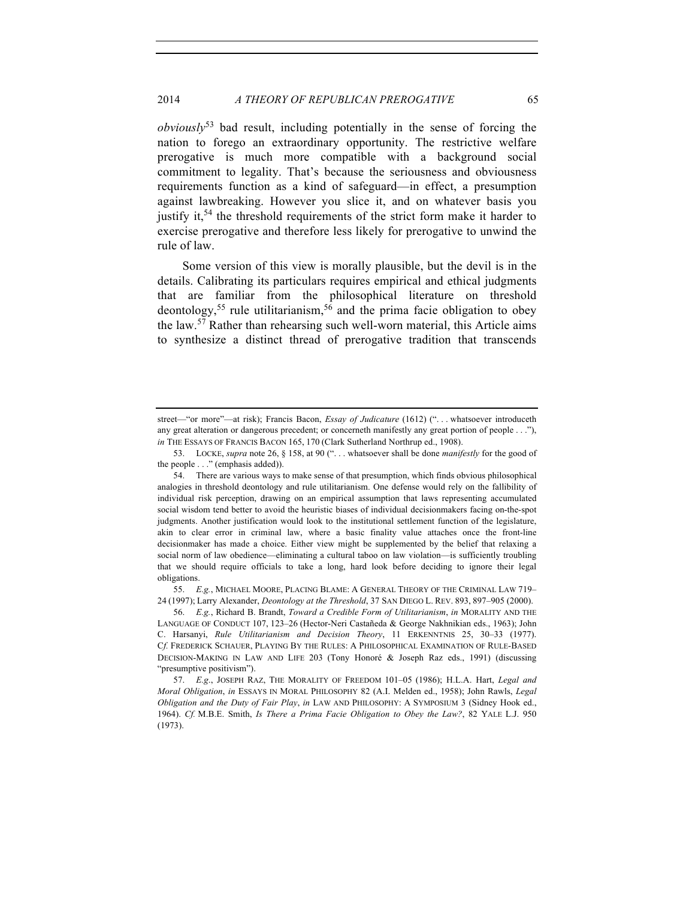*obviously*[53] bad result, including potentially in the sense of forcing the nation to forego an extraordinary opportunity. The restrictive welfare prerogative is much more compatible with a background social commitment to legality. That's because the seriousness and obviousness requirements function as a kind of safeguard—in effect, a presumption against lawbreaking. However you slice it, and on whatever basis you justify it,[54] the threshold requirements of the strict form make it harder to exercise prerogative and therefore less likely for prerogative to unwind the rule of law.

Some version of this view is morally plausible, but the devil is in the details. Calibrating its particulars requires empirical and ethical judgments that are familiar from the philosophical literature on threshold deontology,[55] rule utilitarianism,[56] and the prima facie obligation to obey the law.[57] Rather than rehearsing such well-worn material, this Article aims to synthesize a distinct thread of prerogative tradition that transcends

---

street—"or more"—at risk); Francis Bacon, *Essay of Judicature* (1612) (". . . whatsoever introduceth any great alteration or dangerous precedent; or concerneth manifestly any great portion of people . . ."), *in* THE ESSAYS OF FRANCIS BACON 165, 170 (Clark Sutherland Northrup ed., 1908).

53. LOCKE, *supra* note 26, § 158, at 90 (". . . whatsoever shall be done *manifestly* for the good of the people . . ." (emphasis added)).

54. There are various ways to make sense of that presumption, which finds obvious philosophical analogies in threshold deontology and rule utilitarianism. One defense would rely on the fallibility of individual risk perception, drawing on an empirical assumption that laws representing accumulated social wisdom tend better to avoid the heuristic biases of individual decisionmakers facing on-the-spot judgments. Another justification would look to the institutional settlement function of the legislature, akin to clear error in criminal law, where a basic finality value attaches once the front-line decisionmaker has made a choice. Either view might be supplemented by the belief that relaxing a social norm of law obedience—eliminating a cultural taboo on law violation—is sufficiently troubling that we should require officials to take a long, hard look before deciding to ignore their legal obligations.

55. *E.g.*, MICHAEL MOORE, PLACING BLAME: A GENERAL THEORY OF THE CRIMINAL LAW 719–24 (1997); Larry Alexander, *Deontology at the Threshold*, 37 SAN DIEGO L. REV. 893, 897–905 (2000).

56. *E.g.*, Richard B. Brandt, *Toward a Credible Form of Utilitarianism*, *in* MORALITY AND THE LANGUAGE OF CONDUCT 107, 123–26 (Hector-Neri Castañeda & George Nakhnikian eds., 1963); John C. Harsanyi, *Rule Utilitarianism and Decision Theory*, 11 ERKENNTNIS 25, 30–33 (1977). *Cf.* FREDERICK SCHAUER, PLAYING BY THE RULES: A PHILOSOPHICAL EXAMINATION OF RULE-BASED DECISION-MAKING IN LAW AND LIFE 203 (Tony Honoré & Joseph Raz eds., 1991) (discussing "presumptive positivism").

57. *E.g.*, JOSEPH RAZ, THE MORALITY OF FREEDOM 101–05 (1986); H.L.A. Hart, *Legal and Moral Obligation*, *in* ESSAYS IN MORAL PHILOSOPHY 82 (A.I. Melden ed., 1958); John Rawls, *Legal Obligation and the Duty of Fair Play*, *in* LAW AND PHILOSOPHY: A SYMPOSIUM 3 (Sidney Hook ed., 1964). *Cf.* M.B.E. Smith, *Is There a Prima Facie Obligation to Obey the Law?*, 82 YALE L.J. 950 (1973).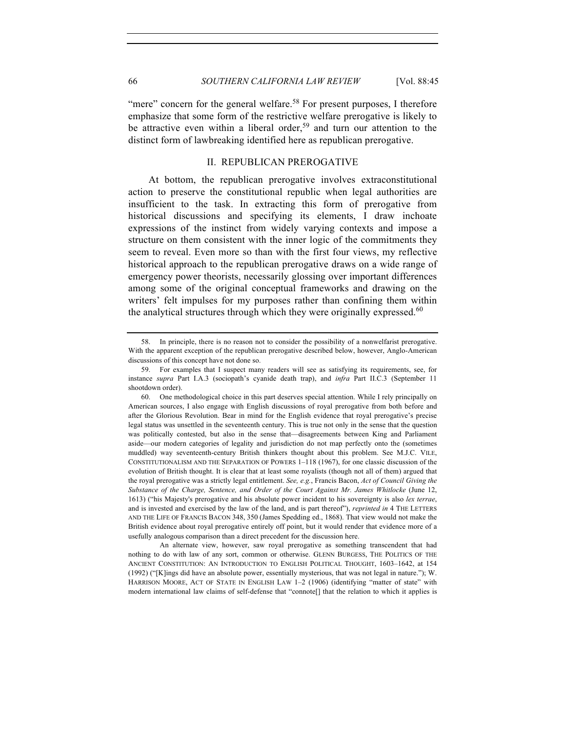"mere" concern for the general welfare.[58] For present purposes, I therefore emphasize that some form of the restrictive welfare prerogative is likely to be attractive even within a liberal order,[59] and turn our attention to the distinct form of lawbreaking identified here as republican prerogative.

## II. REPUBLICAN PREROGATIVE

At bottom, the republican prerogative involves extraconstitutional action to preserve the constitutional republic when legal authorities are insufficient to the task. In extracting this form of prerogative from historical discussions and specifying its elements, I draw inchoate expressions of the instinct from widely varying contexts and impose a structure on them consistent with the inner logic of the commitments they seem to reveal. Even more so than with the first four views, my reflective historical approach to the republican prerogative draws on a wide range of emergency power theorists, necessarily glossing over important differences among some of the original conceptual frameworks and drawing on the writers' felt impulses for my purposes rather than confining them within the analytical structures through which they were originally expressed.[60]

---

58. In principle, there is no reason not to consider the possibility of a nonwelfarist prerogative. With the apparent exception of the republican prerogative described below, however, Anglo-American discussions of this concept have not done so.

59. For examples that I suspect many readers will see as satisfying its requirements, see, for instance *supra* Part I.A.3 (sociopath's cyanide death trap), and *infra* Part II.C.3 (September 11 shootdown order).

60. One methodological choice in this part deserves special attention. While I rely principally on American sources, I also engage with English discussions of royal prerogative from both before and after the Glorious Revolution. Bear in mind for the English evidence that royal prerogative's precise legal status was unsettled in the seventeenth century. This is true not only in the sense that the question was politically contested, but also in the sense that—disagreements between King and Parliament aside—our modern categories of legality and jurisdiction do not map perfectly onto the (sometimes muddled) way seventeenth-century British thinkers thought about this problem. See M.J.C. VILE, CONSTITUTIONALISM AND THE SEPARATION OF POWERS 1–118 (1967), for one classic discussion of the evolution of British thought. It is clear that at least some royalists (though not all of them) argued that the royal prerogative was a strictly legal entitlement. *See, e.g.*, Francis Bacon, *Act of Council Giving the Substance of the Charge, Sentence, and Order of the Court Against Mr. James Whitlocke* (June 12, 1613) ("his Majesty's prerogative and his absolute power incident to his sovereignty is also *lex terrae*, and is invested and exercised by the law of the land, and is part thereof"), *reprinted in* 4 THE LETTERS AND THE LIFE OF FRANCIS BACON 348, 350 (James Spedding ed., 1868). That view would not make the British evidence about royal prerogative entirely off point, but it would render that evidence more of a usefully analogous comparison than a direct precedent for the discussion here.

An alternate view, however, saw royal prerogative as something transcendent that had nothing to do with law of any sort, common or otherwise. GLENN BURGESS, THE POLITICS OF THE ANCIENT CONSTITUTION: AN INTRODUCTION TO ENGLISH POLITICAL THOUGHT, 1603–1642, at 154 (1992) ("[K]ings did have an absolute power, essentially mysterious, that was not legal in nature."); W. HARRISON MOORE, ACT OF STATE IN ENGLISH LAW 1–2 (1906) (identifying "matter of state" with modern international law claims of self-defense that "connote[] that the relation to which it applies is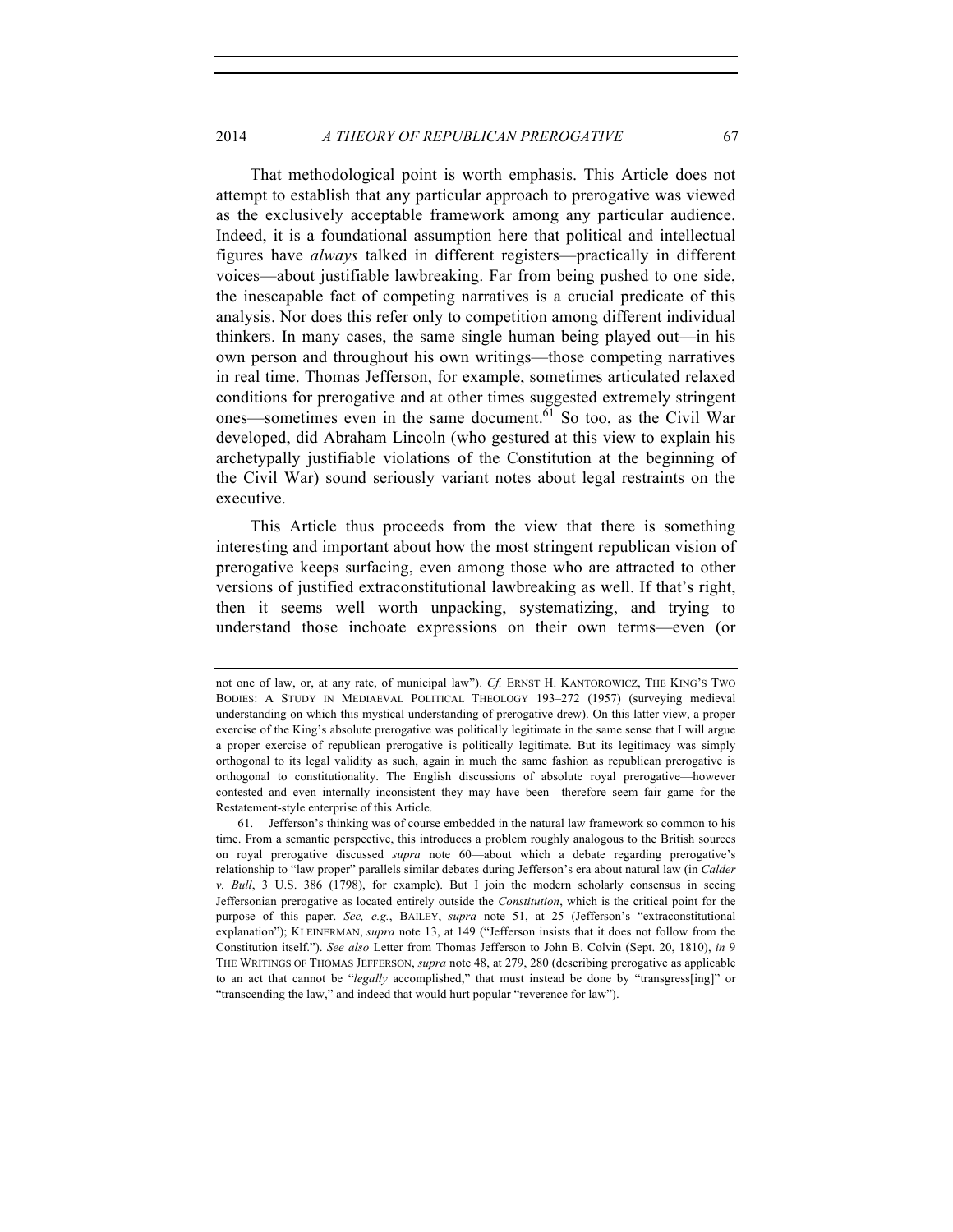That methodological point is worth emphasis. This Article does not attempt to establish that any particular approach to prerogative was viewed as the exclusively acceptable framework among any particular audience. Indeed, it is a foundational assumption here that political and intellectual figures have *always* talked in different registers—practically in different voices—about justifiable lawbreaking. Far from being pushed to one side, the inescapable fact of competing narratives is a crucial predicate of this analysis. Nor does this refer only to competition among different individual thinkers. In many cases, the same single human being played out—in his own person and throughout his own writings—those competing narratives in real time. Thomas Jefferson, for example, sometimes articulated relaxed conditions for prerogative and at other times suggested extremely stringent ones—sometimes even in the same document.[61] So too, as the Civil War developed, did Abraham Lincoln (who gestured at this view to explain his archetypally justifiable violations of the Constitution at the beginning of the Civil War) sound seriously variant notes about legal restraints on the executive.

This Article thus proceeds from the view that there is something interesting and important about how the most stringent republican vision of prerogative keeps surfacing, even among those who are attracted to other versions of justified extraconstitutional lawbreaking as well. If that's right, then it seems well worth unpacking, systematizing, and trying to understand those inchoate expressions on their own terms—even (or

---

not one of law, or, at any rate, of municipal law"). *Cf.* ERNST H. KANTOROWICZ, THE KING'S TWO BODIES: A STUDY IN MEDIAEVAL POLITICAL THEOLOGY 193–272 (1957) (surveying medieval understanding on which this mystical understanding of prerogative drew). On this latter view, a proper exercise of the King's absolute prerogative was politically legitimate in the same sense that I will argue a proper exercise of republican prerogative is politically legitimate. But its legitimacy was simply orthogonal to its legal validity as such, again in much the same fashion as republican prerogative is orthogonal to constitutionality. The English discussions of absolute royal prerogative—however contested and even internally inconsistent they may have been—therefore seem fair game for the Restatement-style enterprise of this Article.

61. Jefferson's thinking was of course embedded in the natural law framework so common to his time. From a semantic perspective, this introduces a problem roughly analogous to the British sources on royal prerogative discussed *supra* note 60—about which a debate regarding prerogative's relationship to "law proper" parallels similar debates during Jefferson's era about natural law (in *Calder v. Bull*, 3 U.S. 386 (1798), for example). But I join the modern scholarly consensus in seeing Jeffersonian prerogative as located entirely outside the *Constitution*, which is the critical point for the purpose of this paper. *See, e.g.*, BAILEY, *supra* note 51, at 25 (Jefferson's "extraconstitutional explanation"); KLEINERMAN, *supra* note 13, at 149 ("Jefferson insists that it does not follow from the Constitution itself."). *See also* Letter from Thomas Jefferson to John B. Colvin (Sept. 20, 1810), *in* 9 THE WRITINGS OF THOMAS JEFFERSON, *supra* note 48, at 279, 280 (describing prerogative as applicable to an act that cannot be "*legally* accomplished," that must instead be done by "transgress[ing]" or "transcending the law," and indeed that would hurt popular "reverence for law").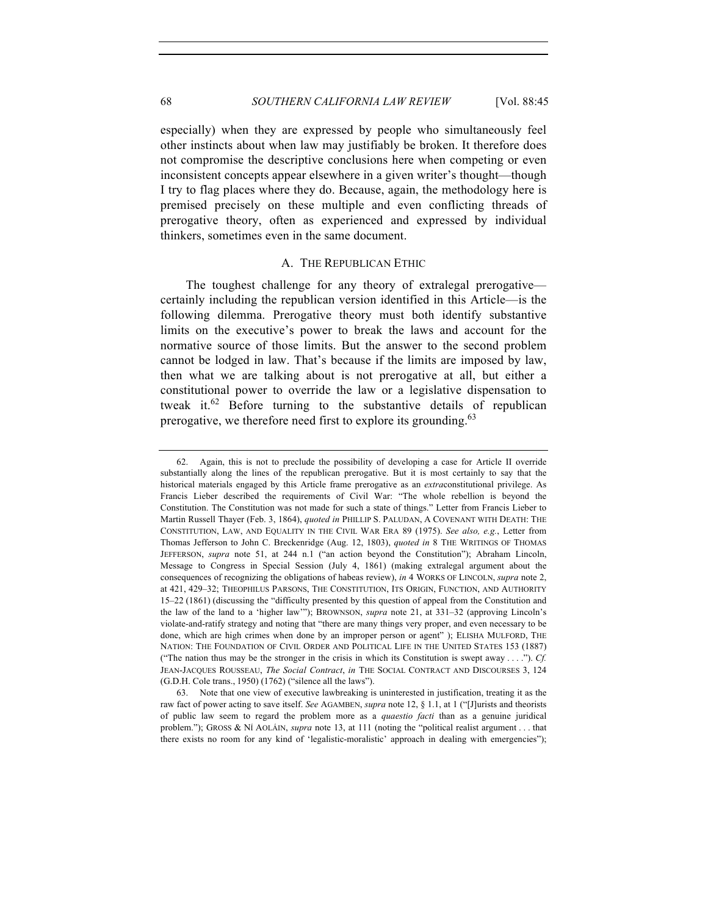especially) when they are expressed by people who simultaneously feel other instincts about when law may justifiably be broken. It therefore does not compromise the descriptive conclusions here when competing or even inconsistent concepts appear elsewhere in a given writer's thought—though I try to flag places where they do. Because, again, the methodology here is premised precisely on these multiple and even conflicting threads of prerogative theory, often as experienced and expressed by individual thinkers, sometimes even in the same document.

### A. THE REPUBLICAN ETHIC

The toughest challenge for any theory of extralegal prerogative—certainly including the republican version identified in this Article—is the following dilemma. Prerogative theory must both identify substantive limits on the executive's power to break the laws and account for the normative source of those limits. But the answer to the second problem cannot be lodged in law. That's because if the limits are imposed by law, then what we are talking about is not prerogative at all, but either a constitutional power to override the law or a legislative dispensation to tweak it.[62] Before turning to the substantive details of republican prerogative, we therefore need first to explore its grounding.[63]

---

62. Again, this is not to preclude the possibility of developing a case for Article II override substantially along the lines of the republican prerogative. But it is most certainly to say that the historical materials engaged by this Article frame prerogative as an *extra*constitutional privilege. As Francis Lieber described the requirements of Civil War: "The whole rebellion is beyond the Constitution. The Constitution was not made for such a state of things." Letter from Francis Lieber to Martin Russell Thayer (Feb. 3, 1864), *quoted in* PHILLIP S. PALUDAN, A COVENANT WITH DEATH: THE CONSTITUTION, LAW, AND EQUALITY IN THE CIVIL WAR ERA 89 (1975). *See also, e.g.*, Letter from Thomas Jefferson to John C. Breckenridge (Aug. 12, 1803), *quoted in* 8 THE WRITINGS OF THOMAS JEFFERSON, *supra* note 51, at 244 n.1 ("an action beyond the Constitution"); Abraham Lincoln, Message to Congress in Special Session (July 4, 1861) (making extralegal argument about the consequences of recognizing the obligations of habeas review), *in* 4 WORKS OF LINCOLN, *supra* note 2, at 421, 429–32; THEOPHILUS PARSONS, THE CONSTITUTION, ITS ORIGIN, FUNCTION, AND AUTHORITY 15–22 (1861) (discussing the "difficulty presented by this question of appeal from the Constitution and the law of the land to a 'higher law'"); BROWNSON, *supra* note 21, at 331–32 (approving Lincoln's violate-and-ratify strategy and noting that "there are many things very proper, and even necessary to be done, which are high crimes when done by an improper person or agent" ); ELISHA MULFORD, THE NATION: THE FOUNDATION OF CIVIL ORDER AND POLITICAL LIFE IN THE UNITED STATES 153 (1887) ("The nation thus may be the stronger in the crisis in which its Constitution is swept away . . . ."). *Cf.* JEAN-JACQUES ROUSSEAU, *The Social Contract*, *in* THE SOCIAL CONTRACT AND DISCOURSES 3, 124 (G.D.H. Cole trans., 1950) (1762) ("silence all the laws").

63. Note that one view of executive lawbreaking is uninterested in justification, treating it as the raw fact of power acting to save itself. *See* AGAMBEN, *supra* note 12, § 1.1, at 1 ("[J]urists and theorists of public law seem to regard the problem more as a *quaestio facti* than as a genuine juridical problem."); GROSS & NÍ AOLÁIN, *supra* note 13, at 111 (noting the "political realist argument . . . that there exists no room for any kind of 'legalistic-moralistic' approach in dealing with emergencies");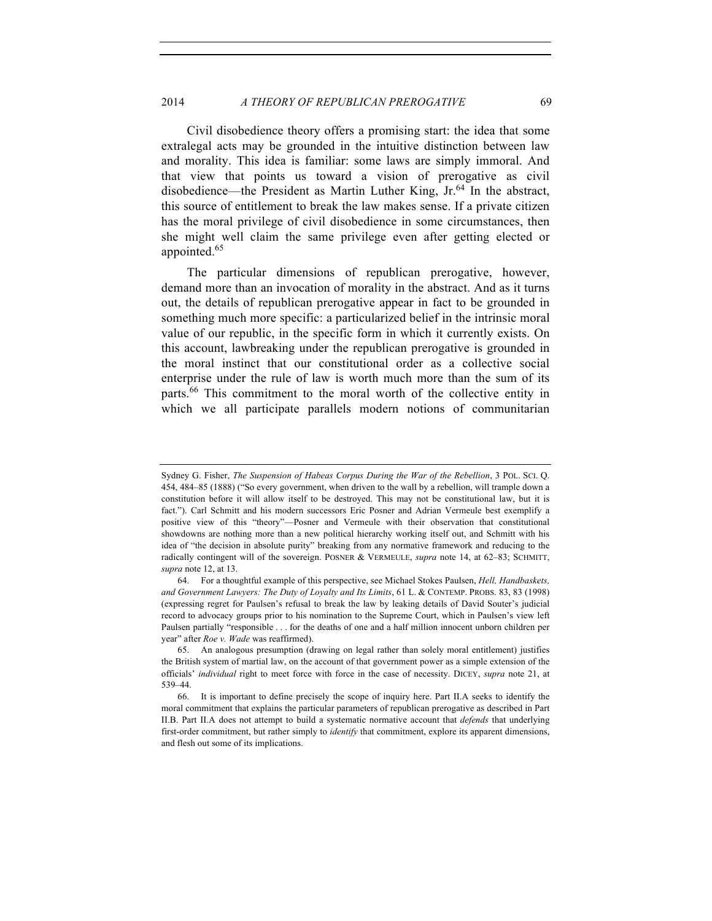Civil disobedience theory offers a promising start: the idea that some extralegal acts may be grounded in the intuitive distinction between law and morality. This idea is familiar: some laws are simply immoral. And that view that points us toward a vision of prerogative as civil disobedience—the President as Martin Luther King, Jr.[64] In the abstract, this source of entitlement to break the law makes sense. If a private citizen has the moral privilege of civil disobedience in some circumstances, then she might well claim the same privilege even after getting elected or appointed.[65]

The particular dimensions of republican prerogative, however, demand more than an invocation of morality in the abstract. And as it turns out, the details of republican prerogative appear in fact to be grounded in something much more specific: a particularized belief in the intrinsic moral value of our republic, in the specific form in which it currently exists. On this account, lawbreaking under the republican prerogative is grounded in the moral instinct that our constitutional order as a collective social enterprise under the rule of law is worth much more than the sum of its parts.[66] This commitment to the moral worth of the collective entity in which we all participate parallels modern notions of communitarian

---

Sydney G. Fisher, *The Suspension of Habeas Corpus During the War of the Rebellion*, 3 POL. SCI. Q. 454, 484–85 (1888) ("So every government, when driven to the wall by a rebellion, will trample down a constitution before it will allow itself to be destroyed. This may not be constitutional law, but it is fact."). Carl Schmitt and his modern successors Eric Posner and Adrian Vermeule best exemplify a positive view of this "theory"—Posner and Vermeule with their observation that constitutional showdowns are nothing more than a new political hierarchy working itself out, and Schmitt with his idea of "the decision in absolute purity" breaking from any normative framework and reducing to the radically contingent will of the sovereign. POSNER & VERMEULE, *supra* note 14, at 62–83; SCHMITT, *supra* note 12, at 13.

64. For a thoughtful example of this perspective, see Michael Stokes Paulsen, *Hell, Handbaskets, and Government Lawyers: The Duty of Loyalty and Its Limits*, 61 L. & CONTEMP. PROBS. 83, 83 (1998) (expressing regret for Paulsen's refusal to break the law by leaking details of David Souter's judicial record to advocacy groups prior to his nomination to the Supreme Court, which in Paulsen's view left Paulsen partially "responsible . . . for the deaths of one and a half million innocent unborn children per year" after *Roe v. Wade* was reaffirmed).

65. An analogous presumption (drawing on legal rather than solely moral entitlement) justifies the British system of martial law, on the account of that government power as a simple extension of the officials' *individual* right to meet force with force in the case of necessity. DICEY, *supra* note 21, at 539–44.

66. It is important to define precisely the scope of inquiry here. Part II.A seeks to identify the moral commitment that explains the particular parameters of republican prerogative as described in Part II.B. Part II.A does not attempt to build a systematic normative account that *defends* that underlying first-order commitment, but rather simply to *identify* that commitment, explore its apparent dimensions, and flesh out some of its implications.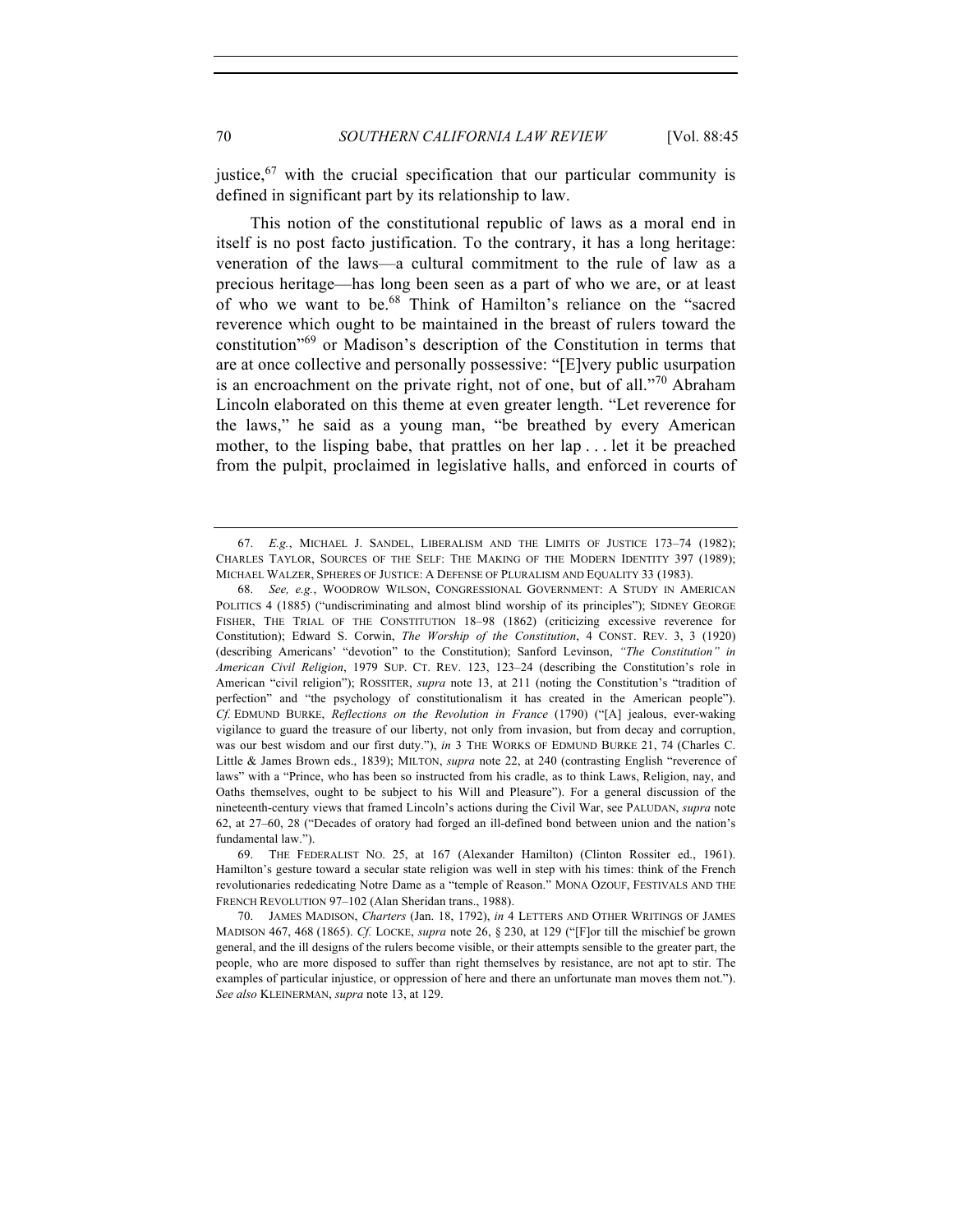justice,[67] with the crucial specification that our particular community is defined in significant part by its relationship to law.

This notion of the constitutional republic of laws as a moral end in itself is no post facto justification. To the contrary, it has a long heritage: veneration of the laws—a cultural commitment to the rule of law as a precious heritage—has long been seen as a part of who we are, or at least of who we want to be.[68] Think of Hamilton's reliance on the "sacred reverence which ought to be maintained in the breast of rulers toward the constitution"[69] or Madison's description of the Constitution in terms that are at once collective and personally possessive: "[E]very public usurpation is an encroachment on the private right, not of one, but of all."[70] Abraham Lincoln elaborated on this theme at even greater length. "Let reverence for the laws," he said as a young man, "be breathed by every American mother, to the lisping babe, that prattles on her lap . . . let it be preached from the pulpit, proclaimed in legislative halls, and enforced in courts of

---

67. *E.g.*, MICHAEL J. SANDEL, LIBERALISM AND THE LIMITS OF JUSTICE 173–74 (1982); CHARLES TAYLOR, SOURCES OF THE SELF: THE MAKING OF THE MODERN IDENTITY 397 (1989); MICHAEL WALZER, SPHERES OF JUSTICE: A DEFENSE OF PLURALISM AND EQUALITY 33 (1983).

68. *See, e.g.*, WOODROW WILSON, CONGRESSIONAL GOVERNMENT: A STUDY IN AMERICAN POLITICS 4 (1885) ("undiscriminating and almost blind worship of its principles"); SIDNEY GEORGE FISHER, THE TRIAL OF THE CONSTITUTION 18–98 (1862) (criticizing excessive reverence for Constitution); Edward S. Corwin, *The Worship of the Constitution*, 4 CONST. REV. 3, 3 (1920) (describing Americans' "devotion" to the Constitution); Sanford Levinson, *"The Constitution" in American Civil Religion*, 1979 SUP. CT. REV. 123, 123–24 (describing the Constitution's role in American "civil religion"); ROSSITER, *supra* note 13, at 211 (noting the Constitution's "tradition of perfection" and "the psychology of constitutionalism it has created in the American people"). *Cf.* EDMUND BURKE, *Reflections on the Revolution in France* (1790) ("[A] jealous, ever-waking vigilance to guard the treasure of our liberty, not only from invasion, but from decay and corruption, was our best wisdom and our first duty."), *in* 3 THE WORKS OF EDMUND BURKE 21, 74 (Charles C. Little & James Brown eds., 1839); MILTON, *supra* note 22, at 240 (contrasting English "reverence of laws" with a "Prince, who has been so instructed from his cradle, as to think Laws, Religion, nay, and Oaths themselves, ought to be subject to his Will and Pleasure"). For a general discussion of the nineteenth-century views that framed Lincoln's actions during the Civil War, see PALUDAN, *supra* note 62, at 27–60, 28 ("Decades of oratory had forged an ill-defined bond between union and the nation's fundamental law.").

69. THE FEDERALIST NO. 25, at 167 (Alexander Hamilton) (Clinton Rossiter ed., 1961). Hamilton's gesture toward a secular state religion was well in step with his times: think of the French revolutionaries rededicating Notre Dame as a "temple of Reason." MONA OZOUF, FESTIVALS AND THE FRENCH REVOLUTION 97–102 (Alan Sheridan trans., 1988).

70. JAMES MADISON, *Charters* (Jan. 18, 1792), *in* 4 LETTERS AND OTHER WRITINGS OF JAMES MADISON 467, 468 (1865). *Cf.* LOCKE, *supra* note 26, § 230, at 129 ("[F]or till the mischief be grown general, and the ill designs of the rulers become visible, or their attempts sensible to the greater part, the people, who are more disposed to suffer than right themselves by resistance, are not apt to stir. The examples of particular injustice, or oppression of here and there an unfortunate man moves them not."). *See also* KLEINERMAN, *supra* note 13, at 129.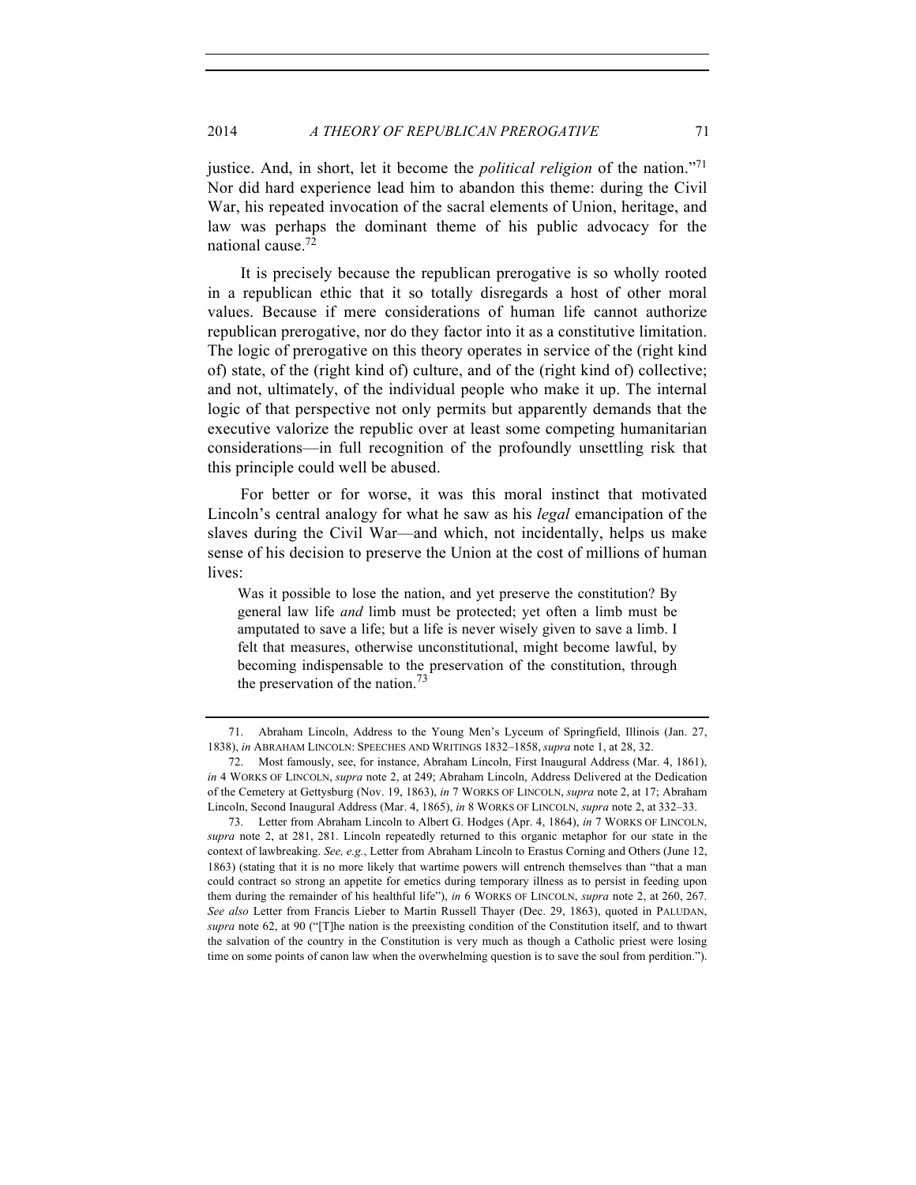justice. And, in short, let it become the *political religion* of the nation."[71] Nor did hard experience lead him to abandon this theme: during the Civil War, his repeated invocation of the sacral elements of Union, heritage, and law was perhaps the dominant theme of his public advocacy for the national cause.[72]

It is precisely because the republican prerogative is so wholly rooted in a republican ethic that it so totally disregards a host of other moral values. Because if mere considerations of human life cannot authorize republican prerogative, nor do they factor into it as a constitutive limitation. The logic of prerogative on this theory operates in service of the (right kind of) state, of the (right kind of) culture, and of the (right kind of) collective; and not, ultimately, of the individual people who make it up. The internal logic of that perspective not only permits but apparently demands that the executive valorize the republic over at least some competing humanitarian considerations—in full recognition of the profoundly unsettling risk that this principle could well be abused.

For better or for worse, it was this moral instinct that motivated Lincoln's central analogy for what he saw as his *legal* emancipation of the slaves during the Civil War—and which, not incidentally, helps us make sense of his decision to preserve the Union at the cost of millions of human lives:

> Was it possible to lose the nation, and yet preserve the constitution? By general law life *and* limb must be protected; yet often a limb must be amputated to save a life; but a life is never wisely given to save a limb. I felt that measures, otherwise unconstitutional, might become lawful, by becoming indispensable to the preservation of the constitution, through the preservation of the nation.[73]

---

71. Abraham Lincoln, Address to the Young Men's Lyceum of Springfield, Illinois (Jan. 27, 1838), *in* ABRAHAM LINCOLN: SPEECHES AND WRITINGS 1832–1858, *supra* note 1, at 28, 32.

72. Most famously, see, for instance, Abraham Lincoln, First Inaugural Address (Mar. 4, 1861), *in* 4 WORKS OF LINCOLN, *supra* note 2, at 249; Abraham Lincoln, Address Delivered at the Dedication of the Cemetery at Gettysburg (Nov. 19, 1863), *in* 7 WORKS OF LINCOLN, *supra* note 2, at 17; Abraham Lincoln, Second Inaugural Address (Mar. 4, 1865), *in* 8 WORKS OF LINCOLN, *supra* note 2, at 332–33.

73. Letter from Abraham Lincoln to Albert G. Hodges (Apr. 4, 1864), *in* 7 WORKS OF LINCOLN, *supra* note 2, at 281, 281. Lincoln repeatedly returned to this organic metaphor for our state in the context of lawbreaking. *See, e.g.*, Letter from Abraham Lincoln to Erastus Corning and Others (June 12, 1863) (stating that it is no more likely that wartime powers will entrench themselves than "that a man could contract so strong an appetite for emetics during temporary illness as to persist in feeding upon them during the remainder of his healthful life"), *in* 6 WORKS OF LINCOLN, *supra* note 2, at 260, 267. *See also* Letter from Francis Lieber to Martin Russell Thayer (Dec. 29, 1863), quoted in PALUDAN, *supra* note 62, at 90 ("[T]he nation is the preexisting condition of the Constitution itself, and to thwart the salvation of the country in the Constitution is very much as though a Catholic priest were losing time on some points of canon law when the overwhelming question is to save the soul from perdition.").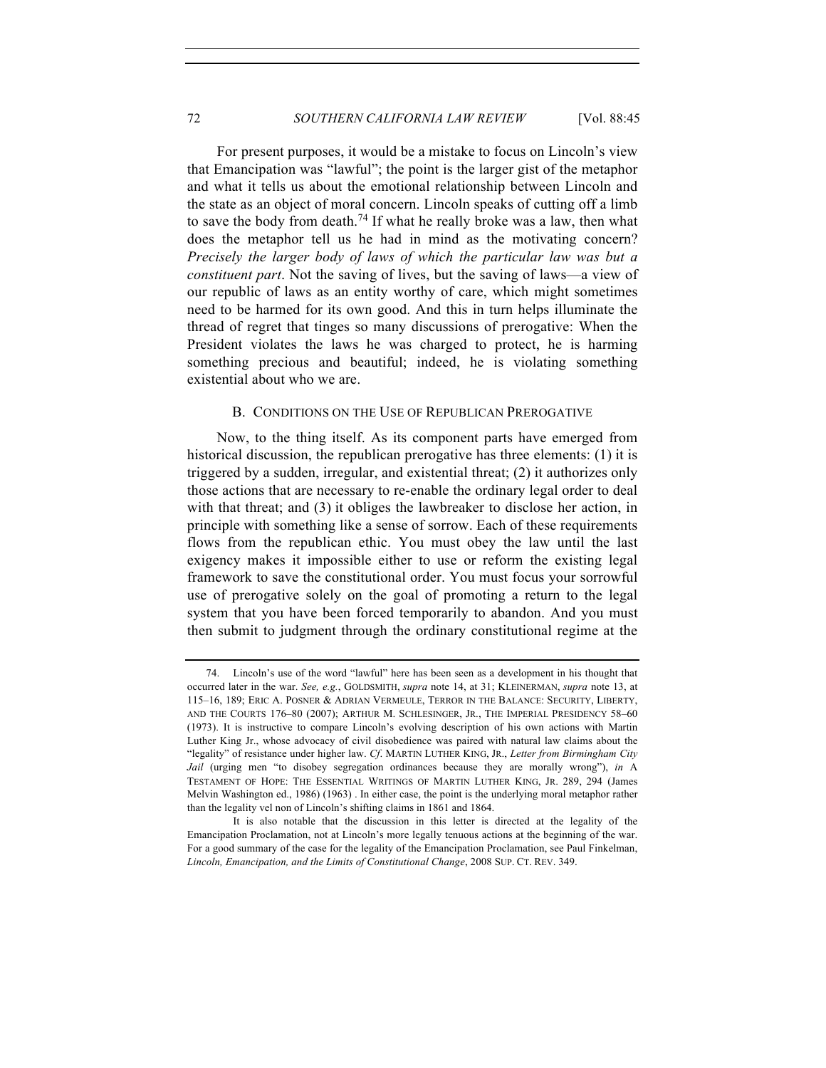For present purposes, it would be a mistake to focus on Lincoln's view that Emancipation was "lawful"; the point is the larger gist of the metaphor and what it tells us about the emotional relationship between Lincoln and the state as an object of moral concern. Lincoln speaks of cutting off a limb to save the body from death.[74] If what he really broke was a law, then what does the metaphor tell us he had in mind as the motivating concern? *Precisely the larger body of laws of which the particular law was but a constituent part*. Not the saving of lives, but the saving of laws—a view of our republic of laws as an entity worthy of care, which might sometimes need to be harmed for its own good. And this in turn helps illuminate the thread of regret that tinges so many discussions of prerogative: When the President violates the laws he was charged to protect, he is harming something precious and beautiful; indeed, he is violating something existential about who we are.

### B. CONDITIONS ON THE USE OF REPUBLICAN PREROGATIVE

Now, to the thing itself. As its component parts have emerged from historical discussion, the republican prerogative has three elements: (1) it is triggered by a sudden, irregular, and existential threat; (2) it authorizes only those actions that are necessary to re-enable the ordinary legal order to deal with that threat; and (3) it obliges the lawbreaker to disclose her action, in principle with something like a sense of sorrow. Each of these requirements flows from the republican ethic. You must obey the law until the last exigency makes it impossible either to use or reform the existing legal framework to save the constitutional order. You must focus your sorrowful use of prerogative solely on the goal of promoting a return to the legal system that you have been forced temporarily to abandon. And you must then submit to judgment through the ordinary constitutional regime at the

---

74. Lincoln's use of the word "lawful" here has been seen as a development in his thought that occurred later in the war. *See, e.g.*, GOLDSMITH, *supra* note 14, at 31; KLEINERMAN, *supra* note 13, at 115–16, 189; ERIC A. POSNER & ADRIAN VERMEULE, TERROR IN THE BALANCE: SECURITY, LIBERTY, AND THE COURTS 176–80 (2007); ARTHUR M. SCHLESINGER, JR., THE IMPERIAL PRESIDENCY 58–60 (1973). It is instructive to compare Lincoln's evolving description of his own actions with Martin Luther King Jr., whose advocacy of civil disobedience was paired with natural law claims about the "legality" of resistance under higher law. *Cf.* MARTIN LUTHER KING, JR., *Letter from Birmingham City Jail* (urging men "to disobey segregation ordinances because they are morally wrong"), *in* A TESTAMENT OF HOPE: THE ESSENTIAL WRITINGS OF MARTIN LUTHER KING, JR. 289, 294 (James Melvin Washington ed., 1986) (1963) . In either case, the point is the underlying moral metaphor rather than the legality vel non of Lincoln's shifting claims in 1861 and 1864.

It is also notable that the discussion in this letter is directed at the legality of the Emancipation Proclamation, not at Lincoln's more legally tenuous actions at the beginning of the war. For a good summary of the case for the legality of the Emancipation Proclamation, see Paul Finkelman, *Lincoln, Emancipation, and the Limits of Constitutional Change*, 2008 SUP. CT. REV. 349.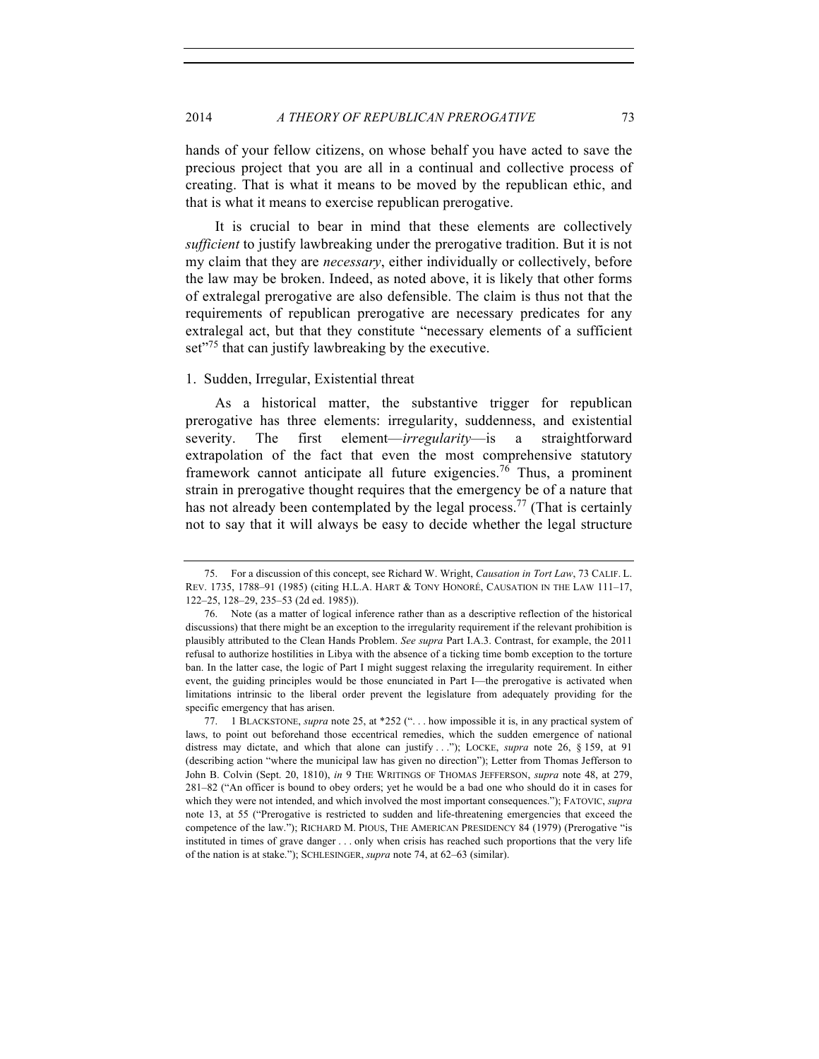hands of your fellow citizens, on whose behalf you have acted to save the precious project that you are all in a continual and collective process of creating. That is what it means to be moved by the republican ethic, and that is what it means to exercise republican prerogative.

It is crucial to bear in mind that these elements are collectively *sufficient* to justify lawbreaking under the prerogative tradition. But it is not my claim that they are *necessary*, either individually or collectively, before the law may be broken. Indeed, as noted above, it is likely that other forms of extralegal prerogative are also defensible. The claim is thus not that the requirements of republican prerogative are necessary predicates for any extralegal act, but that they constitute "necessary elements of a sufficient set"[75] that can justify lawbreaking by the executive.

### 1. Sudden, Irregular, Existential threat

As a historical matter, the substantive trigger for republican prerogative has three elements: irregularity, suddenness, and existential severity. The first element—*irregularity*—is a straightforward extrapolation of the fact that even the most comprehensive statutory framework cannot anticipate all future exigencies.[76] Thus, a prominent strain in prerogative thought requires that the emergency be of a nature that has not already been contemplated by the legal process.[77] (That is certainly not to say that it will always be easy to decide whether the legal structure

---

75. For a discussion of this concept, see Richard W. Wright, *Causation in Tort Law*, 73 CALIF. L. REV. 1735, 1788–91 (1985) (citing H.L.A. HART & TONY HONORÉ, CAUSATION IN THE LAW 111–17, 122–25, 128–29, 235–53 (2d ed. 1985)).

76. Note (as a matter of logical inference rather than as a descriptive reflection of the historical discussions) that there might be an exception to the irregularity requirement if the relevant prohibition is plausibly attributed to the Clean Hands Problem. *See supra* Part I.A.3. Contrast, for example, the 2011 refusal to authorize hostilities in Libya with the absence of a ticking time bomb exception to the torture ban. In the latter case, the logic of Part I might suggest relaxing the irregularity requirement. In either event, the guiding principles would be those enunciated in Part I—the prerogative is activated when limitations intrinsic to the liberal order prevent the legislature from adequately providing for the specific emergency that has arisen.

77. 1 BLACKSTONE, *supra* note 25, at *252 (". . . how impossible it is, in any practical system of laws, to point out beforehand those eccentrical remedies, which the sudden emergence of national distress may dictate, and which that alone can justify . . ."); LOCKE, *supra* note 26, § 159, at 91 (describing action "where the municipal law has given no direction"); Letter from Thomas Jefferson to John B. Colvin (Sept. 20, 1810), *in* 9 THE WRITINGS OF THOMAS JEFFERSON, *supra* note 48, at 279, 281–82 ("An officer is bound to obey orders; yet he would be a bad one who should do it in cases for which they were not intended, and which involved the most important consequences."); FATOVIC, *supra* note 13, at 55 ("Prerogative is restricted to sudden and life-threatening emergencies that exceed the competence of the law."); RICHARD M. PIOUS, THE AMERICAN PRESIDENCY 84 (1979) (Prerogative "is instituted in times of grave danger . . . only when crisis has reached such proportions that the very life of the nation is at stake."); SCHLESINGER, *supra* note 74, at 62–63 (similar).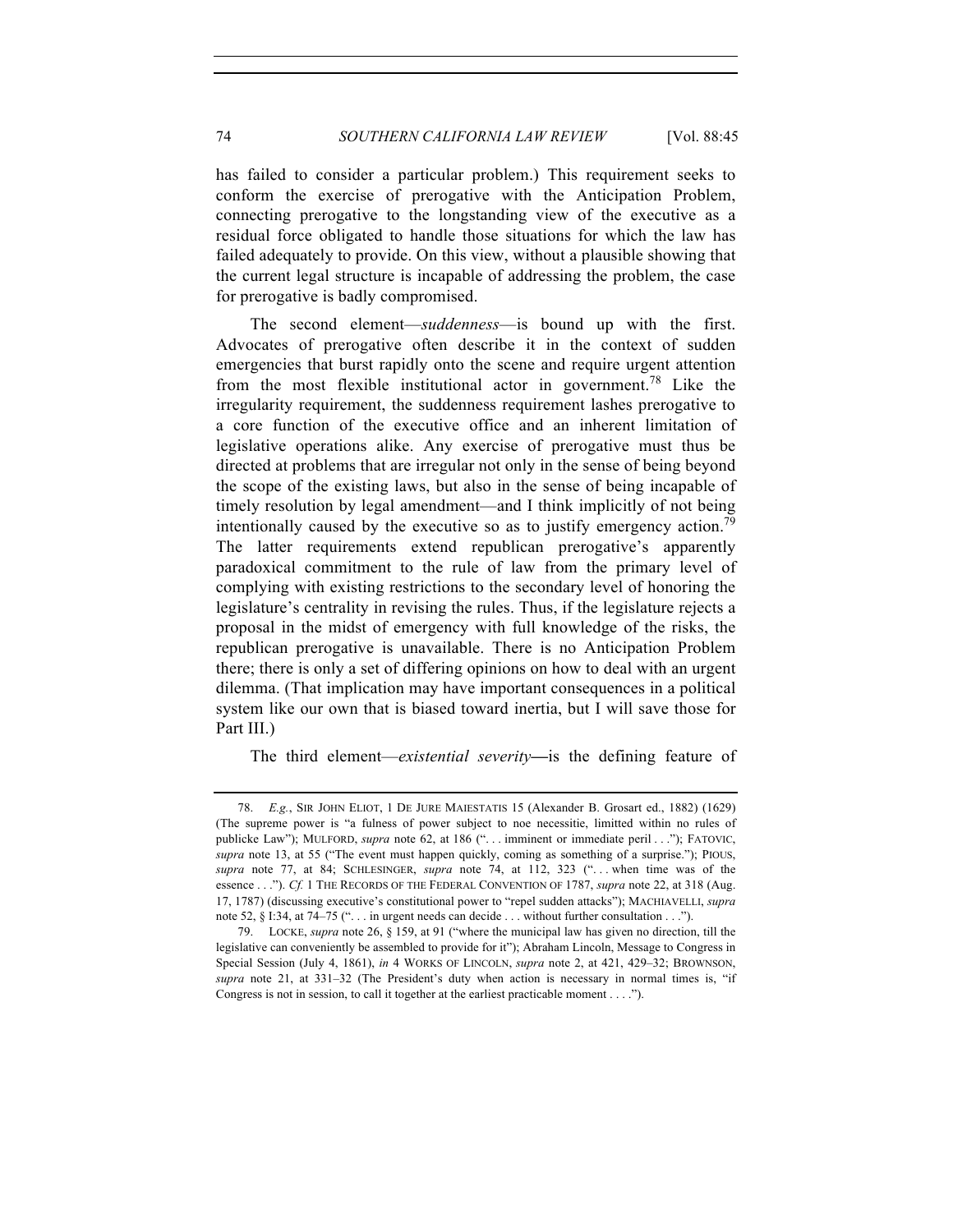has failed to consider a particular problem.) This requirement seeks to conform the exercise of prerogative with the Anticipation Problem, connecting prerogative to the longstanding view of the executive as a residual force obligated to handle those situations for which the law has failed adequately to provide. On this view, without a plausible showing that the current legal structure is incapable of addressing the problem, the case for prerogative is badly compromised.

The second element—*suddenness*—is bound up with the first. Advocates of prerogative often describe it in the context of sudden emergencies that burst rapidly onto the scene and require urgent attention from the most flexible institutional actor in government.[78] Like the irregularity requirement, the suddenness requirement lashes prerogative to a core function of the executive office and an inherent limitation of legislative operations alike. Any exercise of prerogative must thus be directed at problems that are irregular not only in the sense of being beyond the scope of the existing laws, but also in the sense of being incapable of timely resolution by legal amendment—and I think implicitly of not being intentionally caused by the executive so as to justify emergency action.[79] The latter requirements extend republican prerogative's apparently paradoxical commitment to the rule of law from the primary level of complying with existing restrictions to the secondary level of honoring the legislature's centrality in revising the rules. Thus, if the legislature rejects a proposal in the midst of emergency with full knowledge of the risks, the republican prerogative is unavailable. There is no Anticipation Problem there; there is only a set of differing opinions on how to deal with an urgent dilemma. (That implication may have important consequences in a political system like our own that is biased toward inertia, but I will save those for Part III.)

The third element—*existential severity*—is the defining feature of

---

78. *E.g.*, SIR JOHN ELIOT, 1 DE JURE MAIESTATIS 15 (Alexander B. Grosart ed., 1882) (1629) (The supreme power is "a fulness of power subject to noe necessitie, limitted within no rules of publicke Law"); MULFORD, *supra* note 62, at 186 (". . . imminent or immediate peril . . ."); FATOVIC, *supra* note 13, at 55 ("The event must happen quickly, coming as something of a surprise."); PIOUS, *supra* note 77, at 84; SCHLESINGER, *supra* note 74, at 112, 323 (". . . when time was of the essence . . ."). *Cf.* 1 THE RECORDS OF THE FEDERAL CONVENTION OF 1787, *supra* note 22, at 318 (Aug. 17, 1787) (discussing executive's constitutional power to "repel sudden attacks"); MACHIAVELLI, *supra* note 52, § I:34, at 74–75 (". . . in urgent needs can decide . . . without further consultation . . .").

79. LOCKE, *supra* note 26, § 159, at 91 ("where the municipal law has given no direction, till the legislative can conveniently be assembled to provide for it"); Abraham Lincoln, Message to Congress in Special Session (July 4, 1861), *in* 4 WORKS OF LINCOLN, *supra* note 2, at 421, 429–32; BROWNSON, *supra* note 21, at 331–32 (The President's duty when action is necessary in normal times is, "if Congress is not in session, to call it together at the earliest practicable moment . . . .").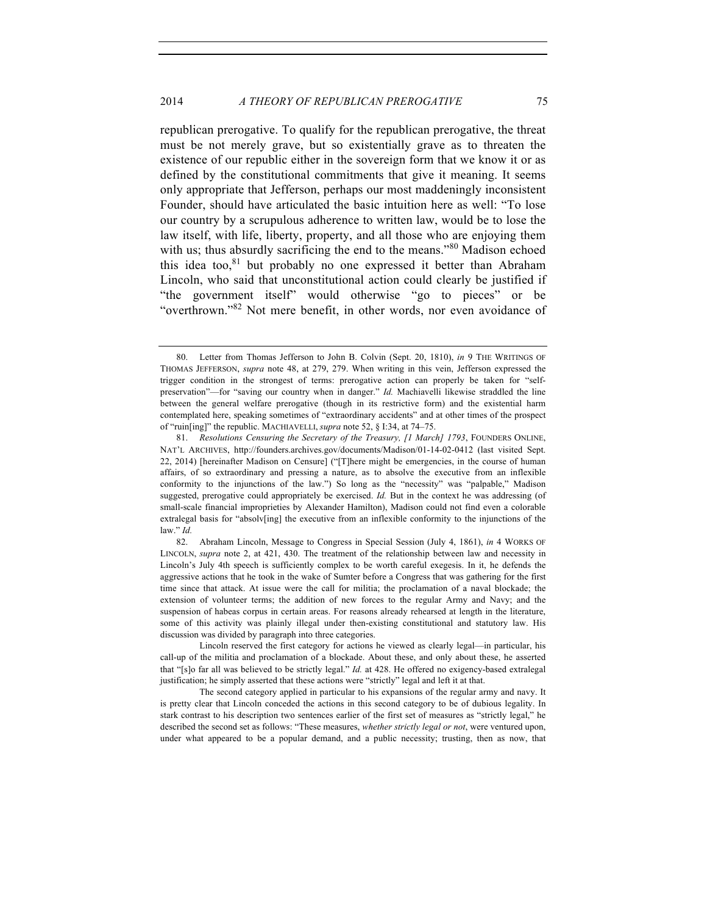republican prerogative. To qualify for the republican prerogative, the threat must be not merely grave, but so existentially grave as to threaten the existence of our republic either in the sovereign form that we know it or as defined by the constitutional commitments that give it meaning. It seems only appropriate that Jefferson, perhaps our most maddeningly inconsistent Founder, should have articulated the basic intuition here as well: "To lose our country by a scrupulous adherence to written law, would be to lose the law itself, with life, liberty, property, and all those who are enjoying them with us; thus absurdly sacrificing the end to the means."[80] Madison echoed this idea too,[81] but probably no one expressed it better than Abraham Lincoln, who said that unconstitutional action could clearly be justified if "the government itself" would otherwise "go to pieces" or be "overthrown."[82] Not mere benefit, in other words, nor even avoidance of

---

80. Letter from Thomas Jefferson to John B. Colvin (Sept. 20, 1810), *in* 9 THE WRITINGS OF THOMAS JEFFERSON, *supra* note 48, at 279, 279. When writing in this vein, Jefferson expressed the trigger condition in the strongest of terms: prerogative action can properly be taken for "self-preservation"—for "saving our country when in danger." *Id.* Machiavelli likewise straddled the line between the general welfare prerogative (though in its restrictive form) and the existential harm contemplated here, speaking sometimes of "extraordinary accidents" and at other times of the prospect of "ruin[ing]" the republic. MACHIAVELLI, *supra* note 52, § I:34, at 74–75.

81. *Resolutions Censuring the Secretary of the Treasury, [1 March] 1793*, FOUNDERS ONLINE, NAT'L ARCHIVES, http://founders.archives.gov/documents/Madison/01-14-02-0412 (last visited Sept. 22, 2014) [hereinafter Madison on Censure] ("[T]here might be emergencies, in the course of human affairs, of so extraordinary and pressing a nature, as to absolve the executive from an inflexible conformity to the injunctions of the law.") So long as the "necessity" was "palpable," Madison suggested, prerogative could appropriately be exercised. *Id.* But in the context he was addressing (of small-scale financial improprieties by Alexander Hamilton), Madison could not find even a colorable extralegal basis for "absolv[ing] the executive from an inflexible conformity to the injunctions of the law." *Id.*

82. Abraham Lincoln, Message to Congress in Special Session (July 4, 1861), *in* 4 WORKS OF LINCOLN, *supra* note 2, at 421, 430. The treatment of the relationship between law and necessity in Lincoln's July 4th speech is sufficiently complex to be worth careful exegesis. In it, he defends the aggressive actions that he took in the wake of Sumter before a Congress that was gathering for the first time since that attack. At issue were the call for militia; the proclamation of a naval blockade; the extension of volunteer terms; the addition of new forces to the regular Army and Navy; and the suspension of habeas corpus in certain areas. For reasons already rehearsed at length in the literature, some of this activity was plainly illegal under then-existing constitutional and statutory law. His discussion was divided by paragraph into three categories.

Lincoln reserved the first category for actions he viewed as clearly legal—in particular, his call-up of the militia and proclamation of a blockade. About these, and only about these, he asserted that "[s]o far all was believed to be strictly legal." *Id.* at 428. He offered no exigency-based extralegal justification; he simply asserted that these actions were "strictly" legal and left it at that.

The second category applied in particular to his expansions of the regular army and navy. It is pretty clear that Lincoln conceded the actions in this second category to be of dubious legality. In stark contrast to his description two sentences earlier of the first set of measures as "strictly legal," he described the second set as follows: "These measures, *whether strictly legal or not*, were ventured upon, under what appeared to be a popular demand, and a public necessity; trusting, then as now, that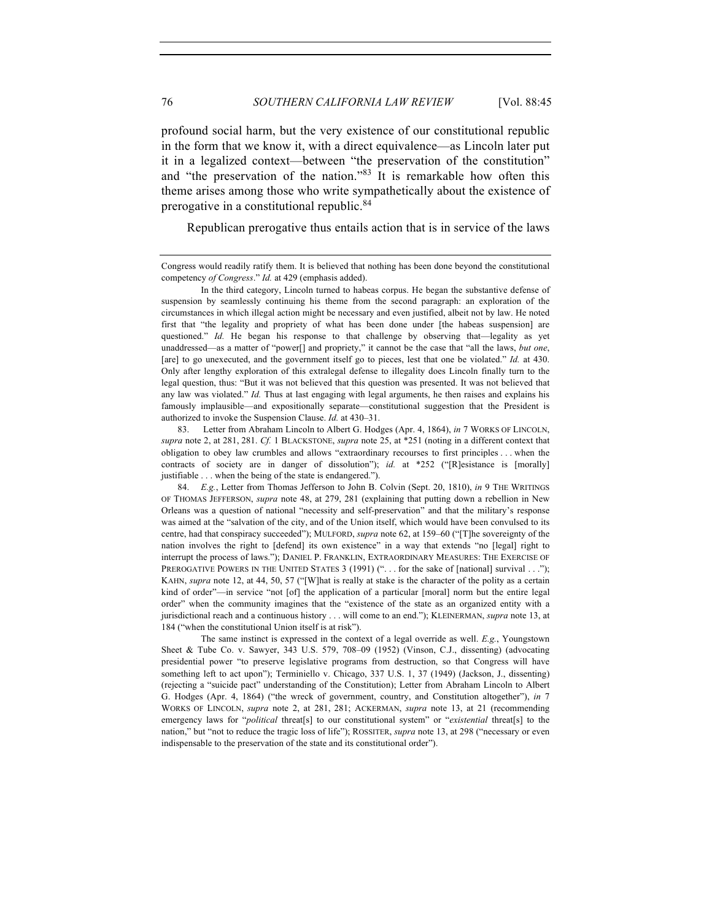profound social harm, but the very existence of our constitutional republic in the form that we know it, with a direct equivalence—as Lincoln later put it in a legalized context—between "the preservation of the constitution" and "the preservation of the nation."[83] It is remarkable how often this theme arises among those who write sympathetically about the existence of prerogative in a constitutional republic.[84]

Republican prerogative thus entails action that is in service of the laws

---

Congress would readily ratify them. It is believed that nothing has been done beyond the constitutional competency *of Congress*." *Id.* at 429 (emphasis added).

In the third category, Lincoln turned to habeas corpus. He began the substantive defense of suspension by seamlessly continuing his theme from the second paragraph: an exploration of the circumstances in which illegal action might be necessary and even justified, albeit not by law. He noted first that "the legality and propriety of what has been done under [the habeas suspension] are questioned." *Id.* He began his response to that challenge by observing that—legality as yet unaddressed—as a matter of "power[] and propriety," it cannot be the case that "all the laws, *but one*, [are] to go unexecuted, and the government itself go to pieces, lest that one be violated." *Id.* at 430. Only after lengthy exploration of this extralegal defense to illegality does Lincoln finally turn to the legal question, thus: "But it was not believed that this question was presented. It was not believed that any law was violated." *Id.* Thus at last engaging with legal arguments, he then raises and explains his famously implausible—and expositionally separate—constitutional suggestion that the President is authorized to invoke the Suspension Clause. *Id.* at 430–31.

83. Letter from Abraham Lincoln to Albert G. Hodges (Apr. 4, 1864), *in* 7 WORKS OF LINCOLN, *supra* note 2, at 281, 281. *Cf.* 1 BLACKSTONE, *supra* note 25, at *251 (noting in a different context that obligation to obey law crumbles and allows "extraordinary recourses to first principles . . . when the contracts of society are in danger of dissolution"); *id.* at *252 ("[R]esistance is [morally] justifiable . . . when the being of the state is endangered.").

84. *E.g.*, Letter from Thomas Jefferson to John B. Colvin (Sept. 20, 1810), *in* 9 THE WRITINGS OF THOMAS JEFFERSON, *supra* note 48, at 279, 281 (explaining that putting down a rebellion in New Orleans was a question of national "necessity and self-preservation" and that the military's response was aimed at the "salvation of the city, and of the Union itself, which would have been convulsed to its centre, had that conspiracy succeeded"); MULFORD, *supra* note 62, at 159–60 ("[T]he sovereignty of the nation involves the right to [defend] its own existence" in a way that extends "no [legal] right to interrupt the process of laws."); DANIEL P. FRANKLIN, EXTRAORDINARY MEASURES: THE EXERCISE OF PREROGATIVE POWERS IN THE UNITED STATES 3 (1991) (". . . for the sake of [national] survival . . ."); KAHN, *supra* note 12, at 44, 50, 57 ("[W]hat is really at stake is the character of the polity as a certain kind of order"—in service "not [of] the application of a particular [moral] norm but the entire legal order" when the community imagines that the "existence of the state as an organized entity with a jurisdictional reach and a continuous history . . . will come to an end."); KLEINERMAN, *supra* note 13, at 184 ("when the constitutional Union itself is at risk").

The same instinct is expressed in the context of a legal override as well. *E.g.*, Youngstown Sheet & Tube Co. v. Sawyer, 343 U.S. 579, 708–09 (1952) (Vinson, C.J., dissenting) (advocating presidential power "to preserve legislative programs from destruction, so that Congress will have something left to act upon"); Terminiello v. Chicago, 337 U.S. 1, 37 (1949) (Jackson, J., dissenting) (rejecting a "suicide pact" understanding of the Constitution); Letter from Abraham Lincoln to Albert G. Hodges (Apr. 4, 1864) ("the wreck of government, country, and Constitution altogether"), *in* 7 WORKS OF LINCOLN, *supra* note 2, at 281, 281; ACKERMAN, *supra* note 13, at 21 (recommending emergency laws for "*political* threat[s] to our constitutional system" or "*existential* threat[s] to the nation," but "not to reduce the tragic loss of life"); ROSSITER, *supra* note 13, at 298 ("necessary or even indispensable to the preservation of the state and its constitutional order").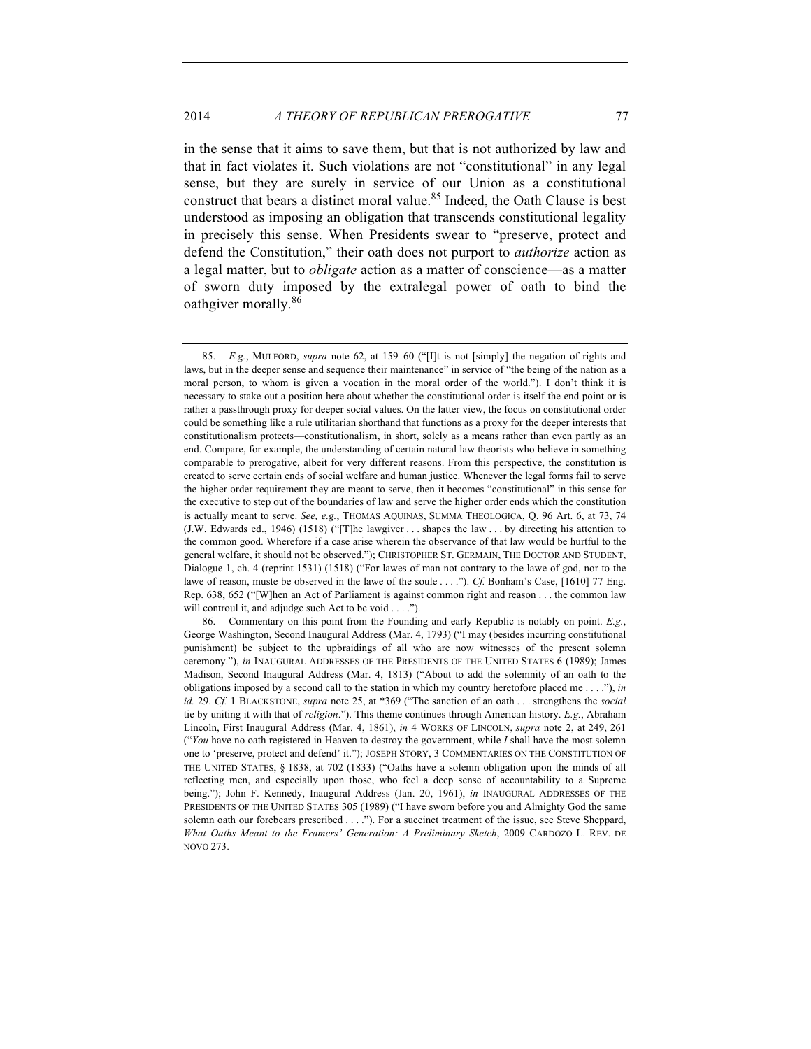in the sense that it aims to save them, but that is not authorized by law and that in fact violates it. Such violations are not "constitutional" in any legal sense, but they are surely in service of our Union as a constitutional construct that bears a distinct moral value.[85] Indeed, the Oath Clause is best understood as imposing an obligation that transcends constitutional legality in precisely this sense. When Presidents swear to "preserve, protect and defend the Constitution," their oath does not purport to *authorize* action as a legal matter, but to *obligate* action as a matter of conscience—as a matter of sworn duty imposed by the extralegal power of oath to bind the oathgiver morally.[86]

---

85. *E.g.*, MULFORD, *supra* note 62, at 159–60 ("[I]t is not [simply] the negation of rights and laws, but in the deeper sense and sequence their maintenance" in service of "the being of the nation as a moral person, to whom is given a vocation in the moral order of the world."). I don't think it is necessary to stake out a position here about whether the constitutional order is itself the end point or is rather a passthrough proxy for deeper social values. On the latter view, the focus on constitutional order could be something like a rule utilitarian shorthand that functions as a proxy for the deeper interests that constitutionalism protects—constitutionalism, in short, solely as a means rather than even partly as an end. Compare, for example, the understanding of certain natural law theorists who believe in something comparable to prerogative, albeit for very different reasons. From this perspective, the constitution is created to serve certain ends of social welfare and human justice. Whenever the legal forms fail to serve the higher order requirement they are meant to serve, then it becomes "constitutional" in this sense for the executive to step out of the boundaries of law and serve the higher order ends which the constitution is actually meant to serve. *See, e.g.*, THOMAS AQUINAS, SUMMA THEOLOGICA, Q. 96 Art. 6, at 73, 74 (J.W. Edwards ed., 1946) (1518) ("[T]he lawgiver . . . shapes the law . . . by directing his attention to the common good. Wherefore if a case arise wherein the observance of that law would be hurtful to the general welfare, it should not be observed."); CHRISTOPHER ST. GERMAIN, THE DOCTOR AND STUDENT, Dialogue 1, ch. 4 (reprint 1531) (1518) ("For lawes of man not contrary to the lawe of god, nor to the lawe of reason, muste be observed in the lawe of the soule . . . ."). *Cf.* Bonham's Case, [1610] 77 Eng. Rep. 638, 652 ("[W]hen an Act of Parliament is against common right and reason . . . the common law will controul it, and adjudge such Act to be void . . . .").

86. Commentary on this point from the Founding and early Republic is notably on point. *E.g.*, George Washington, Second Inaugural Address (Mar. 4, 1793) ("I may (besides incurring constitutional punishment) be subject to the upbraidings of all who are now witnesses of the present solemn ceremony."), *in* INAUGURAL ADDRESSES OF THE PRESIDENTS OF THE UNITED STATES 6 (1989); James Madison, Second Inaugural Address (Mar. 4, 1813) ("About to add the solemnity of an oath to the obligations imposed by a second call to the station in which my country heretofore placed me . . . ."), *in id.* 29. *Cf.* 1 BLACKSTONE, *supra* note 25, at *369 ("The sanction of an oath . . . strengthens the *social* tie by uniting it with that of *religion*."). This theme continues through American history. *E.g.*, Abraham Lincoln, First Inaugural Address (Mar. 4, 1861), *in* 4 WORKS OF LINCOLN, *supra* note 2, at 249, 261 ("*You* have no oath registered in Heaven to destroy the government, while *I* shall have the most solemn one to 'preserve, protect and defend' it."); JOSEPH STORY, 3 COMMENTARIES ON THE CONSTITUTION OF THE UNITED STATES, § 1838, at 702 (1833) ("Oaths have a solemn obligation upon the minds of all reflecting men, and especially upon those, who feel a deep sense of accountability to a Supreme being."); John F. Kennedy, Inaugural Address (Jan. 20, 1961), *in* INAUGURAL ADDRESSES OF THE PRESIDENTS OF THE UNITED STATES 305 (1989) ("I have sworn before you and Almighty God the same solemn oath our forebears prescribed . . . ."). For a succinct treatment of the issue, see Steve Sheppard, *What Oaths Meant to the Framers' Generation: A Preliminary Sketch*, 2009 CARDOZO L. REV. DE NOVO 273.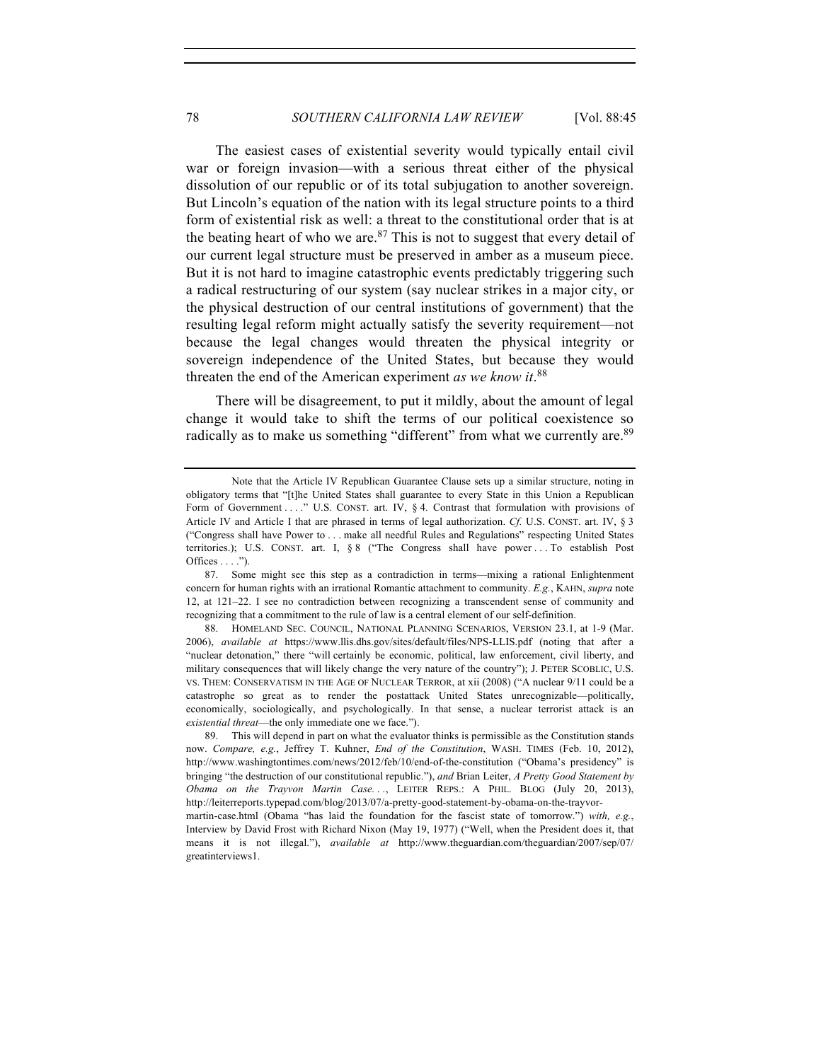The easiest cases of existential severity would typically entail civil war or foreign invasion—with a serious threat either of the physical dissolution of our republic or of its total subjugation to another sovereign. But Lincoln's equation of the nation with its legal structure points to a third form of existential risk as well: a threat to the constitutional order that is at the beating heart of who we are.[87] This is not to suggest that every detail of our current legal structure must be preserved in amber as a museum piece. But it is not hard to imagine catastrophic events predictably triggering such a radical restructuring of our system (say nuclear strikes in a major city, or the physical destruction of our central institutions of government) that the resulting legal reform might actually satisfy the severity requirement—not because the legal changes would threaten the physical integrity or sovereign independence of the United States, but because they would threaten the end of the American experiment *as we know it*.[88]

There will be disagreement, to put it mildly, about the amount of legal change it would take to shift the terms of our political coexistence so radically as to make us something "different" from what we currently are.[89]

---

Note that the Article IV Republican Guarantee Clause sets up a similar structure, noting in obligatory terms that "[t]he United States shall guarantee to every State in this Union a Republican Form of Government . . . ." U.S. CONST. art. IV, § 4. Contrast that formulation with provisions of Article IV and Article I that are phrased in terms of legal authorization. *Cf.* U.S. CONST. art. IV, § 3 ("Congress shall have Power to . . . make all needful Rules and Regulations" respecting United States territories.); U.S. CONST. art. I, § 8 ("The Congress shall have power . . . To establish Post Offices . . . .").

87. Some might see this step as a contradiction in terms—mixing a rational Enlightenment concern for human rights with an irrational Romantic attachment to community. *E.g.*, KAHN, *supra* note 12, at 121–22. I see no contradiction between recognizing a transcendent sense of community and recognizing that a commitment to the rule of law is a central element of our self-definition.

88. HOMELAND SEC. COUNCIL, NATIONAL PLANNING SCENARIOS, VERSION 23.1, at 1-9 (Mar. 2006), *available at* https://www.llis.dhs.gov/sites/default/files/NPS-LLIS.pdf (noting that after a "nuclear detonation," there "will certainly be economic, political, law enforcement, civil liberty, and military consequences that will likely change the very nature of the country"); J. PETER SCOBLIC, U.S. VS. THEM: CONSERVATISM IN THE AGE OF NUCLEAR TERROR, at xii (2008) ("A nuclear 9/11 could be a catastrophe so great as to render the postattack United States unrecognizable—politically, economically, sociologically, and psychologically. In that sense, a nuclear terrorist attack is an *existential threat*—the only immediate one we face.").

89. This will depend in part on what the evaluator thinks is permissible as the Constitution stands now. *Compare, e.g.*, Jeffrey T. Kuhner, *End of the Constitution*, WASH. TIMES (Feb. 10, 2012), http://www.washingtontimes.com/news/2012/feb/10/end-of-the-constitution ("Obama's presidency" is bringing "the destruction of our constitutional republic."), *and* Brian Leiter, *A Pretty Good Statement by Obama on the Trayvon Martin Case. . .*, LEITER REPS.: A PHIL. BLOG (July 20, 2013), http://leiterreports.typepad.com/blog/2013/07/a-pretty-good-statement-by-obama-on-the-trayvor-martin-case.html (Obama "has laid the foundation for the fascist state of tomorrow.") *with, e.g.*, Interview by David Frost with Richard Nixon (May 19, 1977) ("Well, when the President does it, that means it is not illegal."), *available at* http://www.theguardian.com/theguardian/2007/sep/07/greatinterviews1.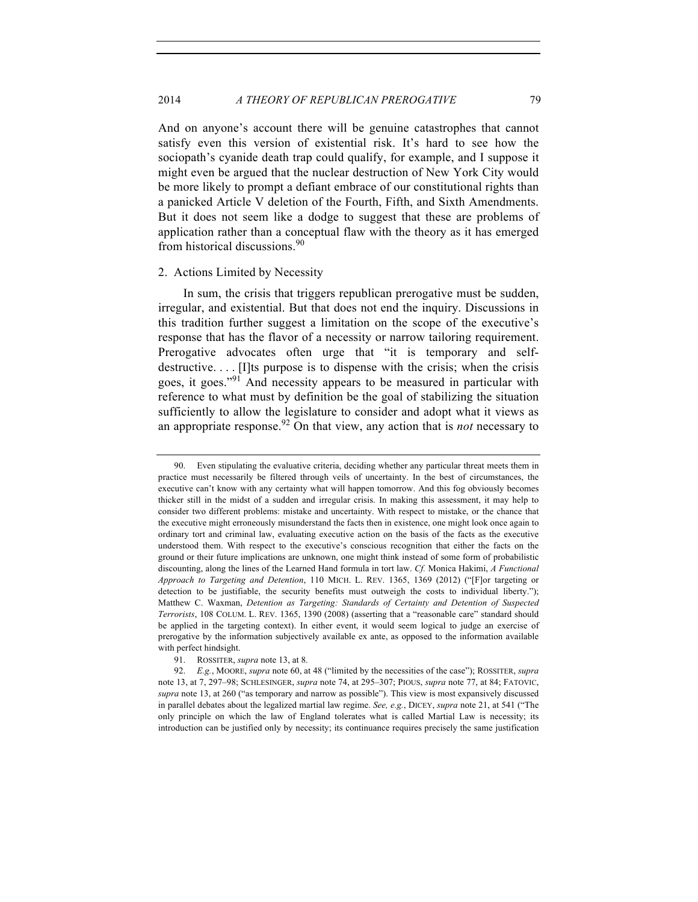And on anyone's account there will be genuine catastrophes that cannot satisfy even this version of existential risk. It's hard to see how the sociopath's cyanide death trap could qualify, for example, and I suppose it might even be argued that the nuclear destruction of New York City would be more likely to prompt a defiant embrace of our constitutional rights than a panicked Article V deletion of the Fourth, Fifth, and Sixth Amendments. But it does not seem like a dodge to suggest that these are problems of application rather than a conceptual flaw with the theory as it has emerged from historical discussions.[90]

### 2. Actions Limited by Necessity

In sum, the crisis that triggers republican prerogative must be sudden, irregular, and existential. But that does not end the inquiry. Discussions in this tradition further suggest a limitation on the scope of the executive's response that has the flavor of a necessity or narrow tailoring requirement. Prerogative advocates often urge that "it is temporary and self-destructive. . . . [I]ts purpose is to dispense with the crisis; when the crisis goes, it goes."[91] And necessity appears to be measured in particular with reference to what must by definition be the goal of stabilizing the situation sufficiently to allow the legislature to consider and adopt what it views as an appropriate response.[92] On that view, any action that is *not* necessary to

---

90. Even stipulating the evaluative criteria, deciding whether any particular threat meets them in practice must necessarily be filtered through veils of uncertainty. In the best of circumstances, the executive can't know with any certainty what will happen tomorrow. And this fog obviously becomes thicker still in the midst of a sudden and irregular crisis. In making this assessment, it may help to consider two different problems: mistake and uncertainty. With respect to mistake, or the chance that the executive might erroneously misunderstand the facts then in existence, one might look once again to ordinary tort and criminal law, evaluating executive action on the basis of the facts as the executive understood them. With respect to the executive's conscious recognition that either the facts on the ground or their future implications are unknown, one might think instead of some form of probabilistic discounting, along the lines of the Learned Hand formula in tort law. *Cf.* Monica Hakimi, *A Functional Approach to Targeting and Detention*, 110 MICH. L. REV. 1365, 1369 (2012) ("[F]or targeting or detection to be justifiable, the security benefits must outweigh the costs to individual liberty."); Matthew C. Waxman, *Detention as Targeting: Standards of Certainty and Detention of Suspected Terrorists*, 108 COLUM. L. REV. 1365, 1390 (2008) (asserting that a "reasonable care" standard should be applied in the targeting context). In either event, it would seem logical to judge an exercise of prerogative by the information subjectively available ex ante, as opposed to the information available with perfect hindsight.

91. ROSSITER, *supra* note 13, at 8.

92. *E.g.*, MOORE, *supra* note 60, at 48 ("limited by the necessities of the case"); ROSSITER, *supra* note 13, at 7, 297–98; SCHLESINGER, *supra* note 74, at 295–307; PIOUS, *supra* note 77, at 84; FATOVIC, *supra* note 13, at 260 ("as temporary and narrow as possible"). This view is most expansively discussed in parallel debates about the legalized martial law regime. *See, e.g.*, DICEY, *supra* note 21, at 541 ("The only principle on which the law of England tolerates what is called Martial Law is necessity; its introduction can be justified only by necessity; its continuance requires precisely the same justification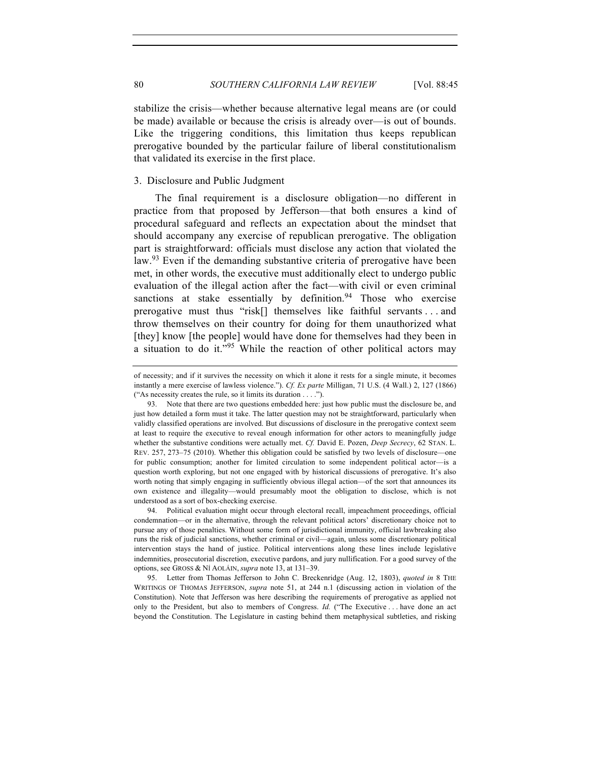stabilize the crisis—whether because alternative legal means are (or could be made) available or because the crisis is already over—is out of bounds. Like the triggering conditions, this limitation thus keeps republican prerogative bounded by the particular failure of liberal constitutionalism that validated its exercise in the first place.

### 3. Disclosure and Public Judgment

The final requirement is a disclosure obligation—no different in practice from that proposed by Jefferson—that both ensures a kind of procedural safeguard and reflects an expectation about the mindset that should accompany any exercise of republican prerogative. The obligation part is straightforward: officials must disclose any action that violated the law.[93] Even if the demanding substantive criteria of prerogative have been met, in other words, the executive must additionally elect to undergo public evaluation of the illegal action after the fact—with civil or even criminal sanctions at stake essentially by definition.[94] Those who exercise prerogative must thus "risk[] themselves like faithful servants . . . and throw themselves on their country for doing for them unauthorized what [they] know [the people] would have done for themselves had they been in a situation to do it."[95] While the reaction of other political actors may

---

of necessity; and if it survives the necessity on which it alone it rests for a single minute, it becomes instantly a mere exercise of lawless violence."). *Cf. Ex parte* Milligan, 71 U.S. (4 Wall.) 2, 127 (1866) ("As necessity creates the rule, so it limits its duration . . . .").

93. Note that there are two questions embedded here: just how public must the disclosure be, and just how detailed a form must it take. The latter question may not be straightforward, particularly when validly classified operations are involved. But discussions of disclosure in the prerogative context seem at least to require the executive to reveal enough information for other actors to meaningfully judge whether the substantive conditions were actually met. *Cf.* David E. Pozen, *Deep Secrecy*, 62 STAN. L. REV. 257, 273–75 (2010). Whether this obligation could be satisfied by two levels of disclosure—one for public consumption; another for limited circulation to some independent political actor—is a question worth exploring, but not one engaged with by historical discussions of prerogative. It's also worth noting that simply engaging in sufficiently obvious illegal action—of the sort that announces its own existence and illegality—would presumably moot the obligation to disclose, which is not understood as a sort of box-checking exercise.

94. Political evaluation might occur through electoral recall, impeachment proceedings, official condemnation—or in the alternative, through the relevant political actors' discretionary choice not to pursue any of those penalties. Without some form of jurisdictional immunity, official lawbreaking also runs the risk of judicial sanctions, whether criminal or civil—again, unless some discretionary political intervention stays the hand of justice. Political interventions along these lines include legislative indemnities, prosecutorial discretion, executive pardons, and jury nullification. For a good survey of the options, see GROSS & NÍ AOLÁIN, *supra* note 13, at 131–39.

95. Letter from Thomas Jefferson to John C. Breckenridge (Aug. 12, 1803), *quoted in* 8 THE WRITINGS OF THOMAS JEFFERSON, *supra* note 51, at 244 n.1 (discussing action in violation of the Constitution). Note that Jefferson was here describing the requirements of prerogative as applied not only to the President, but also to members of Congress. *Id.* ("The Executive . . . have done an act beyond the Constitution. The Legislature in casting behind them metaphysical subtleties, and risking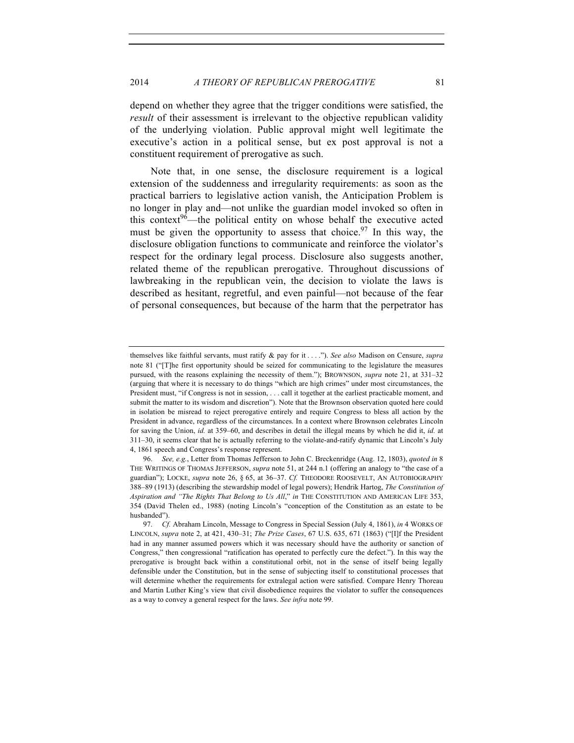depend on whether they agree that the trigger conditions were satisfied, the *result* of their assessment is irrelevant to the objective republican validity of the underlying violation. Public approval might well legitimate the executive's action in a political sense, but ex post approval is not a constituent requirement of prerogative as such.

Note that, in one sense, the disclosure requirement is a logical extension of the suddenness and irregularity requirements: as soon as the practical barriers to legislative action vanish, the Anticipation Problem is no longer in play and—not unlike the guardian model invoked so often in this context[96]—the political entity on whose behalf the executive acted must be given the opportunity to assess that choice.[97] In this way, the disclosure obligation functions to communicate and reinforce the violator's respect for the ordinary legal process. Disclosure also suggests another, related theme of the republican prerogative. Throughout discussions of lawbreaking in the republican vein, the decision to violate the laws is described as hesitant, regretful, and even painful—not because of the fear of personal consequences, but because of the harm that the perpetrator has

---

themselves like faithful servants, must ratify & pay for it . . . ."). *See also* Madison on Censure, *supra* note 81 ("[T]he first opportunity should be seized for communicating to the legislature the measures pursued, with the reasons explaining the necessity of them."); BROWNSON, *supra* note 21, at 331–32 (arguing that where it is necessary to do things "which are high crimes" under most circumstances, the President must, "if Congress is not in session, . . . call it together at the earliest practicable moment, and submit the matter to its wisdom and discretion"). Note that the Brownson observation quoted here could in isolation be misread to reject prerogative entirely and require Congress to bless all action by the President in advance, regardless of the circumstances. In a context where Brownson celebrates Lincoln for saving the Union, *id.* at 359–60, and describes in detail the illegal means by which he did it, *id.* at 311–30, it seems clear that he is actually referring to the violate-and-ratify dynamic that Lincoln's July 4, 1861 speech and Congress's response represent.

96. *See, e.g.*, Letter from Thomas Jefferson to John C. Breckenridge (Aug. 12, 1803), *quoted in* 8 THE WRITINGS OF THOMAS JEFFERSON, *supra* note 51, at 244 n.1 (offering an analogy to "the case of a guardian"); LOCKE, *supra* note 26, § 65, at 36–37. *Cf.* THEODORE ROOSEVELT, AN AUTOBIOGRAPHY 388–89 (1913) (describing the stewardship model of legal powers); Hendrik Hartog, *The Constitution of Aspiration and "The Rights That Belong to Us All*," *in* THE CONSTITUTION AND AMERICAN LIFE 353, 354 (David Thelen ed., 1988) (noting Lincoln's "conception of the Constitution as an estate to be husbanded").

97. *Cf.* Abraham Lincoln, Message to Congress in Special Session (July 4, 1861), *in* 4 WORKS OF LINCOLN, *supra* note 2, at 421, 430–31; *The Prize Cases*, 67 U.S. 635, 671 (1863) ("[I]f the President had in any manner assumed powers which it was necessary should have the authority or sanction of Congress," then congressional "ratification has operated to perfectly cure the defect."). In this way the prerogative is brought back within a constitutional orbit, not in the sense of itself being legally defensible under the Constitution, but in the sense of subjecting itself to constitutional processes that will determine whether the requirements for extralegal action were satisfied. Compare Henry Thoreau and Martin Luther King's view that civil disobedience requires the violator to suffer the consequences as a way to convey a general respect for the laws. *See infra* note 99.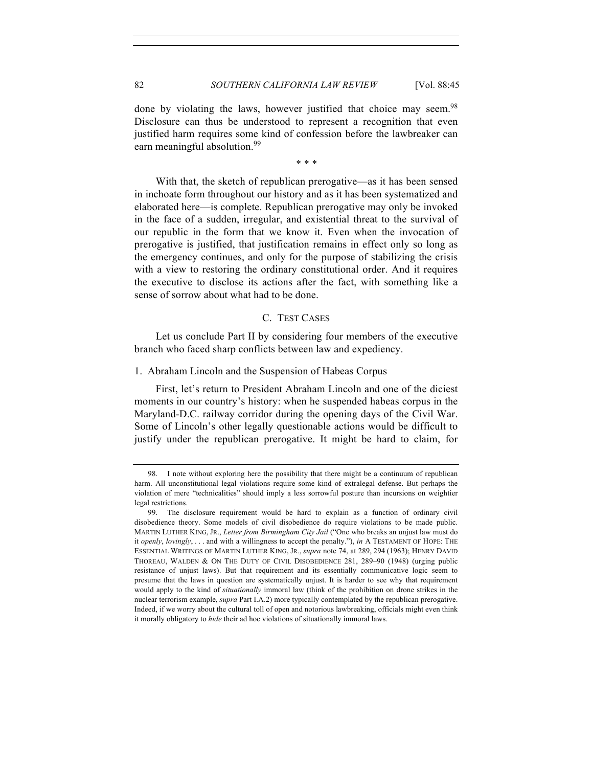done by violating the laws, however justified that choice may seem.[98] Disclosure can thus be understood to represent a recognition that even justified harm requires some kind of confession before the lawbreaker can earn meaningful absolution.[99]

\* \* \*

With that, the sketch of republican prerogative—as it has been sensed in inchoate form throughout our history and as it has been systematized and elaborated here—is complete. Republican prerogative may only be invoked in the face of a sudden, irregular, and existential threat to the survival of our republic in the form that we know it. Even when the invocation of prerogative is justified, that justification remains in effect only so long as the emergency continues, and only for the purpose of stabilizing the crisis with a view to restoring the ordinary constitutional order. And it requires the executive to disclose its actions after the fact, with something like a sense of sorrow about what had to be done.

### C. TEST CASES

Let us conclude Part II by considering four members of the executive branch who faced sharp conflicts between law and expediency.

#### 1. Abraham Lincoln and the Suspension of Habeas Corpus

First, let's return to President Abraham Lincoln and one of the diciest moments in our country's history: when he suspended habeas corpus in the Maryland-D.C. railway corridor during the opening days of the Civil War. Some of Lincoln's other legally questionable actions would be difficult to justify under the republican prerogative. It might be hard to claim, for

---

98. I note without exploring here the possibility that there might be a continuum of republican harm. All unconstitutional legal violations require some kind of extralegal defense. But perhaps the violation of mere "technicalities" should imply a less sorrowful posture than incursions on weightier legal restrictions.

99. The disclosure requirement would be hard to explain as a function of ordinary civil disobedience theory. Some models of civil disobedience do require violations to be made public. MARTIN LUTHER KING, JR., *Letter from Birmingham City Jail* ("One who breaks an unjust law must do it *openly*, *lovingly*, . . . and with a willingness to accept the penalty."), *in* A TESTAMENT OF HOPE: THE ESSENTIAL WRITINGS OF MARTIN LUTHER KING, JR., *supra* note 74, at 289, 294 (1963); HENRY DAVID THOREAU, WALDEN & ON THE DUTY OF CIVIL DISOBEDIENCE 281, 289–90 (1948) (urging public resistance of unjust laws). But that requirement and its essentially communicative logic seem to presume that the laws in question are systematically unjust. It is harder to see why that requirement would apply to the kind of *situationally* immoral law (think of the prohibition on drone strikes in the nuclear terrorism example, *supra* Part I.A.2) more typically contemplated by the republican prerogative. Indeed, if we worry about the cultural toll of open and notorious lawbreaking, officials might even think it morally obligatory to *hide* their ad hoc violations of situationally immoral laws.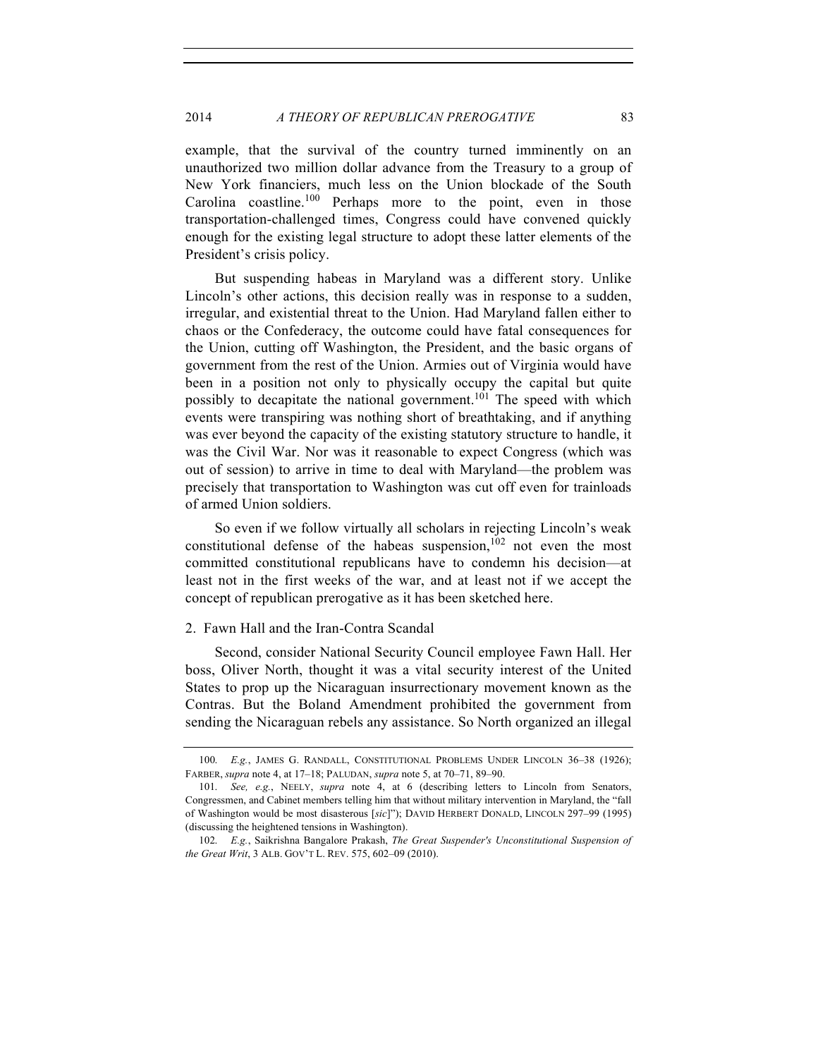example, that the survival of the country turned imminently on an unauthorized two million dollar advance from the Treasury to a group of New York financiers, much less on the Union blockade of the South Carolina coastline.[100] Perhaps more to the point, even in those transportation-challenged times, Congress could have convened quickly enough for the existing legal structure to adopt these latter elements of the President's crisis policy.

But suspending habeas in Maryland was a different story. Unlike Lincoln's other actions, this decision really was in response to a sudden, irregular, and existential threat to the Union. Had Maryland fallen either to chaos or the Confederacy, the outcome could have fatal consequences for the Union, cutting off Washington, the President, and the basic organs of government from the rest of the Union. Armies out of Virginia would have been in a position not only to physically occupy the capital but quite possibly to decapitate the national government.[101] The speed with which events were transpiring was nothing short of breathtaking, and if anything was ever beyond the capacity of the existing statutory structure to handle, it was the Civil War. Nor was it reasonable to expect Congress (which was out of session) to arrive in time to deal with Maryland—the problem was precisely that transportation to Washington was cut off even for trainloads of armed Union soldiers.

So even if we follow virtually all scholars in rejecting Lincoln's weak constitutional defense of the habeas suspension,[102] not even the most committed constitutional republicans have to condemn his decision—at least not in the first weeks of the war, and at least not if we accept the concept of republican prerogative as it has been sketched here.

### 2. Fawn Hall and the Iran-Contra Scandal

Second, consider National Security Council employee Fawn Hall. Her boss, Oliver North, thought it was a vital security interest of the United States to prop up the Nicaraguan insurrectionary movement known as the Contras. But the Boland Amendment prohibited the government from sending the Nicaraguan rebels any assistance. So North organized an illegal

---

100. *E.g.*, JAMES G. RANDALL, CONSTITUTIONAL PROBLEMS UNDER LINCOLN 36–38 (1926); FARBER, *supra* note 4, at 17–18; PALUDAN, *supra* note 5, at 70–71, 89–90.

101. *See, e.g.*, NEELY, *supra* note 4, at 6 (describing letters to Lincoln from Senators, Congressmen, and Cabinet members telling him that without military intervention in Maryland, the "fall of Washington would be most disasterous [*sic*]"); DAVID HERBERT DONALD, LINCOLN 297–99 (1995) (discussing the heightened tensions in Washington).

102. *E.g.*, Saikrishna Bangalore Prakash, *The Great Suspender's Unconstitutional Suspension of the Great Writ*, 3 ALB. GOV'T L. REV. 575, 602–09 (2010).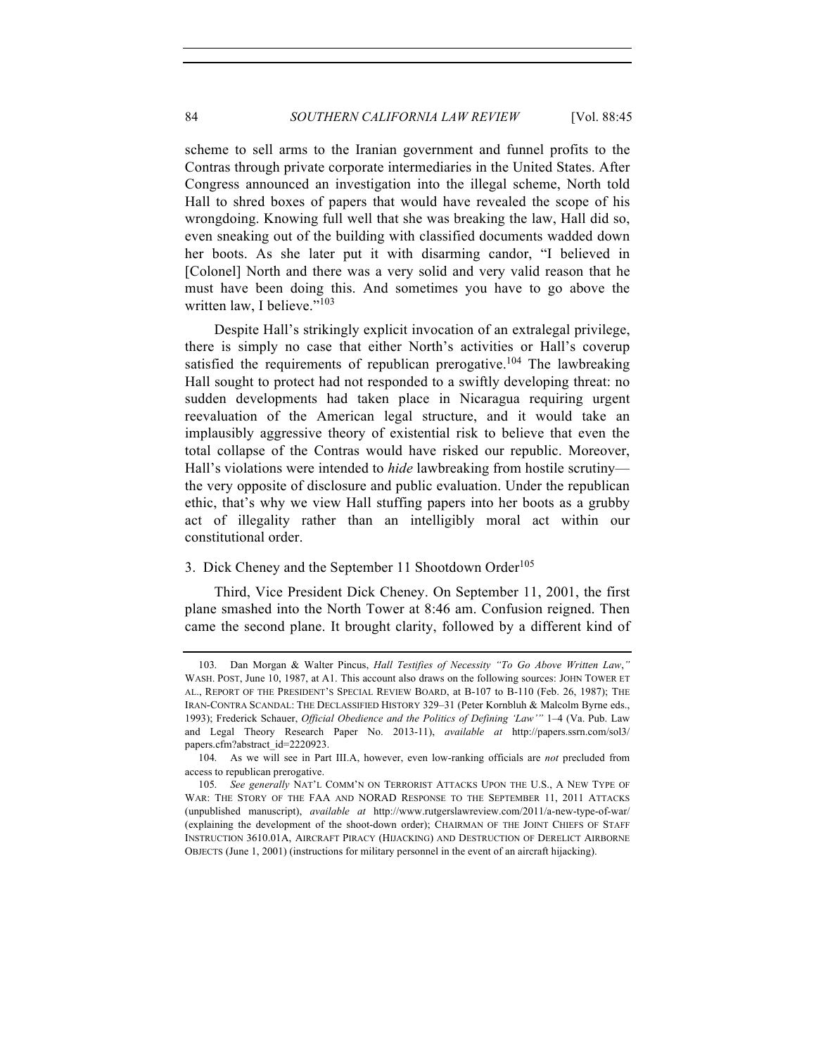scheme to sell arms to the Iranian government and funnel profits to the Contras through private corporate intermediaries in the United States. After Congress announced an investigation into the illegal scheme, North told Hall to shred boxes of papers that would have revealed the scope of his wrongdoing. Knowing full well that she was breaking the law, Hall did so, even sneaking out of the building with classified documents wadded down her boots. As she later put it with disarming candor, "I believed in [Colonel] North and there was a very solid and very valid reason that he must have been doing this. And sometimes you have to go above the written law, I believe."[103]

Despite Hall's strikingly explicit invocation of an extralegal privilege, there is simply no case that either North's activities or Hall's coverup satisfied the requirements of republican prerogative.[104] The lawbreaking Hall sought to protect had not responded to a swiftly developing threat: no sudden developments had taken place in Nicaragua requiring urgent reevaluation of the American legal structure, and it would take an implausibly aggressive theory of existential risk to believe that even the total collapse of the Contras would have risked our republic. Moreover, Hall's violations were intended to *hide* lawbreaking from hostile scrutiny—the very opposite of disclosure and public evaluation. Under the republican ethic, that's why we view Hall stuffing papers into her boots as a grubby act of illegality rather than an intelligibly moral act within our constitutional order.

### 3. Dick Cheney and the September 11 Shootdown Order[105]

Third, Vice President Dick Cheney. On September 11, 2001, the first plane smashed into the North Tower at 8:46 am. Confusion reigned. Then came the second plane. It brought clarity, followed by a different kind of

---

103. Dan Morgan & Walter Pincus, *Hall Testifies of Necessity "To Go Above Written Law*,*"* WASH. POST, June 10, 1987, at A1. This account also draws on the following sources: JOHN TOWER ET AL., REPORT OF THE PRESIDENT'S SPECIAL REVIEW BOARD, at B-107 to B-110 (Feb. 26, 1987); THE IRAN-CONTRA SCANDAL: THE DECLASSIFIED HISTORY 329–31 (Peter Kornbluh & Malcolm Byrne eds., 1993); Frederick Schauer, *Official Obedience and the Politics of Defining 'Law'"* 1–4 (Va. Pub. Law and Legal Theory Research Paper No. 2013-11), *available at* http://papers.ssrn.com/sol3/papers.cfm?abstract_id=2220923.

104. As we will see in Part III.A, however, even low-ranking officials are *not* precluded from access to republican prerogative.

105. *See generally* NAT'L COMM'N ON TERRORIST ATTACKS UPON THE U.S., A NEW TYPE OF WAR: THE STORY OF THE FAA AND NORAD RESPONSE TO THE SEPTEMBER 11, 2011 ATTACKS (unpublished manuscript), *available at* http://www.rutgerslawreview.com/2011/a-new-type-of-war/ (explaining the development of the shoot-down order); CHAIRMAN OF THE JOINT CHIEFS OF STAFF INSTRUCTION 3610.01A, AIRCRAFT PIRACY (HIJACKING) AND DESTRUCTION OF DERELICT AIRBORNE OBJECTS (June 1, 2001) (instructions for military personnel in the event of an aircraft hijacking).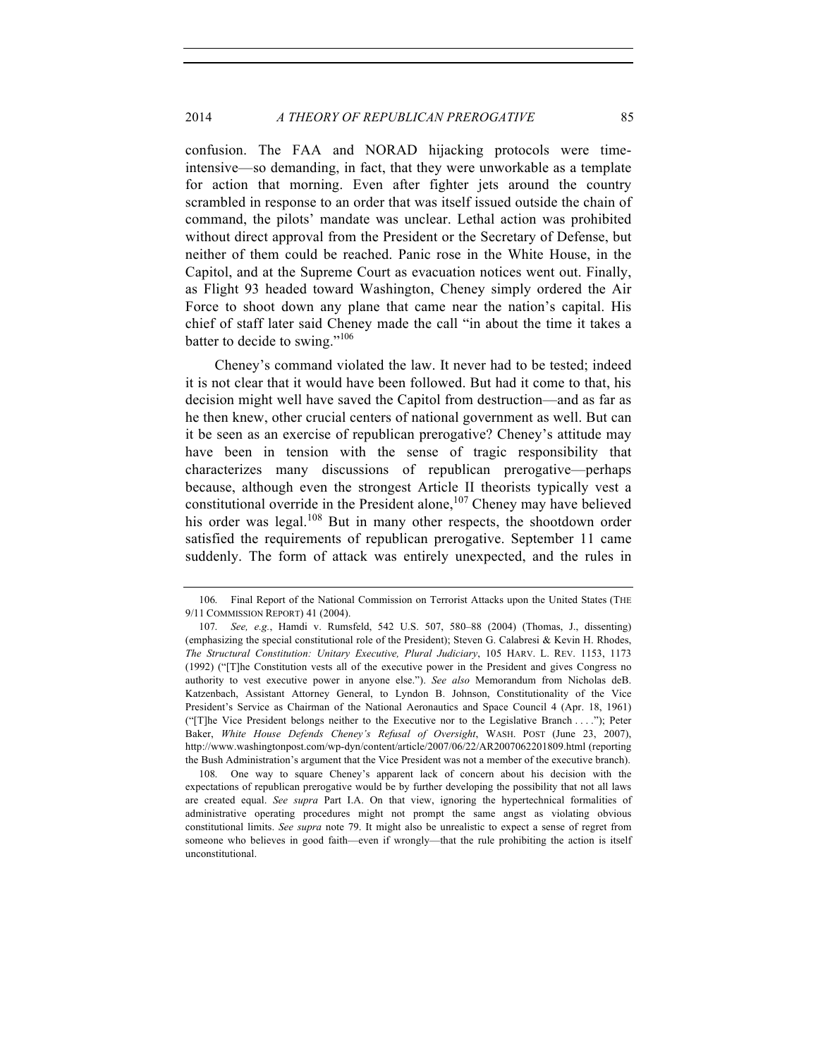confusion. The FAA and NORAD hijacking protocols were time-intensive—so demanding, in fact, that they were unworkable as a template for action that morning. Even after fighter jets around the country scrambled in response to an order that was itself issued outside the chain of command, the pilots' mandate was unclear. Lethal action was prohibited without direct approval from the President or the Secretary of Defense, but neither of them could be reached. Panic rose in the White House, in the Capitol, and at the Supreme Court as evacuation notices went out. Finally, as Flight 93 headed toward Washington, Cheney simply ordered the Air Force to shoot down any plane that came near the nation's capital. His chief of staff later said Cheney made the call "in about the time it takes a batter to decide to swing."[106]

Cheney's command violated the law. It never had to be tested; indeed it is not clear that it would have been followed. But had it come to that, his decision might well have saved the Capitol from destruction—and as far as he then knew, other crucial centers of national government as well. But can it be seen as an exercise of republican prerogative? Cheney's attitude may have been in tension with the sense of tragic responsibility that characterizes many discussions of republican prerogative—perhaps because, although even the strongest Article II theorists typically vest a constitutional override in the President alone,[107] Cheney may have believed his order was legal.[108] But in many other respects, the shootdown order satisfied the requirements of republican prerogative. September 11 came suddenly. The form of attack was entirely unexpected, and the rules in

---

106. Final Report of the National Commission on Terrorist Attacks upon the United States (THE 9/11 COMMISSION REPORT) 41 (2004).

107. *See, e.g.*, Hamdi v. Rumsfeld, 542 U.S. 507, 580–88 (2004) (Thomas, J., dissenting) (emphasizing the special constitutional role of the President); Steven G. Calabresi & Kevin H. Rhodes, *The Structural Constitution: Unitary Executive, Plural Judiciary*, 105 HARV. L. REV. 1153, 1173 (1992) ("[T]he Constitution vests all of the executive power in the President and gives Congress no authority to vest executive power in anyone else."). *See also* Memorandum from Nicholas deB. Katzenbach, Assistant Attorney General, to Lyndon B. Johnson, Constitutionality of the Vice President's Service as Chairman of the National Aeronautics and Space Council 4 (Apr. 18, 1961) ("[T]he Vice President belongs neither to the Executive nor to the Legislative Branch . . . ."); Peter Baker, *White House Defends Cheney's Refusal of Oversight*, WASH. POST (June 23, 2007), http://www.washingtonpost.com/wp-dyn/content/article/2007/06/22/AR2007062201809.html (reporting the Bush Administration's argument that the Vice President was not a member of the executive branch).

108. One way to square Cheney's apparent lack of concern about his decision with the expectations of republican prerogative would be by further developing the possibility that not all laws are created equal. *See supra* Part I.A. On that view, ignoring the hypertechnical formalities of administrative operating procedures might not prompt the same angst as violating obvious constitutional limits. *See supra* note 79. It might also be unrealistic to expect a sense of regret from someone who believes in good faith—even if wrongly—that the rule prohibiting the action is itself unconstitutional.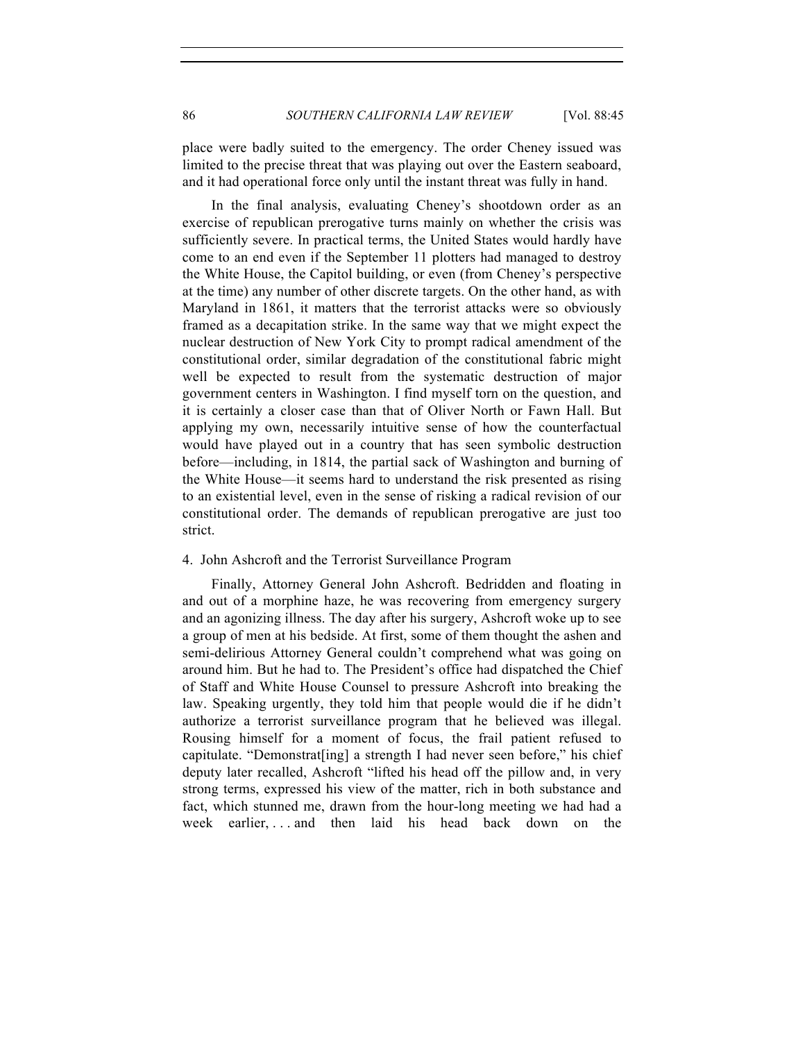place were badly suited to the emergency. The order Cheney issued was limited to the precise threat that was playing out over the Eastern seaboard, and it had operational force only until the instant threat was fully in hand.

In the final analysis, evaluating Cheney's shootdown order as an exercise of republican prerogative turns mainly on whether the crisis was sufficiently severe. In practical terms, the United States would hardly have come to an end even if the September 11 plotters had managed to destroy the White House, the Capitol building, or even (from Cheney's perspective at the time) any number of other discrete targets. On the other hand, as with Maryland in 1861, it matters that the terrorist attacks were so obviously framed as a decapitation strike. In the same way that we might expect the nuclear destruction of New York City to prompt radical amendment of the constitutional order, similar degradation of the constitutional fabric might well be expected to result from the systematic destruction of major government centers in Washington. I find myself torn on the question, and it is certainly a closer case than that of Oliver North or Fawn Hall. But applying my own, necessarily intuitive sense of how the counterfactual would have played out in a country that has seen symbolic destruction before—including, in 1814, the partial sack of Washington and burning of the White House—it seems hard to understand the risk presented as rising to an existential level, even in the sense of risking a radical revision of our constitutional order. The demands of republican prerogative are just too strict.

#### 4. John Ashcroft and the Terrorist Surveillance Program

Finally, Attorney General John Ashcroft. Bedridden and floating in and out of a morphine haze, he was recovering from emergency surgery and an agonizing illness. The day after his surgery, Ashcroft woke up to see a group of men at his bedside. At first, some of them thought the ashen and semi-delirious Attorney General couldn't comprehend what was going on around him. But he had to. The President's office had dispatched the Chief of Staff and White House Counsel to pressure Ashcroft into breaking the law. Speaking urgently, they told him that people would die if he didn't authorize a terrorist surveillance program that he believed was illegal. Rousing himself for a moment of focus, the frail patient refused to capitulate. "Demonstrat[ing] a strength I had never seen before," his chief deputy later recalled, Ashcroft "lifted his head off the pillow and, in very strong terms, expressed his view of the matter, rich in both substance and fact, which stunned me, drawn from the hour-long meeting we had had a week earlier, . . . and then laid his head back down on the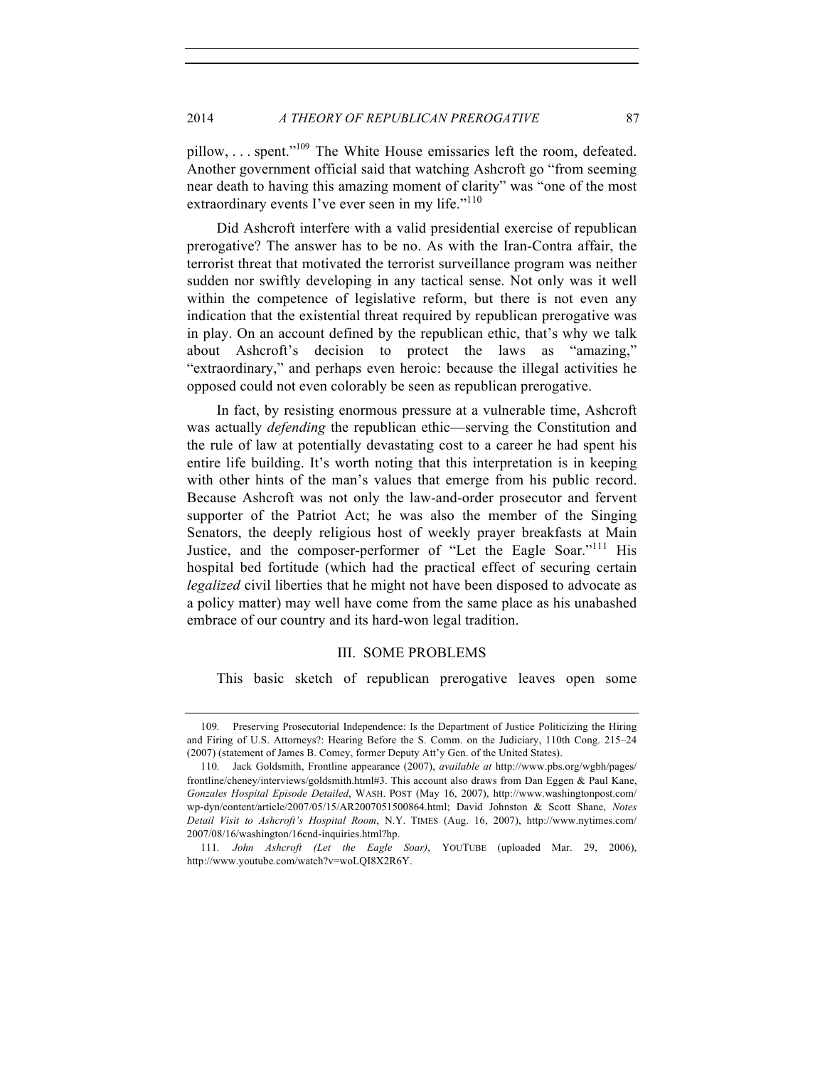pillow, . . . spent."[109] The White House emissaries left the room, defeated. Another government official said that watching Ashcroft go "from seeming near death to having this amazing moment of clarity" was "one of the most extraordinary events I've ever seen in my life."[110]

Did Ashcroft interfere with a valid presidential exercise of republican prerogative? The answer has to be no. As with the Iran-Contra affair, the terrorist threat that motivated the terrorist surveillance program was neither sudden nor swiftly developing in any tactical sense. Not only was it well within the competence of legislative reform, but there is not even any indication that the existential threat required by republican prerogative was in play. On an account defined by the republican ethic, that's why we talk about Ashcroft's decision to protect the laws as "amazing," "extraordinary," and perhaps even heroic: because the illegal activities he opposed could not even colorably be seen as republican prerogative.

In fact, by resisting enormous pressure at a vulnerable time, Ashcroft was actually *defending* the republican ethic—serving the Constitution and the rule of law at potentially devastating cost to a career he had spent his entire life building. It's worth noting that this interpretation is in keeping with other hints of the man's values that emerge from his public record. Because Ashcroft was not only the law-and-order prosecutor and fervent supporter of the Patriot Act; he was also the member of the Singing Senators, the deeply religious host of weekly prayer breakfasts at Main Justice, and the composer-performer of "Let the Eagle Soar."[111] His hospital bed fortitude (which had the practical effect of securing certain *legalized* civil liberties that he might not have been disposed to advocate as a policy matter) may well have come from the same place as his unabashed embrace of our country and its hard-won legal tradition.

## III. SOME PROBLEMS

This basic sketch of republican prerogative leaves open some

---

109. Preserving Prosecutorial Independence: Is the Department of Justice Politicizing the Hiring and Firing of U.S. Attorneys?: Hearing Before the S. Comm. on the Judiciary, 110th Cong. 215–24 (2007) (statement of James B. Comey, former Deputy Att'y Gen. of the United States).

110. Jack Goldsmith, Frontline appearance (2007), *available at* http://www.pbs.org/wgbh/pages/frontline/cheney/interviews/goldsmith.html#3. This account also draws from Dan Eggen & Paul Kane, *Gonzales Hospital Episode Detailed*, WASH. POST (May 16, 2007), http://www.washingtonpost.com/wp-dyn/content/article/2007/05/15/AR2007051500864.html; David Johnston & Scott Shane, *Notes Detail Visit to Ashcroft's Hospital Room*, N.Y. TIMES (Aug. 16, 2007), http://www.nytimes.com/2007/08/16/washington/16cnd-inquiries.html?hp.

111. *John Ashcroft (Let the Eagle Soar)*, YOUTUBE (uploaded Mar. 29, 2006), http://www.youtube.com/watch?v=woLQI8X2R6Y.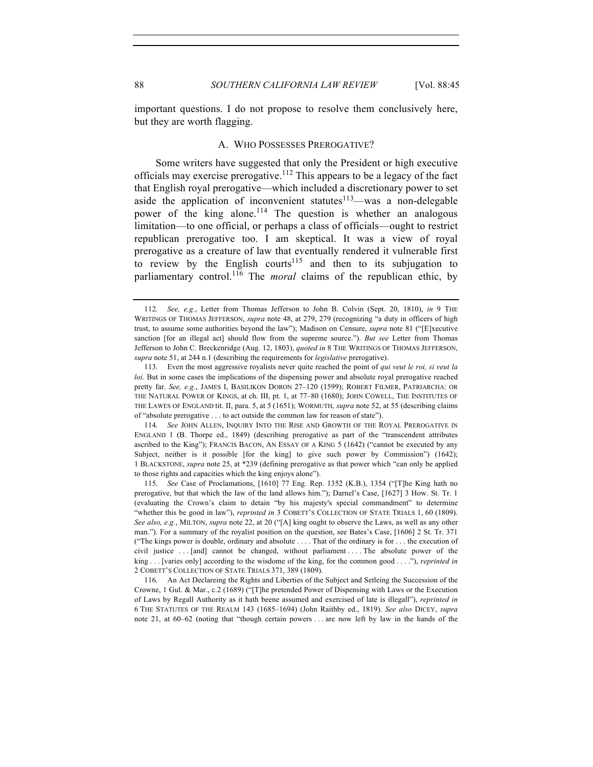important questions. I do not propose to resolve them conclusively here, but they are worth flagging.

### A. WHO POSSESSES PREROGATIVE?

Some writers have suggested that only the President or high executive officials may exercise prerogative.[112] This appears to be a legacy of the fact that English royal prerogative—which included a discretionary power to set aside the application of inconvenient statutes[113]—was a non-delegable power of the king alone.[114] The question is whether an analogous limitation—to one official, or perhaps a class of officials—ought to restrict republican prerogative too. I am skeptical. It was a view of royal prerogative as a creature of law that eventually rendered it vulnerable first to review by the English courts[115] and then to its subjugation to parliamentary control.[116] The *moral* claims of the republican ethic, by

---

112. *See, e.g.*, Letter from Thomas Jefferson to John B. Colvin (Sept. 20, 1810), *in* 9 THE WRITINGS OF THOMAS JEFFERSON, *supra* note 48, at 279, 279 (recognizing "a duty in officers of high trust, to assume some authorities beyond the law"); Madison on Censure, *supra* note 81 ("[E]xecutive sanction [for an illegal act] should flow from the supreme source."). *But see* Letter from Thomas Jefferson to John C. Breckenridge (Aug. 12, 1803), *quoted in* 8 THE WRITINGS OF THOMAS JEFFERSON, *supra* note 51, at 244 n.1 (describing the requirements for *legislative* prerogative).

113. Even the most aggressive royalists never quite reached the point of *qui veut le roi, si veut la loi*. But in some cases the implications of the dispensing power and absolute royal prerogative reached pretty far. *See, e.g.*, JAMES I, BASILIKON DORON 27–120 (1599); ROBERT FILMER, PATRIARCHA: OR THE NATURAL POWER OF KINGS, at ch. III, pt. 1, at 77–80 (1680); JOHN COWELL, THE INSTITUTES OF THE LAWES OF ENGLAND tit. II, para. 5, at 5 (1651); WORMUTH, *supra* note 52, at 55 (describing claims of "absolute prerogative . . . to act outside the common law for reason of state").

114. *See* JOHN ALLEN, INQUIRY INTO THE RISE AND GROWTH OF THE ROYAL PREROGATIVE IN ENGLAND 1 (B. Thorpe ed., 1849) (describing prerogative as part of the "transcendent attributes ascribed to the King"); FRANCIS BACON, AN ESSAY OF A KING 5 (1642) ("cannot be executed by any Subject, neither is it possible [for the king] to give such power by Commission") (1642); 1 BLACKSTONE, *supra* note 25, at *239 (defining prerogative as that power which "can only be applied to those rights and capacities which the king enjoys alone").

115. *See* Case of Proclamations, [1610] 77 Eng. Rep. 1352 (K.B.), 1354 ("[T]he King hath no prerogative, but that which the law of the land allows him."); Darnel's Case, [1627] 3 How. St. Tr. 1 (evaluating the Crown's claim to detain "by his majesty's special commandment" to determine "whether this be good in law"), *reprinted in* 3 COBETT'S COLLECTION OF STATE TRIALS 1, 60 (1809). *See also, e.g.*, MILTON, *supra* note 22, at 20 ("[A] king ought to observe the Laws, as well as any other man."). For a summary of the royalist position on the question, see Bates's Case, [1606] 2 St. Tr. 371 ("The kings power is double, ordinary and absolute . . . . That of the ordinary is for . . . the execution of civil justice . . . [and] cannot be changed, without parliament . . . . The absolute power of the king . . . [varies only] according to the wisdome of the king, for the common good . . . ."), *reprinted in* 2 COBETT'S COLLECTION OF STATE TRIALS 371, 389 (1809).

116. An Act Declareing the Rights and Liberties of the Subject and Setleing the Succession of the Crowne, 1 Gul. & Mar., c.2 (1689) ("[T]he pretended Power of Dispensing with Laws or the Execution of Laws by Regall Authority as it hath beene assumed and exercised of late is illegall"), *reprinted in* 6 THE STATUTES OF THE REALM 143 (1685–1694) (John Raithby ed., 1819). *See also* DICEY, *supra* note 21, at 60–62 (noting that "though certain powers . . . are now left by law in the hands of the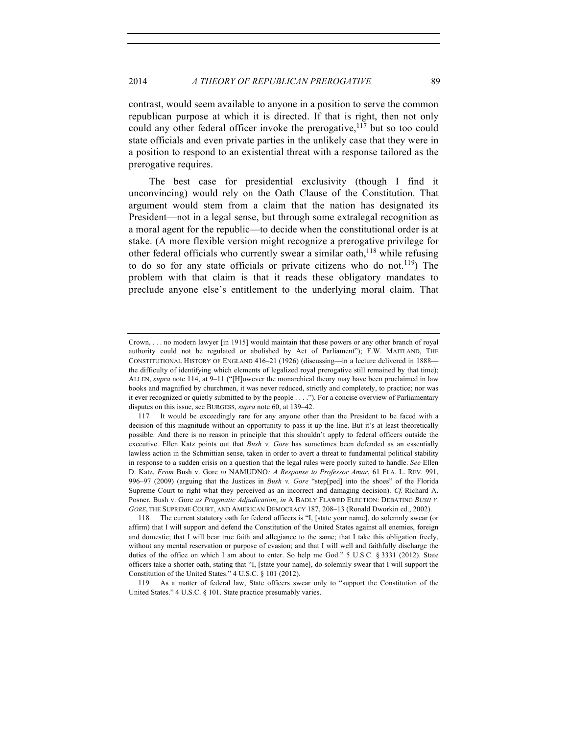contrast, would seem available to anyone in a position to serve the common republican purpose at which it is directed. If that is right, then not only could any other federal officer invoke the prerogative,[117] but so too could state officials and even private parties in the unlikely case that they were in a position to respond to an existential threat with a response tailored as the prerogative requires.

The best case for presidential exclusivity (though I find it unconvincing) would rely on the Oath Clause of the Constitution. That argument would stem from a claim that the nation has designated its President—not in a legal sense, but through some extralegal recognition as a moral agent for the republic—to decide when the constitutional order is at stake. (A more flexible version might recognize a prerogative privilege for other federal officials who currently swear a similar oath,[118] while refusing to do so for any state officials or private citizens who do not.[119]) The problem with that claim is that it reads these obligatory mandates to preclude anyone else's entitlement to the underlying moral claim. That

---

Crown, . . . no modern lawyer [in 1915] would maintain that these powers or any other branch of royal authority could not be regulated or abolished by Act of Parliament"); F.W. MAITLAND, THE CONSTITUTIONAL HISTORY OF ENGLAND 416–21 (1926) (discussing—in a lecture delivered in 1888—the difficulty of identifying which elements of legalized royal prerogative still remained by that time); ALLEN, *supra* note 114, at 9–11 ("[H]owever the monarchical theory may have been proclaimed in law books and magnified by churchmen, it was never reduced, strictly and completely, to practice; nor was it ever recognized or quietly submitted to by the people . . . ."). For a concise overview of Parliamentary disputes on this issue, see BURGESS, *supra* note 60, at 139–42.

117. It would be exceedingly rare for any anyone other than the President to be faced with a decision of this magnitude without an opportunity to pass it up the line. But it's at least theoretically possible. And there is no reason in principle that this shouldn't apply to federal officers outside the executive. Ellen Katz points out that *Bush v. Gore* has sometimes been defended as an essentially lawless action in the Schmittian sense, taken in order to avert a threat to fundamental political stability in response to a sudden crisis on a question that the legal rules were poorly suited to handle. *See* Ellen D. Katz, *From* Bush v. Gore *to* NAMUDNO*: A Response to Professor Amar*, 61 FLA. L. REV. 991, 996–97 (2009) (arguing that the Justices in *Bush v. Gore* "step[ped] into the shoes" of the Florida Supreme Court to right what they perceived as an incorrect and damaging decision). *Cf.* Richard A. Posner, Bush v. Gore *as Pragmatic Adjudication*, *in* A BADLY FLAWED ELECTION: DEBATING *BUSH V. GORE*, THE SUPREME COURT, AND AMERICAN DEMOCRACY 187, 208–13 (Ronald Dworkin ed., 2002).

118. The current statutory oath for federal officers is "I, [state your name], do solemnly swear (or affirm) that I will support and defend the Constitution of the United States against all enemies, foreign and domestic; that I will bear true faith and allegiance to the same; that I take this obligation freely, without any mental reservation or purpose of evasion; and that I will well and faithfully discharge the duties of the office on which I am about to enter. So help me God." 5 U.S.C. § 3331 (2012). State officers take a shorter oath, stating that "I, [state your name], do solemnly swear that I will support the Constitution of the United States." 4 U.S.C. § 101 (2012).

119. As a matter of federal law, State officers swear only to "support the Constitution of the United States." 4 U.S.C. § 101. State practice presumably varies.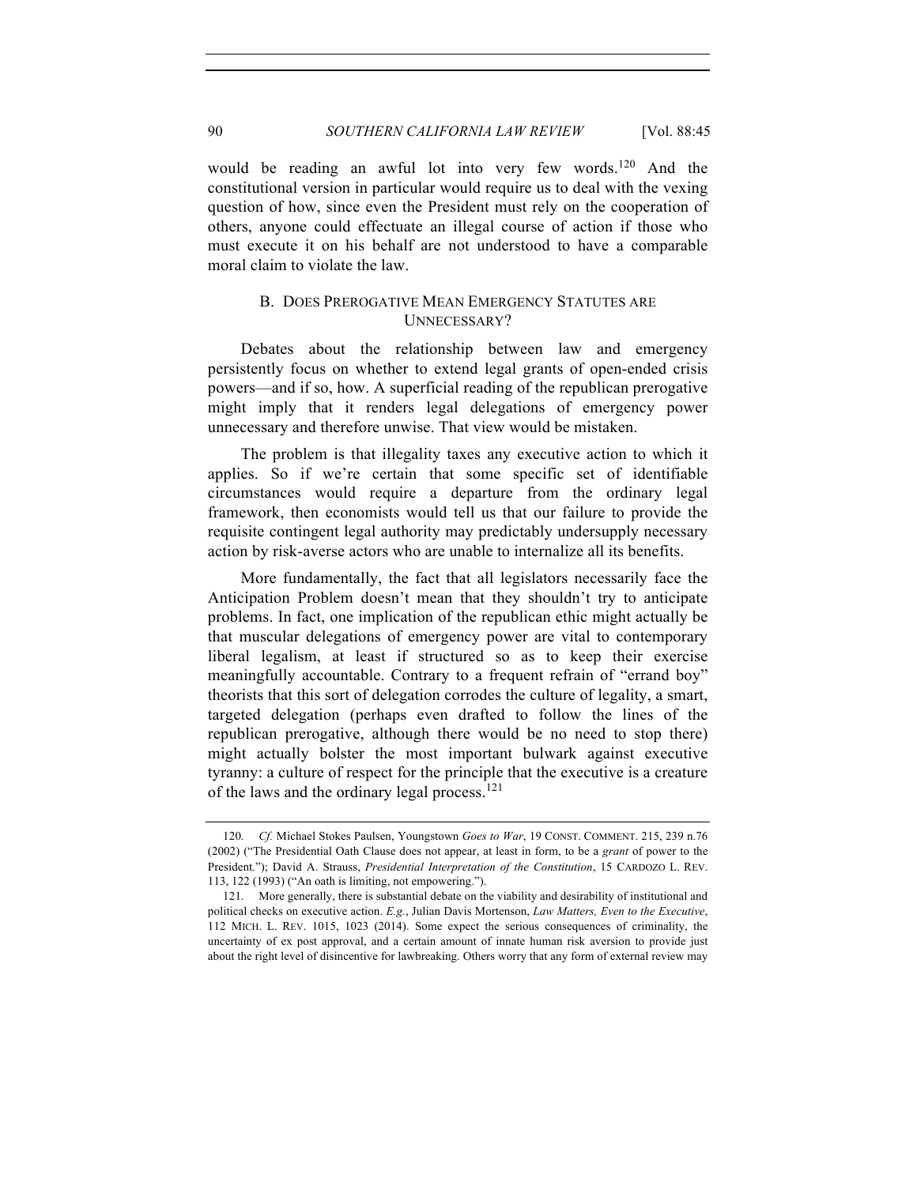would be reading an awful lot into very few words.[120] And the constitutional version in particular would require us to deal with the vexing question of how, since even the President must rely on the cooperation of others, anyone could effectuate an illegal course of action if those who must execute it on his behalf are not understood to have a comparable moral claim to violate the law.

### B. DOES PREROGATIVE MEAN EMERGENCY STATUTES ARE UNNECESSARY?

Debates about the relationship between law and emergency persistently focus on whether to extend legal grants of open-ended crisis powers—and if so, how. A superficial reading of the republican prerogative might imply that it renders legal delegations of emergency power unnecessary and therefore unwise. That view would be mistaken.

The problem is that illegality taxes any executive action to which it applies. So if we're certain that some specific set of identifiable circumstances would require a departure from the ordinary legal framework, then economists would tell us that our failure to provide the requisite contingent legal authority may predictably undersupply necessary action by risk-averse actors who are unable to internalize all its benefits.

More fundamentally, the fact that all legislators necessarily face the Anticipation Problem doesn't mean that they shouldn't try to anticipate problems. In fact, one implication of the republican ethic might actually be that muscular delegations of emergency power are vital to contemporary liberal legalism, at least if structured so as to keep their exercise meaningfully accountable. Contrary to a frequent refrain of "errand boy" theorists that this sort of delegation corrodes the culture of legality, a smart, targeted delegation (perhaps even drafted to follow the lines of the republican prerogative, although there would be no need to stop there) might actually bolster the most important bulwark against executive tyranny: a culture of respect for the principle that the executive is a creature of the laws and the ordinary legal process.[121]

---

120. *Cf.* Michael Stokes Paulsen, Youngstown *Goes to War*, 19 CONST. COMMENT. 215, 239 n.76 (2002) ("The Presidential Oath Clause does not appear, at least in form, to be a *grant* of power to the President."); David A. Strauss, *Presidential Interpretation of the Constitution*, 15 CARDOZO L. REV. 113, 122 (1993) ("An oath is limiting, not empowering.").

121. More generally, there is substantial debate on the viability and desirability of institutional and political checks on executive action. *E.g.*, Julian Davis Mortenson, *Law Matters, Even to the Executive*, 112 MICH. L. REV. 1015, 1023 (2014). Some expect the serious consequences of criminality, the uncertainty of ex post approval, and a certain amount of innate human risk aversion to provide just about the right level of disincentive for lawbreaking. Others worry that any form of external review may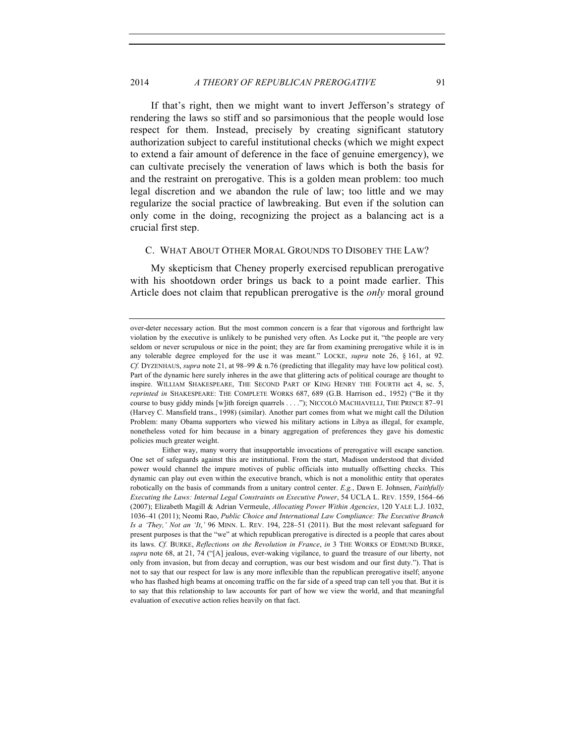If that's right, then we might want to invert Jefferson's strategy of rendering the laws so stiff and so parsimonious that the people would lose respect for them. Instead, precisely by creating significant statutory authorization subject to careful institutional checks (which we might expect to extend a fair amount of deference in the face of genuine emergency), we can cultivate precisely the veneration of laws which is both the basis for and the restraint on prerogative. This is a golden mean problem: too much legal discretion and we abandon the rule of law; too little and we may regularize the social practice of lawbreaking. But even if the solution can only come in the doing, recognizing the project as a balancing act is a crucial first step.

### C. WHAT ABOUT OTHER MORAL GROUNDS TO DISOBEY THE LAW?

My skepticism that Cheney properly exercised republican prerogative with his shootdown order brings us back to a point made earlier. This Article does not claim that republican prerogative is the *only* moral ground

---

over-deter necessary action. But the most common concern is a fear that vigorous and forthright law violation by the executive is unlikely to be punished very often. As Locke put it, "the people are very seldom or never scrupulous or nice in the point; they are far from examining prerogative while it is in any tolerable degree employed for the use it was meant." LOCKE, *supra* note 26, § 161, at 92. *Cf.* DYZENHAUS, *supra* note 21, at 98–99 & n.76 (predicting that illegality may have low political cost). Part of the dynamic here surely inheres in the awe that glittering acts of political courage are thought to inspire. WILLIAM SHAKESPEARE, THE SECOND PART OF KING HENRY THE FOURTH act 4, sc. 5, *reprinted in* SHAKESPEARE: THE COMPLETE WORKS 687, 689 (G.B. Harrison ed., 1952) ("Be it thy course to busy giddy minds [w]ith foreign quarrels . . . ."); NICCOLÒ MACHIAVELLI, THE PRINCE 87–91 (Harvey C. Mansfield trans., 1998) (similar). Another part comes from what we might call the Dilution Problem: many Obama supporters who viewed his military actions in Libya as illegal, for example, nonetheless voted for him because in a binary aggregation of preferences they gave his domestic policies much greater weight.

Either way, many worry that insupportable invocations of prerogative will escape sanction. One set of safeguards against this are institutional. From the start, Madison understood that divided power would channel the impure motives of public officials into mutually offsetting checks. This dynamic can play out even within the executive branch, which is not a monolithic entity that operates robotically on the basis of commands from a unitary control center. *E.g.*, Dawn E. Johnsen, *Faithfully Executing the Laws: Internal Legal Constraints on Executive Power*, 54 UCLA L. REV. 1559, 1564–66 (2007); Elizabeth Magill & Adrian Vermeule, *Allocating Power Within Agencies*, 120 YALE L.J. 1032, 1036–41 (2011); Neomi Rao, *Public Choice and International Law Compliance: The Executive Branch Is a 'They,' Not an 'It*,*'* 96 MINN. L. REV. 194, 228–51 (2011). But the most relevant safeguard for present purposes is that the "we" at which republican prerogative is directed is a people that cares about its laws. *Cf.* BURKE, *Reflections on the Revolution in France*, *in* 3 THE WORKS OF EDMUND BURKE, *supra* note 68, at 21, 74 ("[A] jealous, ever-waking vigilance, to guard the treasure of our liberty, not only from invasion, but from decay and corruption, was our best wisdom and our first duty."). That is not to say that our respect for law is any more inflexible than the republican prerogative itself; anyone who has flashed high beams at oncoming traffic on the far side of a speed trap can tell you that. But it is to say that this relationship to law accounts for part of how we view the world, and that meaningful evaluation of executive action relies heavily on that fact.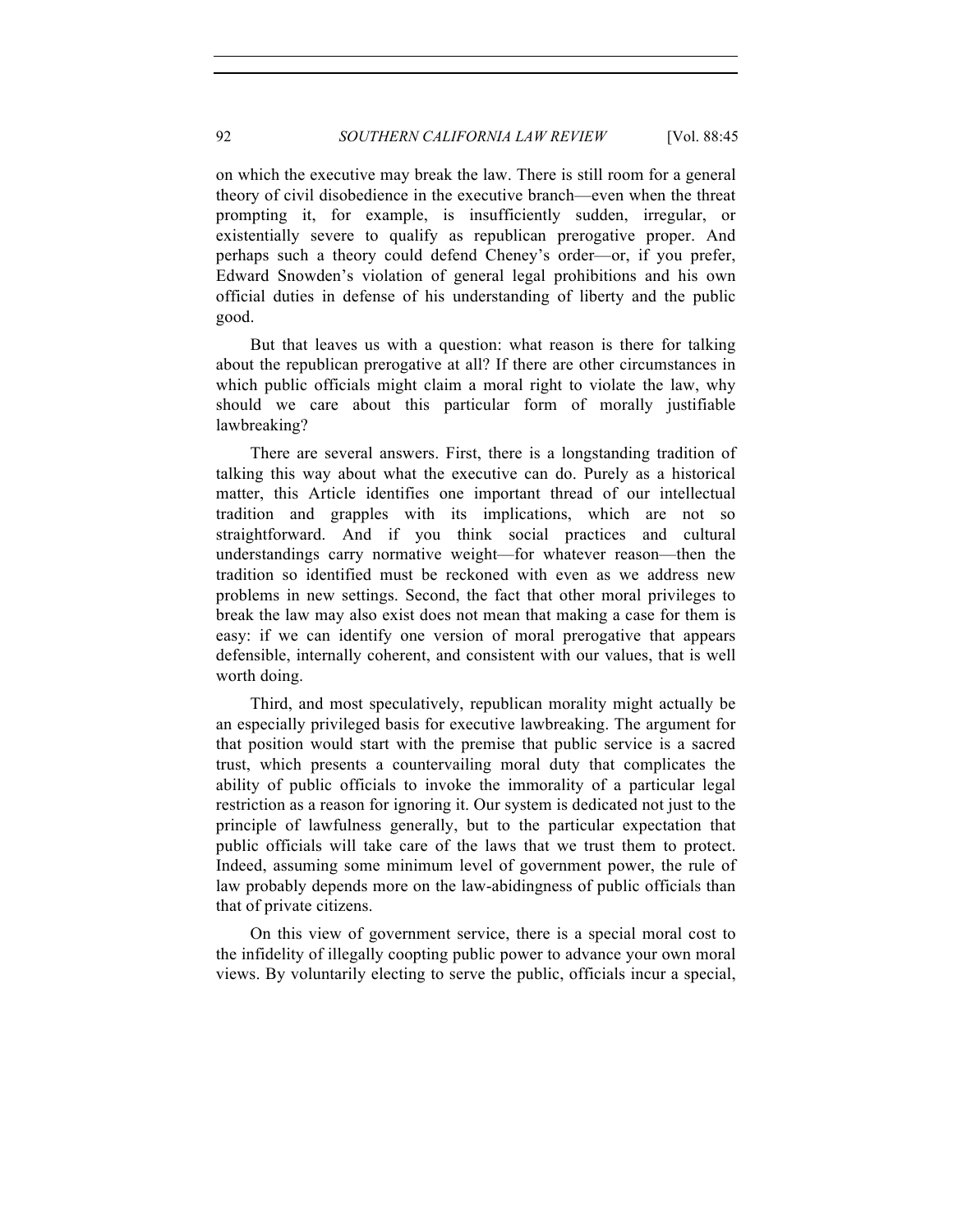on which the executive may break the law. There is still room for a general theory of civil disobedience in the executive branch—even when the threat prompting it, for example, is insufficiently sudden, irregular, or existentially severe to qualify as republican prerogative proper. And perhaps such a theory could defend Cheney's order—or, if you prefer, Edward Snowden's violation of general legal prohibitions and his own official duties in defense of his understanding of liberty and the public good.

But that leaves us with a question: what reason is there for talking about the republican prerogative at all? If there are other circumstances in which public officials might claim a moral right to violate the law, why should we care about this particular form of morally justifiable lawbreaking?

There are several answers. First, there is a longstanding tradition of talking this way about what the executive can do. Purely as a historical matter, this Article identifies one important thread of our intellectual tradition and grapples with its implications, which are not so straightforward. And if you think social practices and cultural understandings carry normative weight—for whatever reason—then the tradition so identified must be reckoned with even as we address new problems in new settings. Second, the fact that other moral privileges to break the law may also exist does not mean that making a case for them is easy: if we can identify one version of moral prerogative that appears defensible, internally coherent, and consistent with our values, that is well worth doing.

Third, and most speculatively, republican morality might actually be an especially privileged basis for executive lawbreaking. The argument for that position would start with the premise that public service is a sacred trust, which presents a countervailing moral duty that complicates the ability of public officials to invoke the immorality of a particular legal restriction as a reason for ignoring it. Our system is dedicated not just to the principle of lawfulness generally, but to the particular expectation that public officials will take care of the laws that we trust them to protect. Indeed, assuming some minimum level of government power, the rule of law probably depends more on the law-abidingness of public officials than that of private citizens.

On this view of government service, there is a special moral cost to the infidelity of illegally coopting public power to advance your own moral views. By voluntarily electing to serve the public, officials incur a special,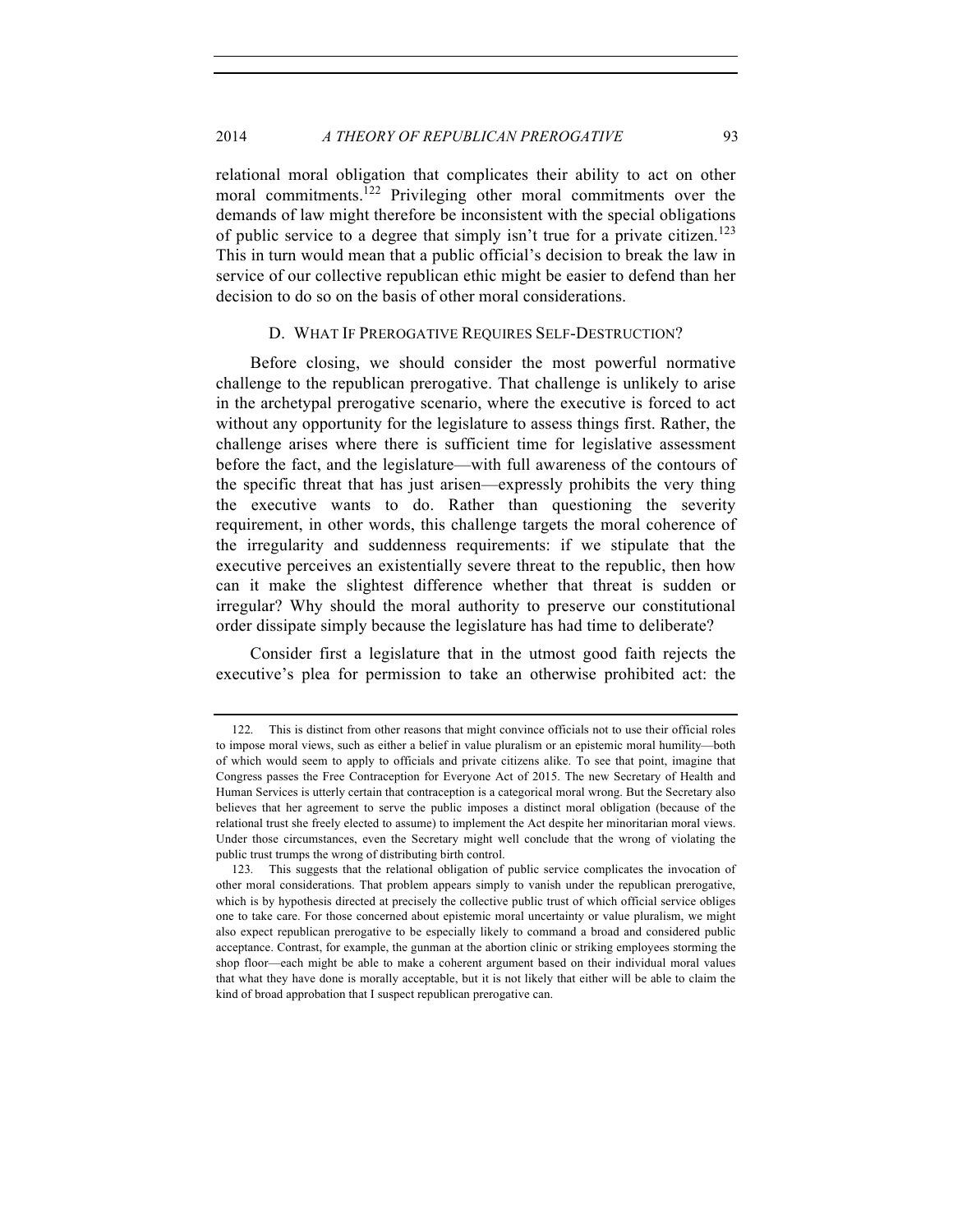relational moral obligation that complicates their ability to act on other moral commitments.[122] Privileging other moral commitments over the demands of law might therefore be inconsistent with the special obligations of public service to a degree that simply isn't true for a private citizen.[123] This in turn would mean that a public official's decision to break the law in service of our collective republican ethic might be easier to defend than her decision to do so on the basis of other moral considerations.

### D. What If Prerogative Requires Self-Destruction?

Before closing, we should consider the most powerful normative challenge to the republican prerogative. That challenge is unlikely to arise in the archetypal prerogative scenario, where the executive is forced to act without any opportunity for the legislature to assess things first. Rather, the challenge arises where there is sufficient time for legislative assessment before the fact, and the legislature—with full awareness of the contours of the specific threat that has just arisen—expressly prohibits the very thing the executive wants to do. Rather than questioning the severity requirement, in other words, this challenge targets the moral coherence of the irregularity and suddenness requirements: if we stipulate that the executive perceives an existentially severe threat to the republic, then how can it make the slightest difference whether that threat is sudden or irregular? Why should the moral authority to preserve our constitutional order dissipate simply because the legislature has had time to deliberate?

Consider first a legislature that in the utmost good faith rejects the executive's plea for permission to take an otherwise prohibited act: the

---

122. This is distinct from other reasons that might convince officials not to use their official roles to impose moral views, such as either a belief in value pluralism or an epistemic moral humility—both of which would seem to apply to officials and private citizens alike. To see that point, imagine that Congress passes the Free Contraception for Everyone Act of 2015. The new Secretary of Health and Human Services is utterly certain that contraception is a categorical moral wrong. But the Secretary also believes that her agreement to serve the public imposes a distinct moral obligation (because of the relational trust she freely elected to assume) to implement the Act despite her minoritarian moral views. Under those circumstances, even the Secretary might well conclude that the wrong of violating the public trust trumps the wrong of distributing birth control.

123. This suggests that the relational obligation of public service complicates the invocation of other moral considerations. That problem appears simply to vanish under the republican prerogative, which is by hypothesis directed at precisely the collective public trust of which official service obliges one to take care. For those concerned about epistemic moral uncertainty or value pluralism, we might also expect republican prerogative to be especially likely to command a broad and considered public acceptance. Contrast, for example, the gunman at the abortion clinic or striking employees storming the shop floor—each might be able to make a coherent argument based on their individual moral values that what they have done is morally acceptable, but it is not likely that either will be able to claim the kind of broad approbation that I suspect republican prerogative can.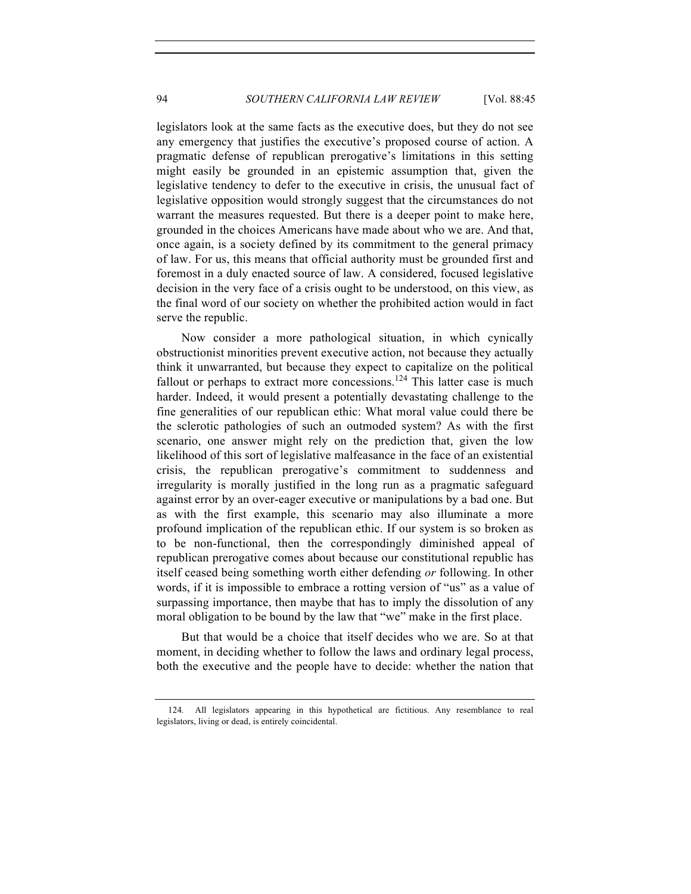legislators look at the same facts as the executive does, but they do not see any emergency that justifies the executive's proposed course of action. A pragmatic defense of republican prerogative's limitations in this setting might easily be grounded in an epistemic assumption that, given the legislative tendency to defer to the executive in crisis, the unusual fact of legislative opposition would strongly suggest that the circumstances do not warrant the measures requested. But there is a deeper point to make here, grounded in the choices Americans have made about who we are. And that, once again, is a society defined by its commitment to the general primacy of law. For us, this means that official authority must be grounded first and foremost in a duly enacted source of law. A considered, focused legislative decision in the very face of a crisis ought to be understood, on this view, as the final word of our society on whether the prohibited action would in fact serve the republic.

Now consider a more pathological situation, in which cynically obstructionist minorities prevent executive action, not because they actually think it unwarranted, but because they expect to capitalize on the political fallout or perhaps to extract more concessions.[124] This latter case is much harder. Indeed, it would present a potentially devastating challenge to the fine generalities of our republican ethic: What moral value could there be the sclerotic pathologies of such an outmoded system? As with the first scenario, one answer might rely on the prediction that, given the low likelihood of this sort of legislative malfeasance in the face of an existential crisis, the republican prerogative's commitment to suddenness and irregularity is morally justified in the long run as a pragmatic safeguard against error by an over-eager executive or manipulations by a bad one. But as with the first example, this scenario may also illuminate a more profound implication of the republican ethic. If our system is so broken as to be non-functional, then the correspondingly diminished appeal of republican prerogative comes about because our constitutional republic has itself ceased being something worth either defending *or* following. In other words, if it is impossible to embrace a rotting version of "us" as a value of surpassing importance, then maybe that has to imply the dissolution of any moral obligation to be bound by the law that "we" make in the first place.

But that would be a choice that itself decides who we are. So at that moment, in deciding whether to follow the laws and ordinary legal process, both the executive and the people have to decide: whether the nation that

---

124. All legislators appearing in this hypothetical are fictitious. Any resemblance to real legislators, living or dead, is entirely coincidental.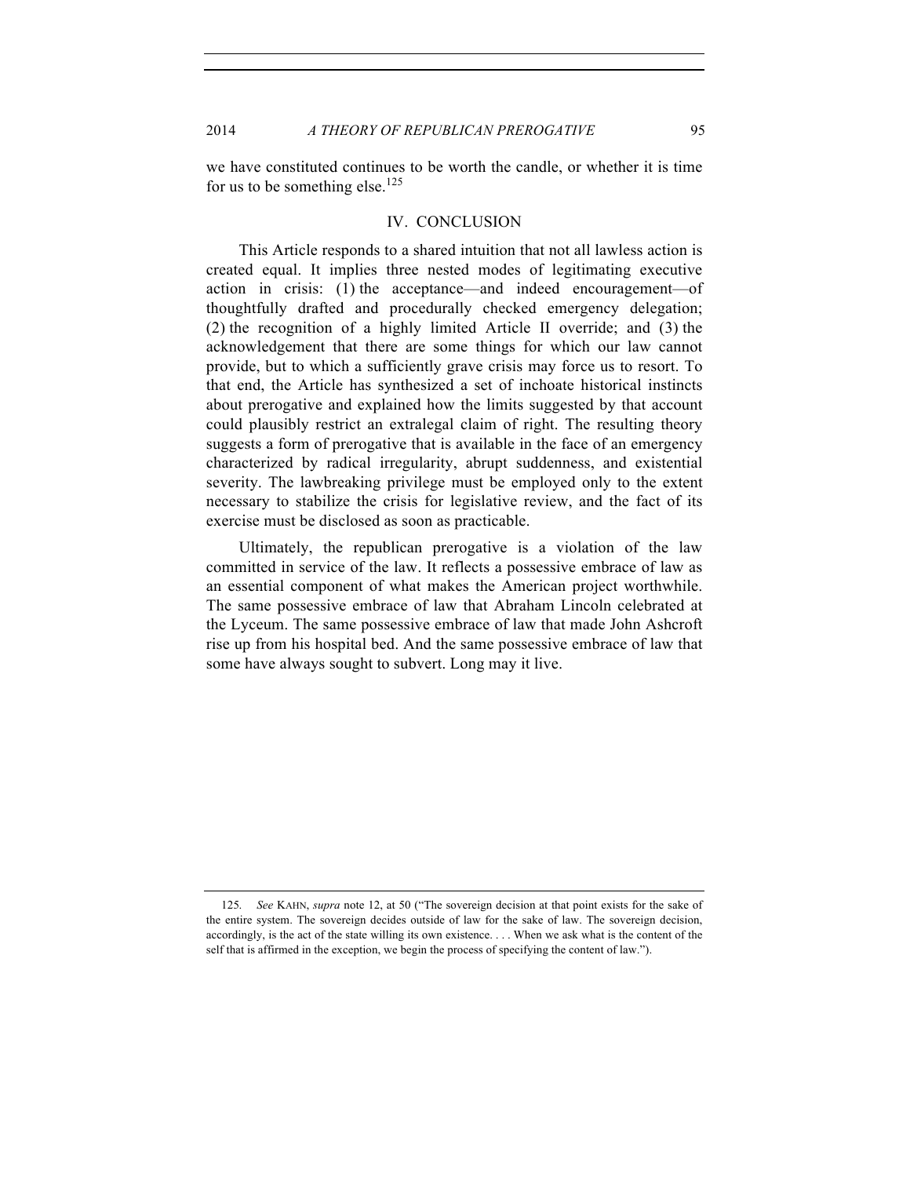we have constituted continues to be worth the candle, or whether it is time for us to be something else.[125]

## IV. CONCLUSION

This Article responds to a shared intuition that not all lawless action is created equal. It implies three nested modes of legitimating executive action in crisis: (1) the acceptance—and indeed encouragement—of thoughtfully drafted and procedurally checked emergency delegation; (2) the recognition of a highly limited Article II override; and (3) the acknowledgement that there are some things for which our law cannot provide, but to which a sufficiently grave crisis may force us to resort. To that end, the Article has synthesized a set of inchoate historical instincts about prerogative and explained how the limits suggested by that account could plausibly restrict an extralegal claim of right. The resulting theory suggests a form of prerogative that is available in the face of an emergency characterized by radical irregularity, abrupt suddenness, and existential severity. The lawbreaking privilege must be employed only to the extent necessary to stabilize the crisis for legislative review, and the fact of its exercise must be disclosed as soon as practicable.

Ultimately, the republican prerogative is a violation of the law committed in service of the law. It reflects a possessive embrace of law as an essential component of what makes the American project worthwhile. The same possessive embrace of law that Abraham Lincoln celebrated at the Lyceum. The same possessive embrace of law that made John Ashcroft rise up from his hospital bed. And the same possessive embrace of law that some have always sought to subvert. Long may it live.

---

125. *See* KAHN, *supra* note 12, at 50 ("The sovereign decision at that point exists for the sake of the entire system. The sovereign decides outside of law for the sake of law. The sovereign decision, accordingly, is the act of the state willing its own existence. . . . When we ask what is the content of the self that is affirmed in the exception, we begin the process of specifying the content of law.").